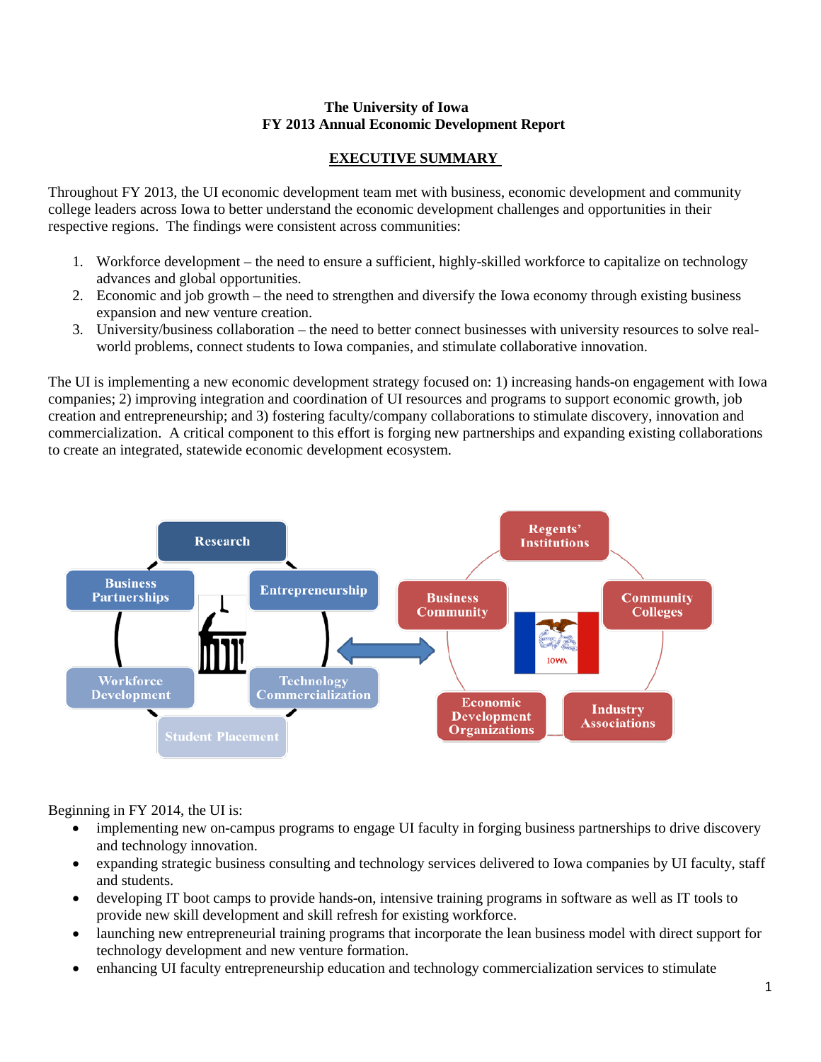**The University of Iowa**
**FY 2013 Annual Economic Development Report**

# EXECUTIVE SUMMARY

Throughout FY 2013, the UI economic development team met with business, economic development and community college leaders across Iowa to better understand the economic development challenges and opportunities in their respective regions. The findings were consistent across communities:

1. Workforce development – the need to ensure a sufficient, highly-skilled workforce to capitalize on technology advances and global opportunities.
2. Economic and job growth – the need to strengthen and diversify the Iowa economy through existing business expansion and new venture creation.
3. University/business collaboration – the need to better connect businesses with university resources to solve real-world problems, connect students to Iowa companies, and stimulate collaborative innovation.

The UI is implementing a new economic development strategy focused on: 1) increasing hands-on engagement with Iowa companies; 2) improving integration and coordination of UI resources and programs to support economic growth, job creation and entrepreneurship; and 3) fostering faculty/company collaborations to stimulate discovery, innovation and commercialization. A critical component to this effort is forging new partnerships and expanding existing collaborations to create an integrated, statewide economic development ecosystem.

Research | Entrepreneurship | Technology Commercialization | Student Placement | Workforce Development | Business Partnerships

Regents' Institutions | Community Colleges | Industry Associations | Economic Development Organizations | Business Community

Beginning in FY 2014, the UI is:

- implementing new on-campus programs to engage UI faculty in forging business partnerships to drive discovery and technology innovation.
- expanding strategic business consulting and technology services delivered to Iowa companies by UI faculty, staff and students.
- developing IT boot camps to provide hands-on, intensive training programs in software as well as IT tools to provide new skill development and skill refresh for existing workforce.
- launching new entrepreneurial training programs that incorporate the lean business model with direct support for technology development and new venture formation.
- enhancing UI faculty entrepreneurship education and technology commercialization services to stimulate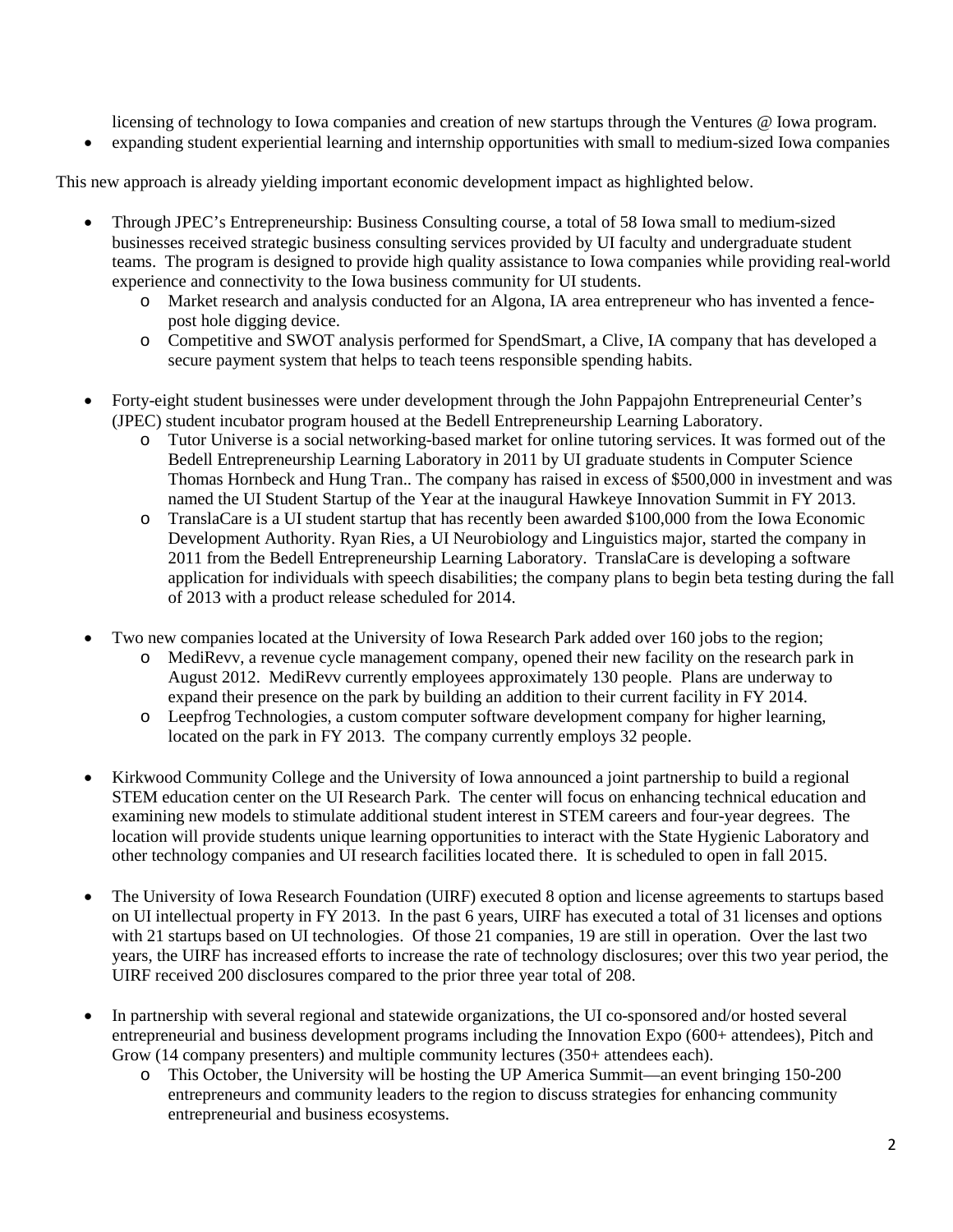licensing of technology to Iowa companies and creation of new startups through the Ventures @ Iowa program.
- expanding student experiential learning and internship opportunities with small to medium-sized Iowa companies

This new approach is already yielding important economic development impact as highlighted below.

- Through JPEC's Entrepreneurship: Business Consulting course, a total of 58 Iowa small to medium-sized businesses received strategic business consulting services provided by UI faculty and undergraduate student teams. The program is designed to provide high quality assistance to Iowa companies while providing real-world experience and connectivity to the Iowa business community for UI students.
  - Market research and analysis conducted for an Algona, IA area entrepreneur who has invented a fence-post hole digging device.
  - Competitive and SWOT analysis performed for SpendSmart, a Clive, IA company that has developed a secure payment system that helps to teach teens responsible spending habits.

- Forty-eight student businesses were under development through the John Pappajohn Entrepreneurial Center's (JPEC) student incubator program housed at the Bedell Entrepreneurship Learning Laboratory.
  - Tutor Universe is a social networking-based market for online tutoring services. It was formed out of the Bedell Entrepreneurship Learning Laboratory in 2011 by UI graduate students in Computer Science Thomas Hornbeck and Hung Tran.. The company has raised in excess of $500,000 in investment and was named the UI Student Startup of the Year at the inaugural Hawkeye Innovation Summit in FY 2013.
  - TranslaCare is a UI student startup that has recently been awarded $100,000 from the Iowa Economic Development Authority. Ryan Ries, a UI Neurobiology and Linguistics major, started the company in 2011 from the Bedell Entrepreneurship Learning Laboratory. TranslaCare is developing a software application for individuals with speech disabilities; the company plans to begin beta testing during the fall of 2013 with a product release scheduled for 2014.

- Two new companies located at the University of Iowa Research Park added over 160 jobs to the region;
  - MediRevv, a revenue cycle management company, opened their new facility on the research park in August 2012. MediRevv currently employees approximately 130 people. Plans are underway to expand their presence on the park by building an addition to their current facility in FY 2014.
  - Leepfrog Technologies, a custom computer software development company for higher learning, located on the park in FY 2013. The company currently employs 32 people.

- Kirkwood Community College and the University of Iowa announced a joint partnership to build a regional STEM education center on the UI Research Park. The center will focus on enhancing technical education and examining new models to stimulate additional student interest in STEM careers and four-year degrees. The location will provide students unique learning opportunities to interact with the State Hygienic Laboratory and other technology companies and UI research facilities located there. It is scheduled to open in fall 2015.

- The University of Iowa Research Foundation (UIRF) executed 8 option and license agreements to startups based on UI intellectual property in FY 2013. In the past 6 years, UIRF has executed a total of 31 licenses and options with 21 startups based on UI technologies. Of those 21 companies, 19 are still in operation. Over the last two years, the UIRF has increased efforts to increase the rate of technology disclosures; over this two year period, the UIRF received 200 disclosures compared to the prior three year total of 208.

- In partnership with several regional and statewide organizations, the UI co-sponsored and/or hosted several entrepreneurial and business development programs including the Innovation Expo (600+ attendees), Pitch and Grow (14 company presenters) and multiple community lectures (350+ attendees each).
  - This October, the University will be hosting the UP America Summit—an event bringing 150-200 entrepreneurs and community leaders to the region to discuss strategies for enhancing community entrepreneurial and business ecosystems.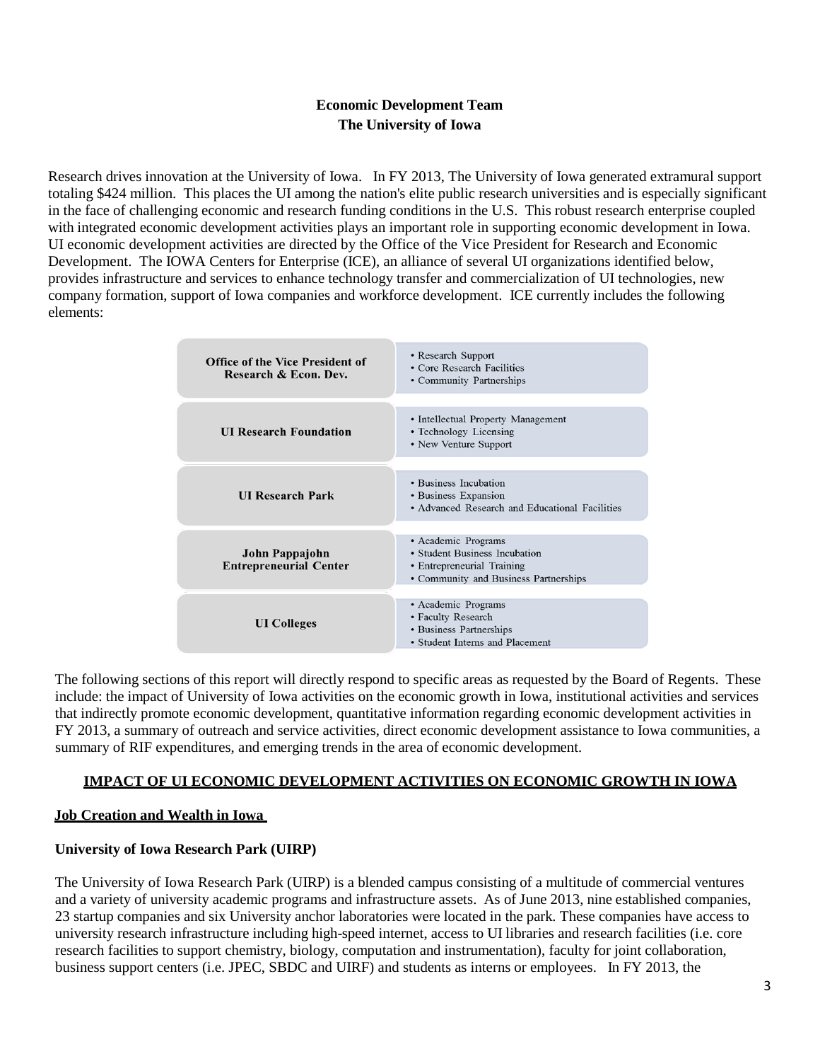**Economic Development Team**
**The University of Iowa**

Research drives innovation at the University of Iowa. In FY 2013, The University of Iowa generated extramural support totaling $424 million. This places the UI among the nation's elite public research universities and is especially significant in the face of challenging economic and research funding conditions in the U.S. This robust research enterprise coupled with integrated economic development activities plays an important role in supporting economic development in Iowa. UI economic development activities are directed by the Office of the Vice President for Research and Economic Development. The IOWA Centers for Enterprise (ICE), an alliance of several UI organizations identified below, provides infrastructure and services to enhance technology transfer and commercialization of UI technologies, new company formation, support of Iowa companies and workforce development. ICE currently includes the following elements:

| Organization | Activities |
| --- | --- |
| **Office of the Vice President of Research & Econ. Dev.** | • Research Support<br>• Core Research Facilities<br>• Community Partnerships |
| **UI Research Foundation** | • Intellectual Property Management<br>• Technology Licensing<br>• New Venture Support |
| **UI Research Park** | • Business Incubation<br>• Business Expansion<br>• Advanced Research and Educational Facilities |
| **John Pappajohn Entrepreneurial Center** | • Academic Programs<br>• Student Business Incubation<br>• Entrepreneurial Training<br>• Community and Business Partnerships |
| **UI Colleges** | • Academic Programs<br>• Faculty Research<br>• Business Partnerships<br>• Student Interns and Placement |

The following sections of this report will directly respond to specific areas as requested by the Board of Regents. These include: the impact of University of Iowa activities on the economic growth in Iowa, institutional activities and services that indirectly promote economic development, quantitative information regarding economic development activities in FY 2013, a summary of outreach and service activities, direct economic development assistance to Iowa communities, a summary of RIF expenditures, and emerging trends in the area of economic development.

## IMPACT OF UI ECONOMIC DEVELOPMENT ACTIVITIES ON ECONOMIC GROWTH IN IOWA

### Job Creation and Wealth in Iowa

### University of Iowa Research Park (UIRP)

The University of Iowa Research Park (UIRP) is a blended campus consisting of a multitude of commercial ventures and a variety of university academic programs and infrastructure assets. As of June 2013, nine established companies, 23 startup companies and six University anchor laboratories were located in the park. These companies have access to university research infrastructure including high-speed internet, access to UI libraries and research facilities (i.e. core research facilities to support chemistry, biology, computation and instrumentation), faculty for joint collaboration, business support centers (i.e. JPEC, SBDC and UIRF) and students as interns or employees. In FY 2013, the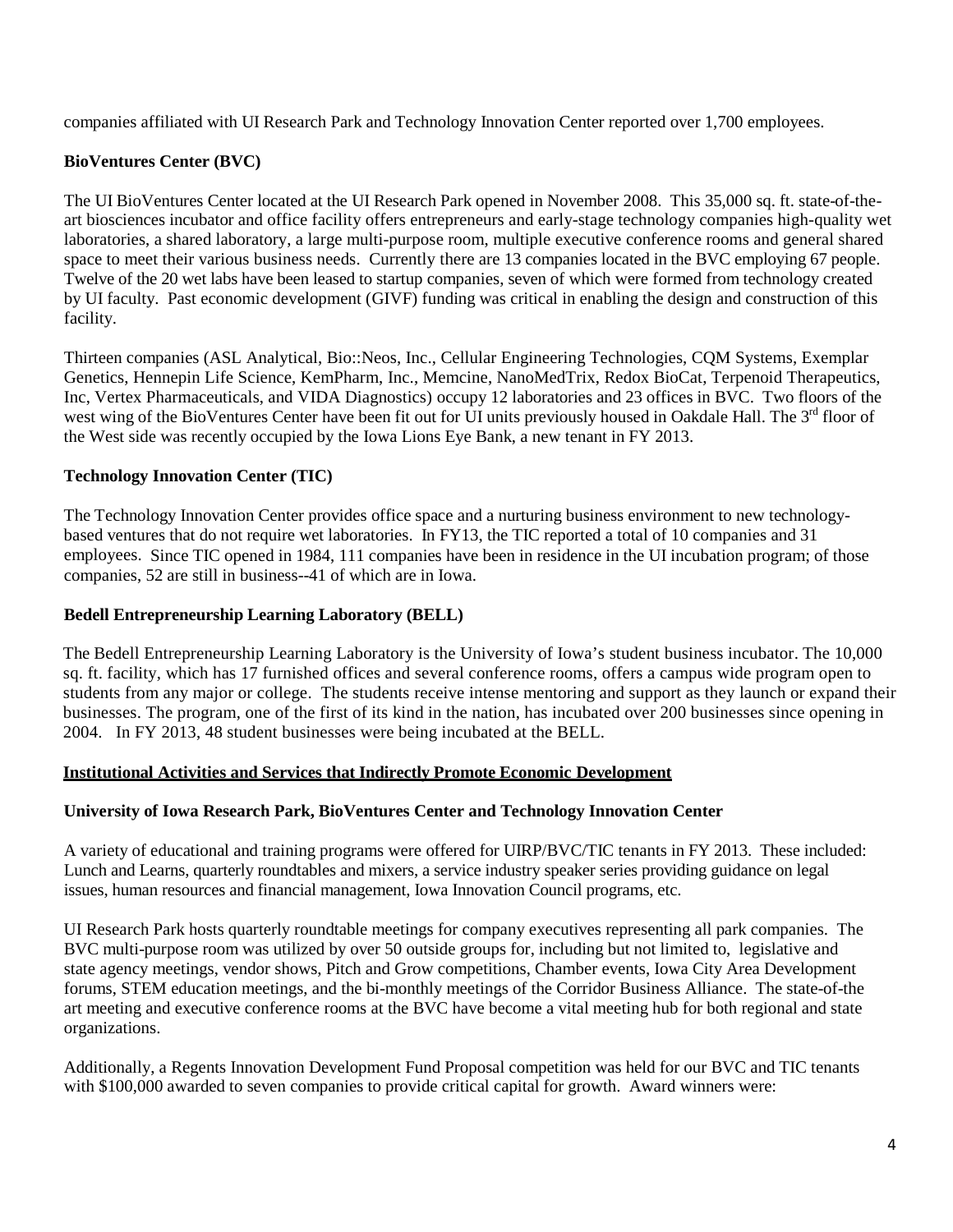companies affiliated with UI Research Park and Technology Innovation Center reported over 1,700 employees.

**BioVentures Center (BVC)**

The UI BioVentures Center located at the UI Research Park opened in November 2008. This 35,000 sq. ft. state-of-the-art biosciences incubator and office facility offers entrepreneurs and early-stage technology companies high-quality wet laboratories, a shared laboratory, a large multi-purpose room, multiple executive conference rooms and general shared space to meet their various business needs. Currently there are 13 companies located in the BVC employing 67 people. Twelve of the 20 wet labs have been leased to startup companies, seven of which were formed from technology created by UI faculty. Past economic development (GIVF) funding was critical in enabling the design and construction of this facility.

Thirteen companies (ASL Analytical, Bio::Neos, Inc., Cellular Engineering Technologies, CQM Systems, Exemplar Genetics, Hennepin Life Science, KemPharm, Inc., Memcine, NanoMedTrix, Redox BioCat, Terpenoid Therapeutics, Inc, Vertex Pharmaceuticals, and VIDA Diagnostics) occupy 12 laboratories and 23 offices in BVC. Two floors of the west wing of the BioVentures Center have been fit out for UI units previously housed in Oakdale Hall. The 3rd floor of the West side was recently occupied by the Iowa Lions Eye Bank, a new tenant in FY 2013.

**Technology Innovation Center (TIC)**

The Technology Innovation Center provides office space and a nurturing business environment to new technology-based ventures that do not require wet laboratories. In FY13, the TIC reported a total of 10 companies and 31 employees. Since TIC opened in 1984, 111 companies have been in residence in the UI incubation program; of those companies, 52 are still in business--41 of which are in Iowa.

**Bedell Entrepreneurship Learning Laboratory (BELL)**

The Bedell Entrepreneurship Learning Laboratory is the University of Iowa's student business incubator. The 10,000 sq. ft. facility, which has 17 furnished offices and several conference rooms, offers a campus wide program open to students from any major or college. The students receive intense mentoring and support as they launch or expand their businesses. The program, one of the first of its kind in the nation, has incubated over 200 businesses since opening in 2004. In FY 2013, 48 student businesses were being incubated at the BELL.

**Institutional Activities and Services that Indirectly Promote Economic Development**

**University of Iowa Research Park, BioVentures Center and Technology Innovation Center**

A variety of educational and training programs were offered for UIRP/BVC/TIC tenants in FY 2013. These included: Lunch and Learns, quarterly roundtables and mixers, a service industry speaker series providing guidance on legal issues, human resources and financial management, Iowa Innovation Council programs, etc.

UI Research Park hosts quarterly roundtable meetings for company executives representing all park companies. The BVC multi-purpose room was utilized by over 50 outside groups for, including but not limited to, legislative and state agency meetings, vendor shows, Pitch and Grow competitions, Chamber events, Iowa City Area Development forums, STEM education meetings, and the bi-monthly meetings of the Corridor Business Alliance. The state-of-the art meeting and executive conference rooms at the BVC have become a vital meeting hub for both regional and state organizations.

Additionally, a Regents Innovation Development Fund Proposal competition was held for our BVC and TIC tenants with $100,000 awarded to seven companies to provide critical capital for growth. Award winners were: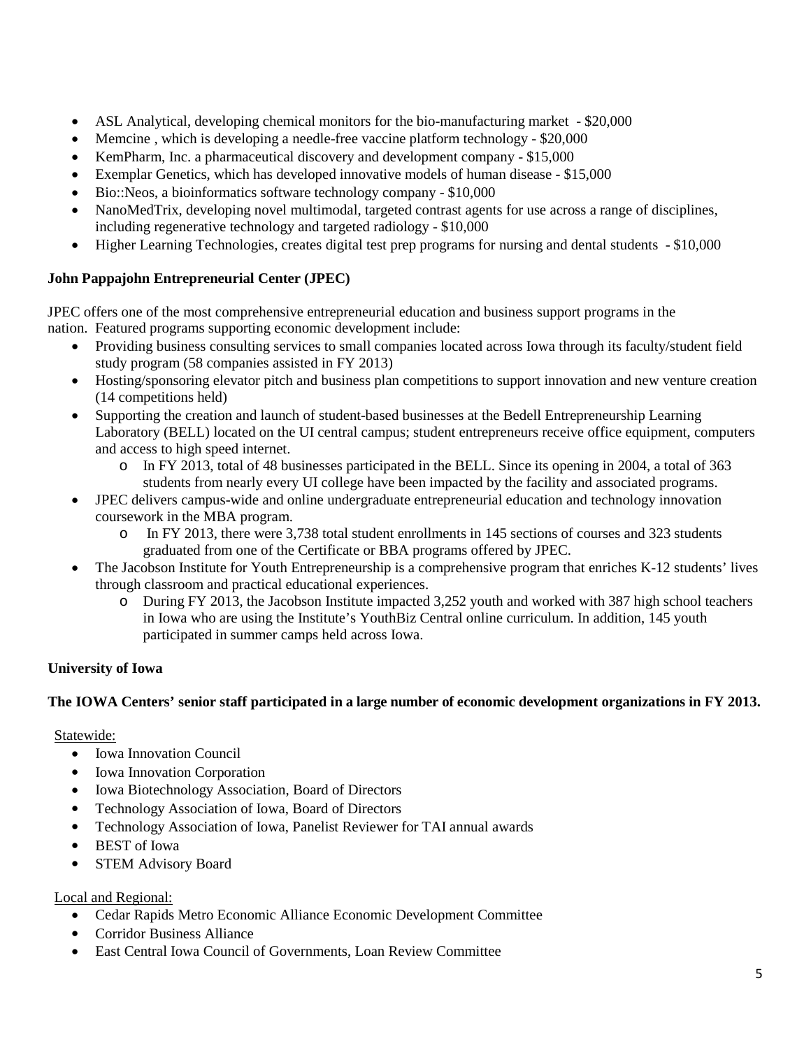- ASL Analytical, developing chemical monitors for the bio-manufacturing market - $20,000
- Memcine , which is developing a needle-free vaccine platform technology - $20,000
- KemPharm, Inc. a pharmaceutical discovery and development company - $15,000
- Exemplar Genetics, which has developed innovative models of human disease - $15,000
- Bio::Neos, a bioinformatics software technology company - $10,000
- NanoMedTrix, developing novel multimodal, targeted contrast agents for use across a range of disciplines, including regenerative technology and targeted radiology - $10,000
- Higher Learning Technologies, creates digital test prep programs for nursing and dental students - $10,000

**John Pappajohn Entrepreneurial Center (JPEC)**

JPEC offers one of the most comprehensive entrepreneurial education and business support programs in the nation. Featured programs supporting economic development include:

- Providing business consulting services to small companies located across Iowa through its faculty/student field study program (58 companies assisted in FY 2013)
- Hosting/sponsoring elevator pitch and business plan competitions to support innovation and new venture creation (14 competitions held)
- Supporting the creation and launch of student-based businesses at the Bedell Entrepreneurship Learning Laboratory (BELL) located on the UI central campus; student entrepreneurs receive office equipment, computers and access to high speed internet.
    - In FY 2013, total of 48 businesses participated in the BELL. Since its opening in 2004, a total of 363 students from nearly every UI college have been impacted by the facility and associated programs.
- JPEC delivers campus-wide and online undergraduate entrepreneurial education and technology innovation coursework in the MBA program.
    - In FY 2013, there were 3,738 total student enrollments in 145 sections of courses and 323 students graduated from one of the Certificate or BBA programs offered by JPEC.
- The Jacobson Institute for Youth Entrepreneurship is a comprehensive program that enriches K-12 students' lives through classroom and practical educational experiences.
    - During FY 2013, the Jacobson Institute impacted 3,252 youth and worked with 387 high school teachers in Iowa who are using the Institute's YouthBiz Central online curriculum. In addition, 145 youth participated in summer camps held across Iowa.

**University of Iowa**

**The IOWA Centers' senior staff participated in a large number of economic development organizations in FY 2013.**

Statewide:

- Iowa Innovation Council
- Iowa Innovation Corporation
- Iowa Biotechnology Association, Board of Directors
- Technology Association of Iowa, Board of Directors
- Technology Association of Iowa, Panelist Reviewer for TAI annual awards
- BEST of Iowa
- STEM Advisory Board

Local and Regional:

- Cedar Rapids Metro Economic Alliance Economic Development Committee
- Corridor Business Alliance
- East Central Iowa Council of Governments, Loan Review Committee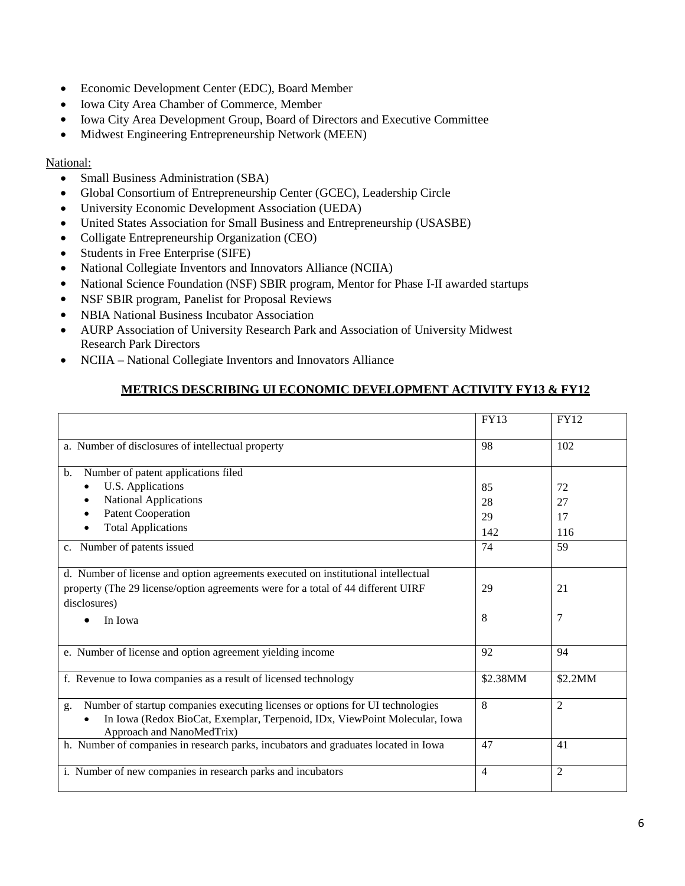- Economic Development Center (EDC), Board Member
- Iowa City Area Chamber of Commerce, Member
- Iowa City Area Development Group, Board of Directors and Executive Committee
- Midwest Engineering Entrepreneurship Network (MEEN)

National:

- Small Business Administration (SBA)
- Global Consortium of Entrepreneurship Center (GCEC), Leadership Circle
- University Economic Development Association (UEDA)
- United States Association for Small Business and Entrepreneurship (USASBE)
- Colligate Entrepreneurship Organization (CEO)
- Students in Free Enterprise (SIFE)
- National Collegiate Inventors and Innovators Alliance (NCIIA)
- National Science Foundation (NSF) SBIR program, Mentor for Phase I-II awarded startups
- NSF SBIR program, Panelist for Proposal Reviews
- NBIA National Business Incubator Association
- AURP Association of University Research Park and Association of University Midwest Research Park Directors
- NCIIA – National Collegiate Inventors and Innovators Alliance

## METRICS DESCRIBING UI ECONOMIC DEVELOPMENT ACTIVITY FY13 & FY12

| | FY13 | FY12 |
|---|---|---|
| a. Number of disclosures of intellectual property | 98 | 102 |
| b. Number of patent applications filed | | |
| • U.S. Applications | 85 | 72 |
| • National Applications | 28 | 27 |
| • Patent Cooperation | 29 | 17 |
| • Total Applications | 142 | 116 |
| c. Number of patents issued | 74 | 59 |
| d. Number of license and option agreements executed on institutional intellectual property (The 29 license/option agreements were for a total of 44 different UIRF disclosures) | 29 | 21 |
| • In Iowa | 8 | 7 |
| e. Number of license and option agreement yielding income | 92 | 94 |
| f. Revenue to Iowa companies as a result of licensed technology | \$2.38MM | \$2.2MM |
| g. Number of startup companies executing licenses or options for UI technologies<br>• In Iowa (Redox BioCat, Exemplar, Terpenoid, IDx, ViewPoint Molecular, Iowa Approach and NanoMedTrix) | 8 | 2 |
| h. Number of companies in research parks, incubators and graduates located in Iowa | 47 | 41 |
| i. Number of new companies in research parks and incubators | 4 | 2 |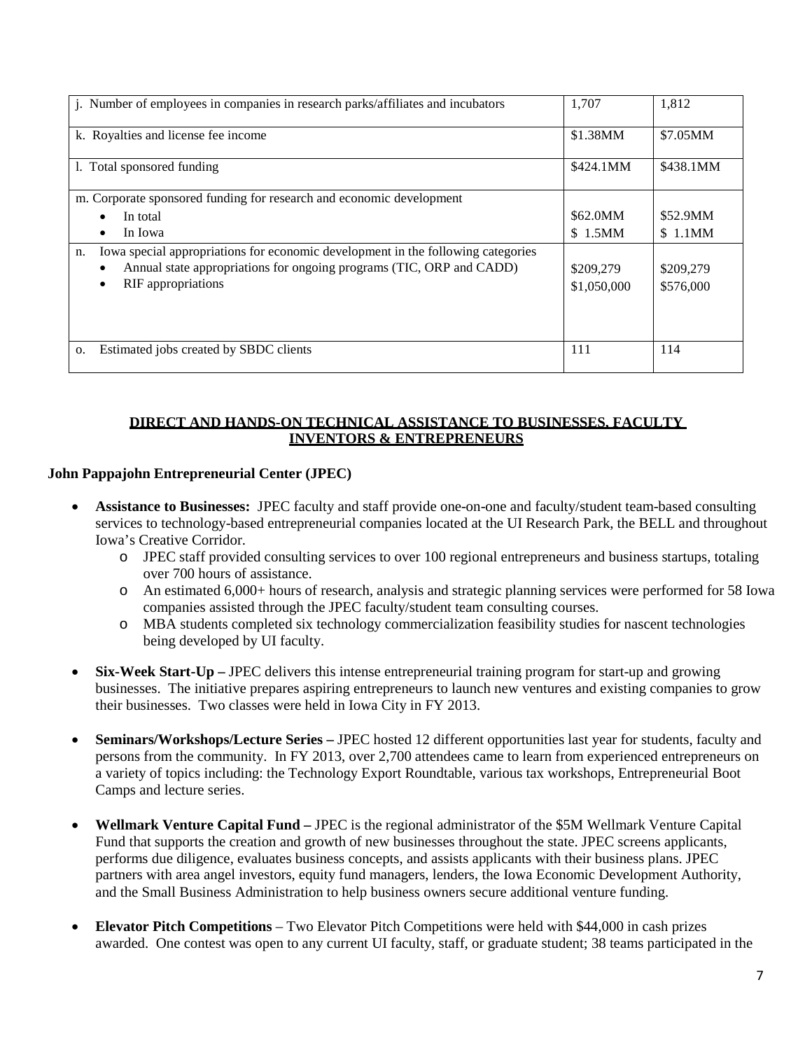| j. Number of employees in companies in research parks/affiliates and incubators | 1,707 | 1,812 |
|---|---|---|
| k. Royalties and license fee income | $1.38MM | $7.05MM |
| l. Total sponsored funding | $424.1MM | $438.1MM |
| m. Corporate sponsored funding for research and economic development<br>• In total<br>• In Iowa | <br>$62.0MM<br>$ 1.5MM | <br>$52.9MM<br>$ 1.1MM |
| n. Iowa special appropriations for economic development in the following categories<br>• Annual state appropriations for ongoing programs (TIC, ORP and CADD)<br>• RIF appropriations | <br>$209,279<br>$1,050,000 | <br>$209,279<br>$576,000 |
| o. Estimated jobs created by SBDC clients | 111 | 114 |

## DIRECT AND HANDS-ON TECHNICAL ASSISTANCE TO BUSINESSES, FACULTY INVENTORS & ENTREPRENEURS

**John Pappajohn Entrepreneurial Center (JPEC)**

- **Assistance to Businesses:** JPEC faculty and staff provide one-on-one and faculty/student team-based consulting services to technology-based entrepreneurial companies located at the UI Research Park, the BELL and throughout Iowa's Creative Corridor.
  - JPEC staff provided consulting services to over 100 regional entrepreneurs and business startups, totaling over 700 hours of assistance.
  - An estimated 6,000+ hours of research, analysis and strategic planning services were performed for 58 Iowa companies assisted through the JPEC faculty/student team consulting courses.
  - MBA students completed six technology commercialization feasibility studies for nascent technologies being developed by UI faculty.

- **Six-Week Start-Up –** JPEC delivers this intense entrepreneurial training program for start-up and growing businesses. The initiative prepares aspiring entrepreneurs to launch new ventures and existing companies to grow their businesses. Two classes were held in Iowa City in FY 2013.

- **Seminars/Workshops/Lecture Series –** JPEC hosted 12 different opportunities last year for students, faculty and persons from the community. In FY 2013, over 2,700 attendees came to learn from experienced entrepreneurs on a variety of topics including: the Technology Export Roundtable, various tax workshops, Entrepreneurial Boot Camps and lecture series.

- **Wellmark Venture Capital Fund –** JPEC is the regional administrator of the $5M Wellmark Venture Capital Fund that supports the creation and growth of new businesses throughout the state. JPEC screens applicants, performs due diligence, evaluates business concepts, and assists applicants with their business plans. JPEC partners with area angel investors, equity fund managers, lenders, the Iowa Economic Development Authority, and the Small Business Administration to help business owners secure additional venture funding.

- **Elevator Pitch Competitions** – Two Elevator Pitch Competitions were held with $44,000 in cash prizes awarded. One contest was open to any current UI faculty, staff, or graduate student; 38 teams participated in the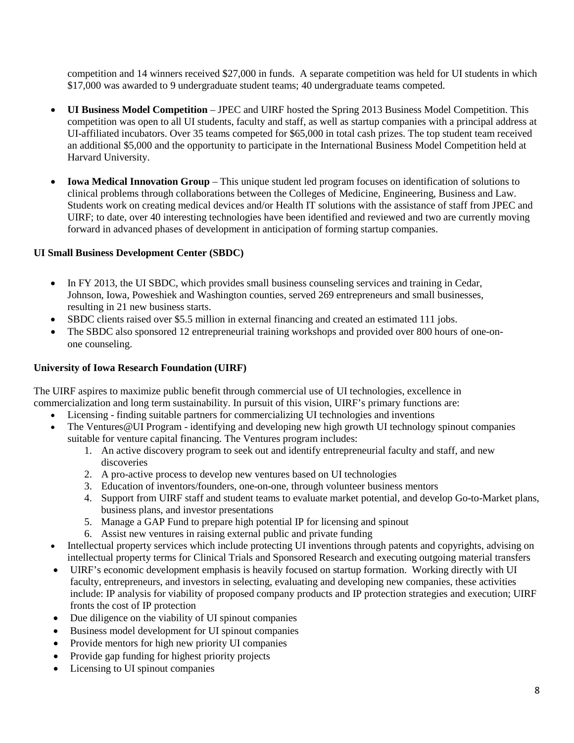competition and 14 winners received $27,000 in funds. A separate competition was held for UI students in which $17,000 was awarded to 9 undergraduate student teams; 40 undergraduate teams competed.

- **UI Business Model Competition** – JPEC and UIRF hosted the Spring 2013 Business Model Competition. This competition was open to all UI students, faculty and staff, as well as startup companies with a principal address at UI-affiliated incubators. Over 35 teams competed for $65,000 in total cash prizes. The top student team received an additional $5,000 and the opportunity to participate in the International Business Model Competition held at Harvard University.
- **Iowa Medical Innovation Group** – This unique student led program focuses on identification of solutions to clinical problems through collaborations between the Colleges of Medicine, Engineering, Business and Law. Students work on creating medical devices and/or Health IT solutions with the assistance of staff from JPEC and UIRF; to date, over 40 interesting technologies have been identified and reviewed and two are currently moving forward in advanced phases of development in anticipation of forming startup companies.

**UI Small Business Development Center (SBDC)**

- In FY 2013, the UI SBDC, which provides small business counseling services and training in Cedar, Johnson, Iowa, Poweshiek and Washington counties, served 269 entrepreneurs and small businesses, resulting in 21 new business starts.
- SBDC clients raised over $5.5 million in external financing and created an estimated 111 jobs.
- The SBDC also sponsored 12 entrepreneurial training workshops and provided over 800 hours of one-on-one counseling.

**University of Iowa Research Foundation (UIRF)**

The UIRF aspires to maximize public benefit through commercial use of UI technologies, excellence in commercialization and long term sustainability. In pursuit of this vision, UIRF's primary functions are:

- Licensing - finding suitable partners for commercializing UI technologies and inventions
- The Ventures@UI Program - identifying and developing new high growth UI technology spinout companies suitable for venture capital financing. The Ventures program includes:
    1. An active discovery program to seek out and identify entrepreneurial faculty and staff, and new discoveries
    2. A pro-active process to develop new ventures based on UI technologies
    3. Education of inventors/founders, one-on-one, through volunteer business mentors
    4. Support from UIRF staff and student teams to evaluate market potential, and develop Go-to-Market plans, business plans, and investor presentations
    5. Manage a GAP Fund to prepare high potential IP for licensing and spinout
    6. Assist new ventures in raising external public and private funding
- Intellectual property services which include protecting UI inventions through patents and copyrights, advising on intellectual property terms for Clinical Trials and Sponsored Research and executing outgoing material transfers
- UIRF's economic development emphasis is heavily focused on startup formation. Working directly with UI faculty, entrepreneurs, and investors in selecting, evaluating and developing new companies, these activities include: IP analysis for viability of proposed company products and IP protection strategies and execution; UIRF fronts the cost of IP protection
- Due diligence on the viability of UI spinout companies
- Business model development for UI spinout companies
- Provide mentors for high new priority UI companies
- Provide gap funding for highest priority projects
- Licensing to UI spinout companies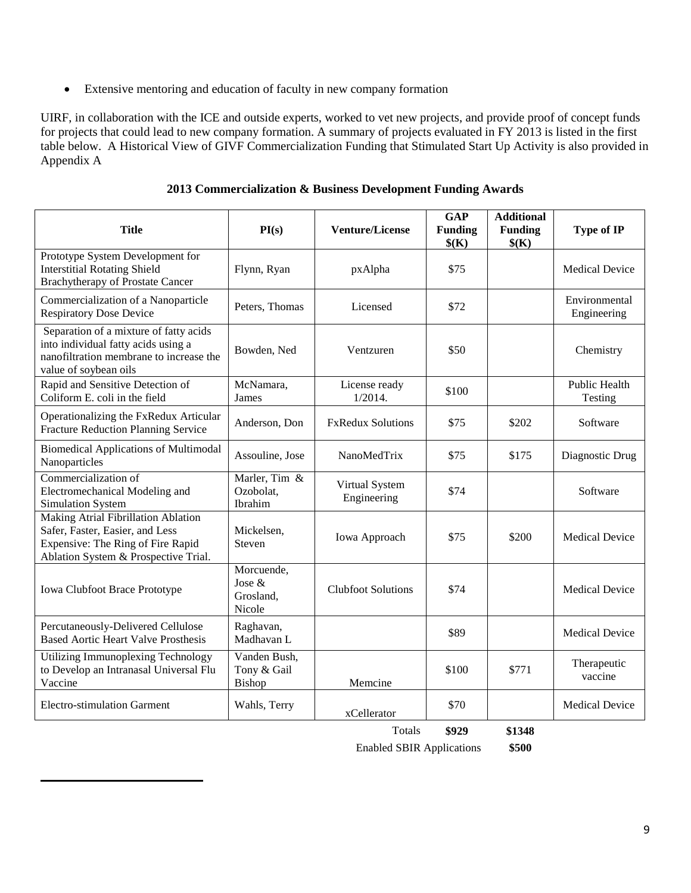- Extensive mentoring and education of faculty in new company formation

UIRF, in collaboration with the ICE and outside experts, worked to vet new projects, and provide proof of concept funds for projects that could lead to new company formation. A summary of projects evaluated in FY 2013 is listed in the first table below. A Historical View of GIVF Commercialization Funding that Stimulated Start Up Activity is also provided in Appendix A

**2013 Commercialization & Business Development Funding Awards**

| Title | PI(s) | Venture/License | GAP Funding $(K) | Additional Funding $(K) | Type of IP |
|---|---|---|---|---|---|
| Prototype System Development for Interstitial Rotating Shield Brachytherapy of Prostate Cancer | Flynn, Ryan | pxAlpha | $75 | | Medical Device |
| Commercialization of a Nanoparticle Respiratory Dose Device | Peters, Thomas | Licensed | $72 | | Environmental Engineering |
| Separation of a mixture of fatty acids into individual fatty acids using a nanofiltration membrane to increase the value of soybean oils | Bowden, Ned | Ventzuren | $50 | | Chemistry |
| Rapid and Sensitive Detection of Coliform E. coli in the field | McNamara, James | License ready 1/2014. | $100 | | Public Health Testing |
| Operationalizing the FxRedux Articular Fracture Reduction Planning Service | Anderson, Don | FxRedux Solutions | $75 | $202 | Software |
| Biomedical Applications of Multimodal Nanoparticles | Assouline, Jose | NanoMedTrix | $75 | $175 | Diagnostic Drug |
| Commercialization of Electromechanical Modeling and Simulation System | Marler, Tim & Ozobolat, Ibrahim | Virtual System Engineering | $74 | | Software |
| Making Atrial Fibrillation Ablation Safer, Faster, Easier, and Less Expensive: The Ring of Fire Rapid Ablation System & Prospective Trial. | Mickelsen, Steven | Iowa Approach | $75 | $200 | Medical Device |
| Iowa Clubfoot Brace Prototype | Morcuende, Jose & Grosland, Nicole | Clubfoot Solutions | $74 | | Medical Device |
| Percutaneously-Delivered Cellulose Based Aortic Heart Valve Prosthesis | Raghavan, Madhavan L | | $89 | | Medical Device |
| Utilizing Immunoplexing Technology to Develop an Intranasal Universal Flu Vaccine | Vanden Bush, Tony & Gail Bishop | Memcine | $100 | $771 | Therapeutic vaccine |
| Electro-stimulation Garment | Wahls, Terry | xCellerator | $70 | | Medical Device |
| | | Totals | **$929** | **$1348** | |
| | | Enabled SBIR Applications | | **$500** | |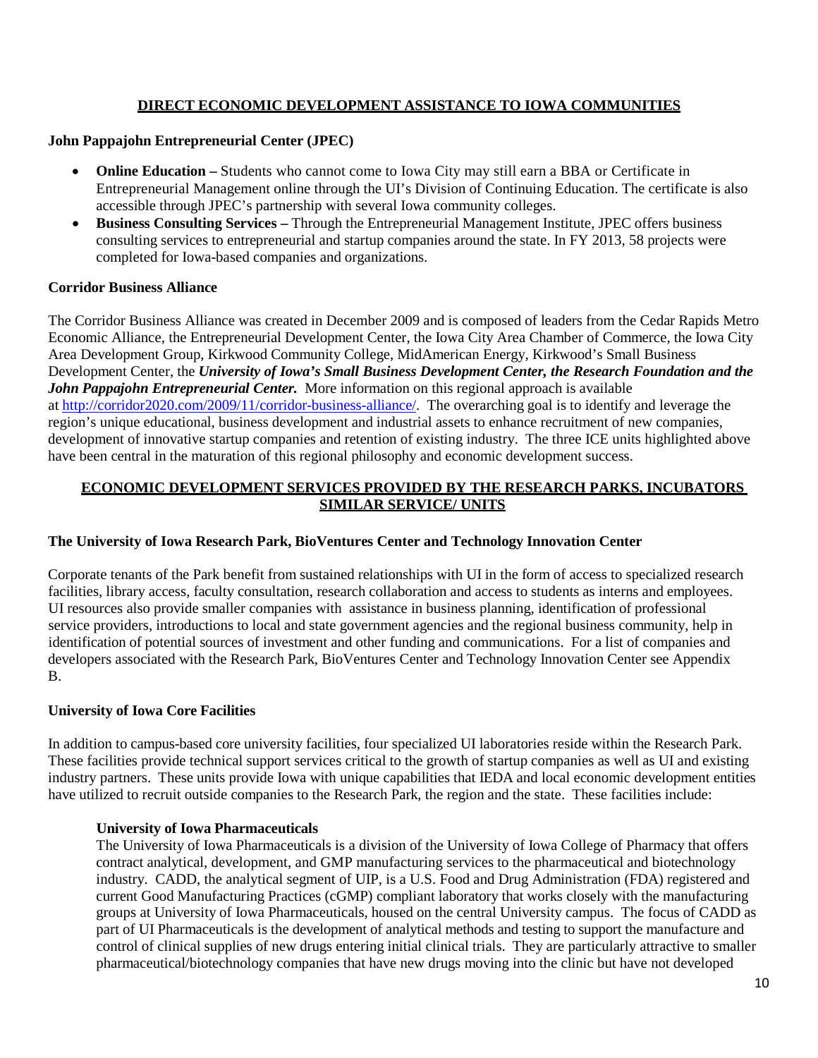## DIRECT ECONOMIC DEVELOPMENT ASSISTANCE TO IOWA COMMUNITIES

### John Pappajohn Entrepreneurial Center (JPEC)

- **Online Education –** Students who cannot come to Iowa City may still earn a BBA or Certificate in Entrepreneurial Management online through the UI's Division of Continuing Education. The certificate is also accessible through JPEC's partnership with several Iowa community colleges.
- **Business Consulting Services –** Through the Entrepreneurial Management Institute, JPEC offers business consulting services to entrepreneurial and startup companies around the state. In FY 2013, 58 projects were completed for Iowa-based companies and organizations.

### Corridor Business Alliance

The Corridor Business Alliance was created in December 2009 and is composed of leaders from the Cedar Rapids Metro Economic Alliance, the Entrepreneurial Development Center, the Iowa City Area Chamber of Commerce, the Iowa City Area Development Group, Kirkwood Community College, MidAmerican Energy, Kirkwood's Small Business Development Center, the ***University of Iowa's Small Business Development Center, the Research Foundation and the John Pappajohn Entrepreneurial Center.*** More information on this regional approach is available at [http://corridor2020.com/2009/11/corridor-business-alliance/](http://corridor2020.com/2009/11/corridor-business-alliance/). The overarching goal is to identify and leverage the region's unique educational, business development and industrial assets to enhance recruitment of new companies, development of innovative startup companies and retention of existing industry. The three ICE units highlighted above have been central in the maturation of this regional philosophy and economic development success.

## ECONOMIC DEVELOPMENT SERVICES PROVIDED BY THE RESEARCH PARKS, INCUBATORS SIMILAR SERVICE/ UNITS

### The University of Iowa Research Park, BioVentures Center and Technology Innovation Center

Corporate tenants of the Park benefit from sustained relationships with UI in the form of access to specialized research facilities, library access, faculty consultation, research collaboration and access to students as interns and employees. UI resources also provide smaller companies with assistance in business planning, identification of professional service providers, introductions to local and state government agencies and the regional business community, help in identification of potential sources of investment and other funding and communications. For a list of companies and developers associated with the Research Park, BioVentures Center and Technology Innovation Center see Appendix B.

### University of Iowa Core Facilities

In addition to campus-based core university facilities, four specialized UI laboratories reside within the Research Park. These facilities provide technical support services critical to the growth of startup companies as well as UI and existing industry partners. These units provide Iowa with unique capabilities that IEDA and local economic development entities have utilized to recruit outside companies to the Research Park, the region and the state. These facilities include:

#### University of Iowa Pharmaceuticals

The University of Iowa Pharmaceuticals is a division of the University of Iowa College of Pharmacy that offers contract analytical, development, and GMP manufacturing services to the pharmaceutical and biotechnology industry. CADD, the analytical segment of UIP, is a U.S. Food and Drug Administration (FDA) registered and current Good Manufacturing Practices (cGMP) compliant laboratory that works closely with the manufacturing groups at University of Iowa Pharmaceuticals, housed on the central University campus. The focus of CADD as part of UI Pharmaceuticals is the development of analytical methods and testing to support the manufacture and control of clinical supplies of new drugs entering initial clinical trials. They are particularly attractive to smaller pharmaceutical/biotechnology companies that have new drugs moving into the clinic but have not developed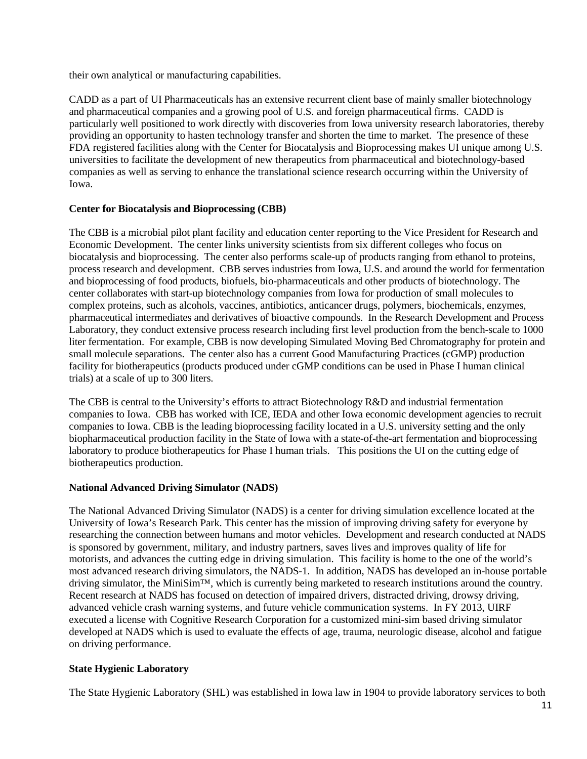their own analytical or manufacturing capabilities.

CADD as a part of UI Pharmaceuticals has an extensive recurrent client base of mainly smaller biotechnology and pharmaceutical companies and a growing pool of U.S. and foreign pharmaceutical firms. CADD is particularly well positioned to work directly with discoveries from Iowa university research laboratories, thereby providing an opportunity to hasten technology transfer and shorten the time to market. The presence of these FDA registered facilities along with the Center for Biocatalysis and Bioprocessing makes UI unique among U.S. universities to facilitate the development of new therapeutics from pharmaceutical and biotechnology-based companies as well as serving to enhance the translational science research occurring within the University of Iowa.

**Center for Biocatalysis and Bioprocessing (CBB)**

The CBB is a microbial pilot plant facility and education center reporting to the Vice President for Research and Economic Development. The center links university scientists from six different colleges who focus on biocatalysis and bioprocessing. The center also performs scale-up of products ranging from ethanol to proteins, process research and development. CBB serves industries from Iowa, U.S. and around the world for fermentation and bioprocessing of food products, biofuels, bio-pharmaceuticals and other products of biotechnology. The center collaborates with start-up biotechnology companies from Iowa for production of small molecules to complex proteins, such as alcohols, vaccines, antibiotics, anticancer drugs, polymers, biochemicals, enzymes, pharmaceutical intermediates and derivatives of bioactive compounds. In the Research Development and Process Laboratory, they conduct extensive process research including first level production from the bench-scale to 1000 liter fermentation. For example, CBB is now developing Simulated Moving Bed Chromatography for protein and small molecule separations. The center also has a current Good Manufacturing Practices (cGMP) production facility for biotherapeutics (products produced under cGMP conditions can be used in Phase I human clinical trials) at a scale of up to 300 liters.

The CBB is central to the University's efforts to attract Biotechnology R&D and industrial fermentation companies to Iowa. CBB has worked with ICE, IEDA and other Iowa economic development agencies to recruit companies to Iowa. CBB is the leading bioprocessing facility located in a U.S. university setting and the only biopharmaceutical production facility in the State of Iowa with a state-of-the-art fermentation and bioprocessing laboratory to produce biotherapeutics for Phase I human trials. This positions the UI on the cutting edge of biotherapeutics production.

**National Advanced Driving Simulator (NADS)**

The National Advanced Driving Simulator (NADS) is a center for driving simulation excellence located at the University of Iowa's Research Park. This center has the mission of improving driving safety for everyone by researching the connection between humans and motor vehicles. Development and research conducted at NADS is sponsored by government, military, and industry partners, saves lives and improves quality of life for motorists, and advances the cutting edge in driving simulation. This facility is home to the one of the world's most advanced research driving simulators, the NADS-1. In addition, NADS has developed an in-house portable driving simulator, the MiniSim™, which is currently being marketed to research institutions around the country. Recent research at NADS has focused on detection of impaired drivers, distracted driving, drowsy driving, advanced vehicle crash warning systems, and future vehicle communication systems. In FY 2013, UIRF executed a license with Cognitive Research Corporation for a customized mini-sim based driving simulator developed at NADS which is used to evaluate the effects of age, trauma, neurologic disease, alcohol and fatigue on driving performance.

**State Hygienic Laboratory**

The State Hygienic Laboratory (SHL) was established in Iowa law in 1904 to provide laboratory services to both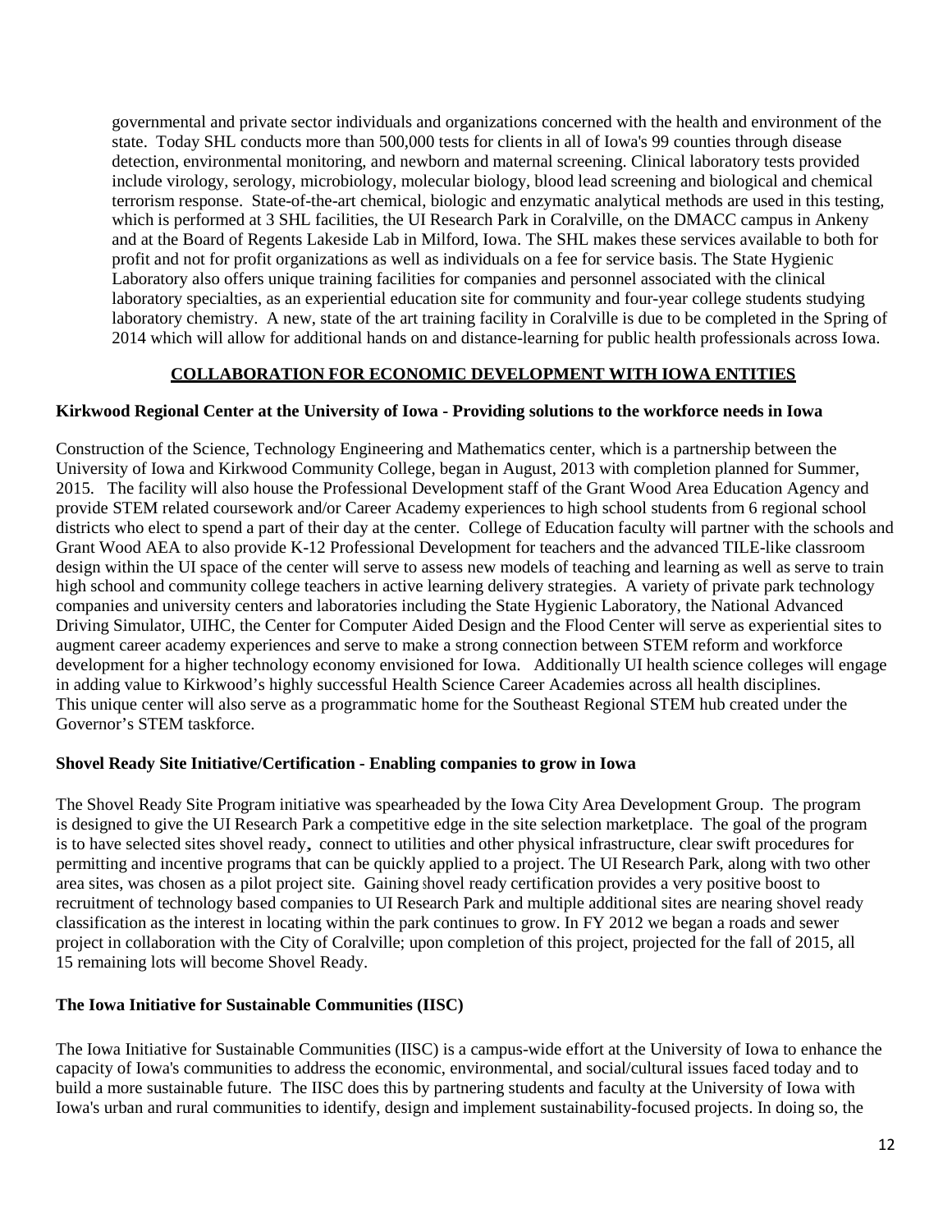governmental and private sector individuals and organizations concerned with the health and environment of the state. Today SHL conducts more than 500,000 tests for clients in all of Iowa's 99 counties through disease detection, environmental monitoring, and newborn and maternal screening. Clinical laboratory tests provided include virology, serology, microbiology, molecular biology, blood lead screening and biological and chemical terrorism response. State-of-the-art chemical, biologic and enzymatic analytical methods are used in this testing, which is performed at 3 SHL facilities, the UI Research Park in Coralville, on the DMACC campus in Ankeny and at the Board of Regents Lakeside Lab in Milford, Iowa. The SHL makes these services available to both for profit and not for profit organizations as well as individuals on a fee for service basis. The State Hygienic Laboratory also offers unique training facilities for companies and personnel associated with the clinical laboratory specialties, as an experiential education site for community and four-year college students studying laboratory chemistry. A new, state of the art training facility in Coralville is due to be completed in the Spring of 2014 which will allow for additional hands on and distance-learning for public health professionals across Iowa.

## COLLABORATION FOR ECONOMIC DEVELOPMENT WITH IOWA ENTITIES

**Kirkwood Regional Center at the University of Iowa - Providing solutions to the workforce needs in Iowa**

Construction of the Science, Technology Engineering and Mathematics center, which is a partnership between the University of Iowa and Kirkwood Community College, began in August, 2013 with completion planned for Summer, 2015. The facility will also house the Professional Development staff of the Grant Wood Area Education Agency and provide STEM related coursework and/or Career Academy experiences to high school students from 6 regional school districts who elect to spend a part of their day at the center. College of Education faculty will partner with the schools and Grant Wood AEA to also provide K-12 Professional Development for teachers and the advanced TILE-like classroom design within the UI space of the center will serve to assess new models of teaching and learning as well as serve to train high school and community college teachers in active learning delivery strategies. A variety of private park technology companies and university centers and laboratories including the State Hygienic Laboratory, the National Advanced Driving Simulator, UIHC, the Center for Computer Aided Design and the Flood Center will serve as experiential sites to augment career academy experiences and serve to make a strong connection between STEM reform and workforce development for a higher technology economy envisioned for Iowa. Additionally UI health science colleges will engage in adding value to Kirkwood's highly successful Health Science Career Academies across all health disciplines. This unique center will also serve as a programmatic home for the Southeast Regional STEM hub created under the Governor's STEM taskforce.

**Shovel Ready Site Initiative/Certification - Enabling companies to grow in Iowa**

The Shovel Ready Site Program initiative was spearheaded by the Iowa City Area Development Group. The program is designed to give the UI Research Park a competitive edge in the site selection marketplace. The goal of the program is to have selected sites shovel ready, connect to utilities and other physical infrastructure, clear swift procedures for permitting and incentive programs that can be quickly applied to a project. The UI Research Park, along with two other area sites, was chosen as a pilot project site. Gaining shovel ready certification provides a very positive boost to recruitment of technology based companies to UI Research Park and multiple additional sites are nearing shovel ready classification as the interest in locating within the park continues to grow. In FY 2012 we began a roads and sewer project in collaboration with the City of Coralville; upon completion of this project, projected for the fall of 2015, all 15 remaining lots will become Shovel Ready.

**The Iowa Initiative for Sustainable Communities (IISC)**

The Iowa Initiative for Sustainable Communities (IISC) is a campus-wide effort at the University of Iowa to enhance the capacity of Iowa's communities to address the economic, environmental, and social/cultural issues faced today and to build a more sustainable future. The IISC does this by partnering students and faculty at the University of Iowa with Iowa's urban and rural communities to identify, design and implement sustainability-focused projects. In doing so, the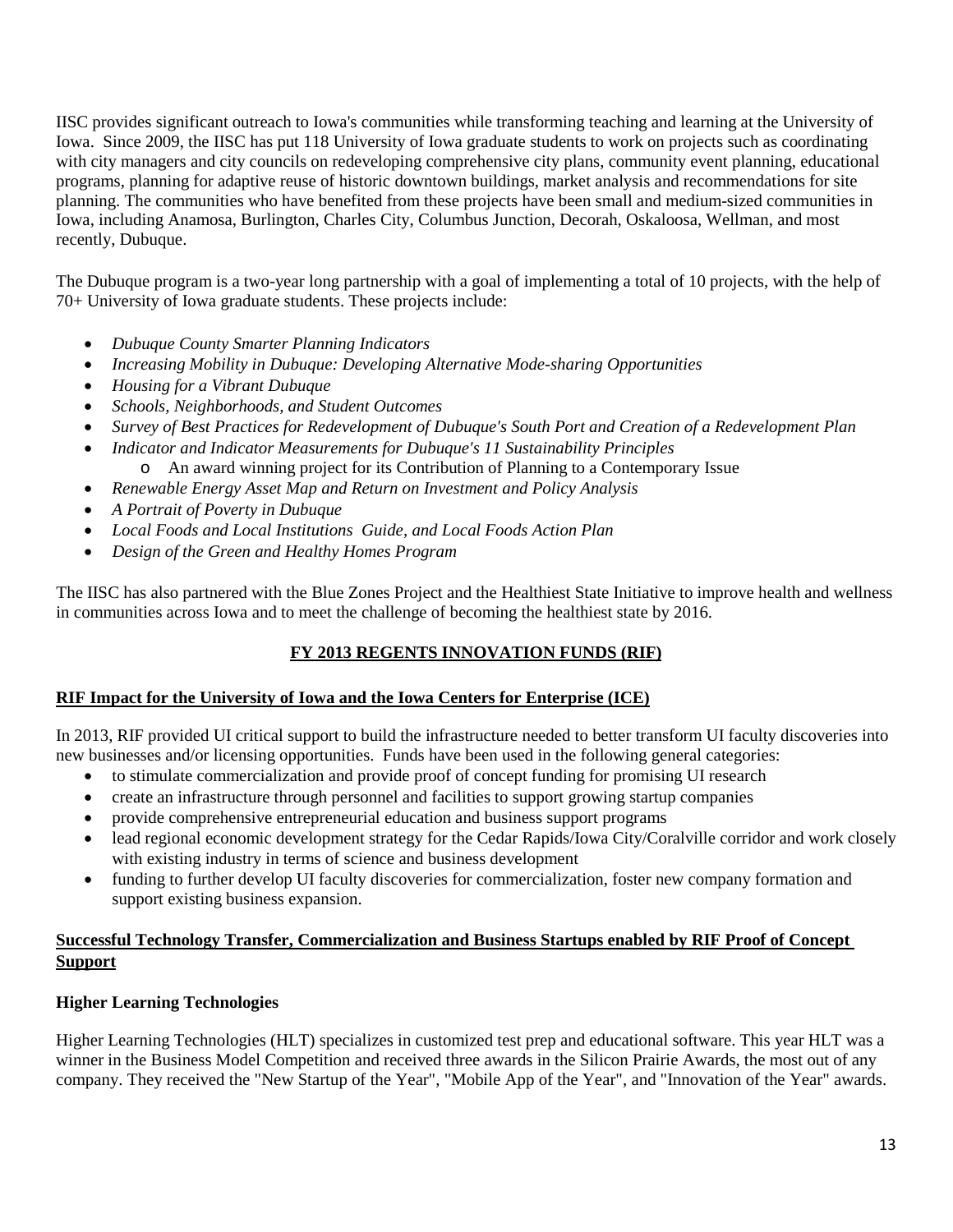IISC provides significant outreach to Iowa's communities while transforming teaching and learning at the University of Iowa. Since 2009, the IISC has put 118 University of Iowa graduate students to work on projects such as coordinating with city managers and city councils on redeveloping comprehensive city plans, community event planning, educational programs, planning for adaptive reuse of historic downtown buildings, market analysis and recommendations for site planning. The communities who have benefited from these projects have been small and medium-sized communities in Iowa, including Anamosa, Burlington, Charles City, Columbus Junction, Decorah, Oskaloosa, Wellman, and most recently, Dubuque.

The Dubuque program is a two-year long partnership with a goal of implementing a total of 10 projects, with the help of 70+ University of Iowa graduate students. These projects include:

- *Dubuque County Smarter Planning Indicators*
- *Increasing Mobility in Dubuque: Developing Alternative Mode-sharing Opportunities*
- *Housing for a Vibrant Dubuque*
- *Schools, Neighborhoods, and Student Outcomes*
- *Survey of Best Practices for Redevelopment of Dubuque's South Port and Creation of a Redevelopment Plan*
- *Indicator and Indicator Measurements for Dubuque's 11 Sustainability Principles*
  - An award winning project for its Contribution of Planning to a Contemporary Issue
- *Renewable Energy Asset Map and Return on Investment and Policy Analysis*
- *A Portrait of Poverty in Dubuque*
- *Local Foods and Local Institutions Guide, and Local Foods Action Plan*
- *Design of the Green and Healthy Homes Program*

The IISC has also partnered with the Blue Zones Project and the Healthiest State Initiative to improve health and wellness in communities across Iowa and to meet the challenge of becoming the healthiest state by 2016.

## FY 2013 REGENTS INNOVATION FUNDS (RIF)

### RIF Impact for the University of Iowa and the Iowa Centers for Enterprise (ICE)

In 2013, RIF provided UI critical support to build the infrastructure needed to better transform UI faculty discoveries into new businesses and/or licensing opportunities. Funds have been used in the following general categories:

- to stimulate commercialization and provide proof of concept funding for promising UI research
- create an infrastructure through personnel and facilities to support growing startup companies
- provide comprehensive entrepreneurial education and business support programs
- lead regional economic development strategy for the Cedar Rapids/Iowa City/Coralville corridor and work closely with existing industry in terms of science and business development
- funding to further develop UI faculty discoveries for commercialization, foster new company formation and support existing business expansion.

### Successful Technology Transfer, Commercialization and Business Startups enabled by RIF Proof of Concept Support

#### Higher Learning Technologies

Higher Learning Technologies (HLT) specializes in customized test prep and educational software. This year HLT was a winner in the Business Model Competition and received three awards in the Silicon Prairie Awards, the most out of any company. They received the "New Startup of the Year", "Mobile App of the Year", and "Innovation of the Year" awards.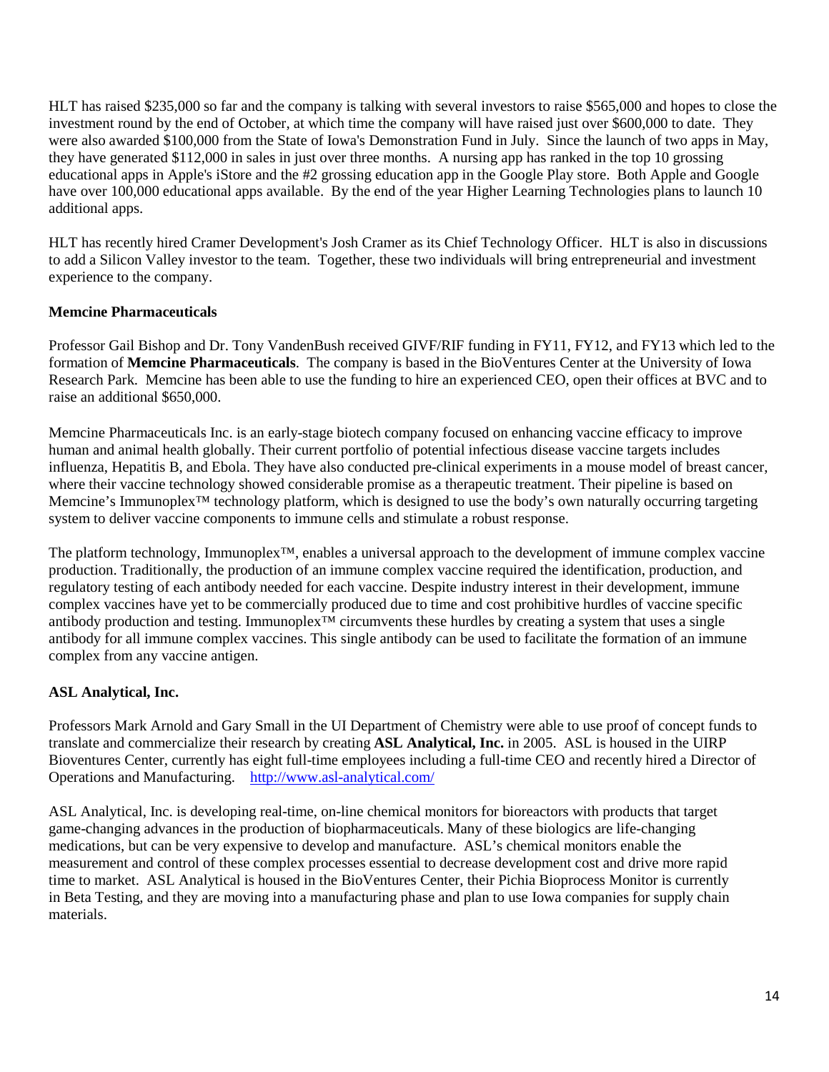HLT has raised $235,000 so far and the company is talking with several investors to raise $565,000 and hopes to close the investment round by the end of October, at which time the company will have raised just over $600,000 to date. They were also awarded $100,000 from the State of Iowa's Demonstration Fund in July. Since the launch of two apps in May, they have generated $112,000 in sales in just over three months. A nursing app has ranked in the top 10 grossing educational apps in Apple's iStore and the #2 grossing education app in the Google Play store. Both Apple and Google have over 100,000 educational apps available. By the end of the year Higher Learning Technologies plans to launch 10 additional apps.

HLT has recently hired Cramer Development's Josh Cramer as its Chief Technology Officer. HLT is also in discussions to add a Silicon Valley investor to the team. Together, these two individuals will bring entrepreneurial and investment experience to the company.

**Memcine Pharmaceuticals**

Professor Gail Bishop and Dr. Tony VandenBush received GIVF/RIF funding in FY11, FY12, and FY13 which led to the formation of **Memcine Pharmaceuticals**. The company is based in the BioVentures Center at the University of Iowa Research Park. Memcine has been able to use the funding to hire an experienced CEO, open their offices at BVC and to raise an additional $650,000.

Memcine Pharmaceuticals Inc. is an early-stage biotech company focused on enhancing vaccine efficacy to improve human and animal health globally. Their current portfolio of potential infectious disease vaccine targets includes influenza, Hepatitis B, and Ebola. They have also conducted pre-clinical experiments in a mouse model of breast cancer, where their vaccine technology showed considerable promise as a therapeutic treatment. Their pipeline is based on Memcine's Immunoplex™ technology platform, which is designed to use the body's own naturally occurring targeting system to deliver vaccine components to immune cells and stimulate a robust response.

The platform technology, Immunoplex™, enables a universal approach to the development of immune complex vaccine production. Traditionally, the production of an immune complex vaccine required the identification, production, and regulatory testing of each antibody needed for each vaccine. Despite industry interest in their development, immune complex vaccines have yet to be commercially produced due to time and cost prohibitive hurdles of vaccine specific antibody production and testing. Immunoplex™ circumvents these hurdles by creating a system that uses a single antibody for all immune complex vaccines. This single antibody can be used to facilitate the formation of an immune complex from any vaccine antigen.

**ASL Analytical, Inc.**

Professors Mark Arnold and Gary Small in the UI Department of Chemistry were able to use proof of concept funds to translate and commercialize their research by creating **ASL Analytical, Inc.** in 2005. ASL is housed in the UIRP Bioventures Center, currently has eight full-time employees including a full-time CEO and recently hired a Director of Operations and Manufacturing. http://www.asl-analytical.com/

ASL Analytical, Inc. is developing real-time, on-line chemical monitors for bioreactors with products that target game-changing advances in the production of biopharmaceuticals. Many of these biologics are life-changing medications, but can be very expensive to develop and manufacture. ASL's chemical monitors enable the measurement and control of these complex processes essential to decrease development cost and drive more rapid time to market. ASL Analytical is housed in the BioVentures Center, their Pichia Bioprocess Monitor is currently in Beta Testing, and they are moving into a manufacturing phase and plan to use Iowa companies for supply chain materials.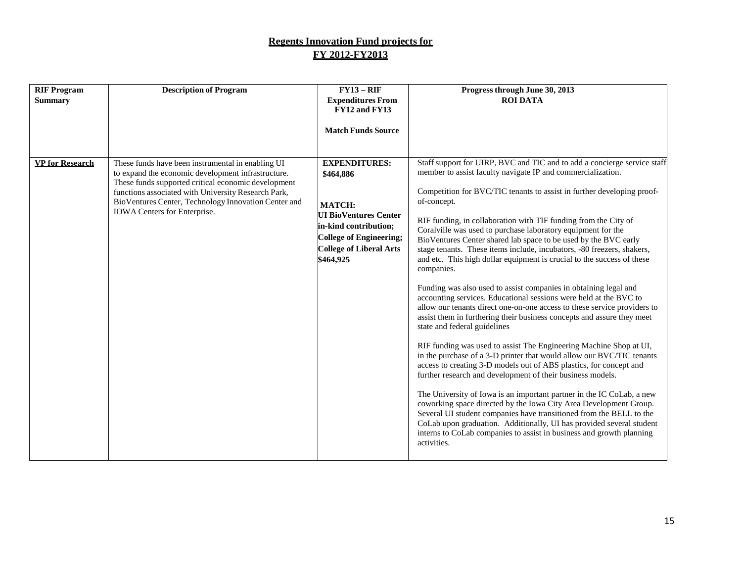**Regents Innovation Fund projects for**
**FY 2012-FY2013**

| RIF Program Summary | Description of Program | FY13 – RIF Expenditures From FY12 and FY13<br><br>Match Funds Source | Progress through June 30, 2013<br>ROI DATA |
|---|---|---|---|
| **VP for Research** | These funds have been instrumental in enabling UI to expand the economic development infrastructure. These funds supported critical economic development functions associated with University Research Park, BioVentures Center, Technology Innovation Center and IOWA Centers for Enterprise. | **EXPENDITURES:**<br>**$464,886**<br><br>**MATCH:**<br>**UI BioVentures Center in-kind contribution; College of Engineering; College of Liberal Arts**<br>**$464,925** | Staff support for UIRP, BVC and TIC and to add a concierge service staff member to assist faculty navigate IP and commercialization.<br><br>Competition for BVC/TIC tenants to assist in further developing proof-of-concept.<br><br>RIF funding, in collaboration with TIF funding from the City of Coralville was used to purchase laboratory equipment for the BioVentures Center shared lab space to be used by the BVC early stage tenants. These items include, incubators, -80 freezers, shakers, and etc. This high dollar equipment is crucial to the success of these companies.<br><br>Funding was also used to assist companies in obtaining legal and accounting services. Educational sessions were held at the BVC to allow our tenants direct one-on-one access to these service providers to assist them in furthering their business concepts and assure they meet state and federal guidelines<br><br>RIF funding was used to assist The Engineering Machine Shop at UI, in the purchase of a 3-D printer that would allow our BVC/TIC tenants access to creating 3-D models out of ABS plastics, for concept and further research and development of their business models.<br><br>The University of Iowa is an important partner in the IC CoLab, a new coworking space directed by the Iowa City Area Development Group. Several UI student companies have transitioned from the BELL to the CoLab upon graduation. Additionally, UI has provided several student interns to CoLab companies to assist in business and growth planning activities. |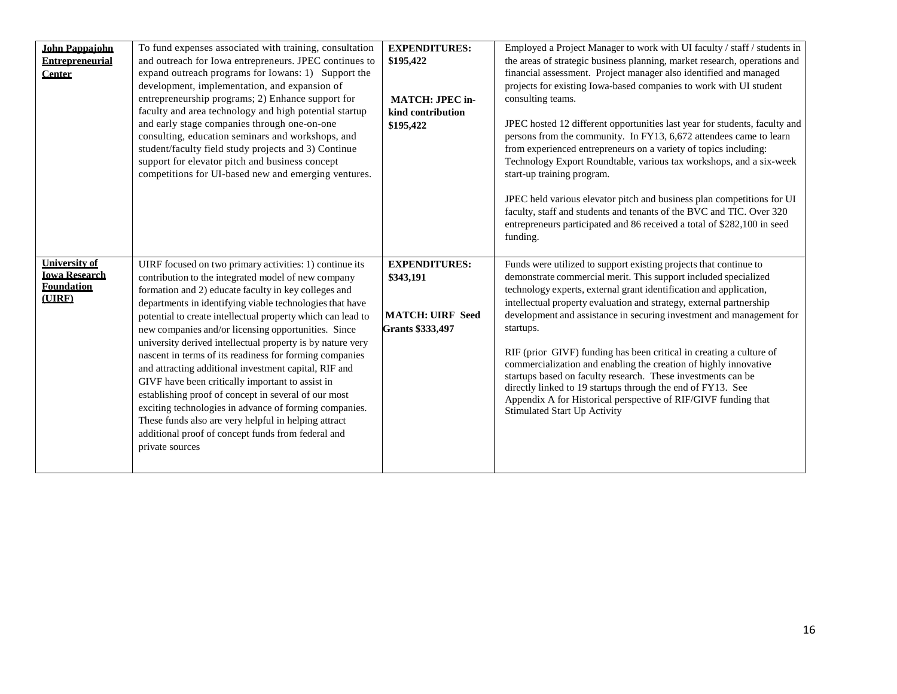| | | | |
|---|---|---|---|
| **John Pappajohn Entrepreneurial Center** | To fund expenses associated with training, consultation and outreach for Iowa entrepreneurs. JPEC continues to expand outreach programs for Iowans: 1) Support the development, implementation, and expansion of entrepreneurship programs; 2) Enhance support for faculty and area technology and high potential startup and early stage companies through one-on-one consulting, education seminars and workshops, and student/faculty field study projects and 3) Continue support for elevator pitch and business concept competitions for UI-based new and emerging ventures. | **EXPENDITURES: $195,422**<br><br>**MATCH: JPEC in-kind contribution $195,422** | Employed a Project Manager to work with UI faculty / staff / students in the areas of strategic business planning, market research, operations and financial assessment. Project manager also identified and managed projects for existing Iowa-based companies to work with UI student consulting teams.<br><br>JPEC hosted 12 different opportunities last year for students, faculty and persons from the community. In FY13, 6,672 attendees came to learn from experienced entrepreneurs on a variety of topics including: Technology Export Roundtable, various tax workshops, and a six-week start-up training program.<br><br>JPEC held various elevator pitch and business plan competitions for UI faculty, staff and students and tenants of the BVC and TIC. Over 320 entrepreneurs participated and 86 received a total of $282,100 in seed funding. |
| **University of Iowa Research Foundation (UIRF)** | UIRF focused on two primary activities: 1) continue its contribution to the integrated model of new company formation and 2) educate faculty in key colleges and departments in identifying viable technologies that have potential to create intellectual property which can lead to new companies and/or licensing opportunities. Since university derived intellectual property is by nature very nascent in terms of its readiness for forming companies and attracting additional investment capital, RIF and GIVF have been critically important to assist in establishing proof of concept in several of our most exciting technologies in advance of forming companies. These funds also are very helpful in helping attract additional proof of concept funds from federal and private sources | **EXPENDITURES: $343,191**<br><br>**MATCH: UIRF Seed Grants $333,497** | Funds were utilized to support existing projects that continue to demonstrate commercial merit. This support included specialized technology experts, external grant identification and application, intellectual property evaluation and strategy, external partnership development and assistance in securing investment and management for startups.<br><br>RIF (prior GIVF) funding has been critical in creating a culture of commercialization and enabling the creation of highly innovative startups based on faculty research. These investments can be directly linked to 19 startups through the end of FY13. See Appendix A for Historical perspective of RIF/GIVF funding that Stimulated Start Up Activity |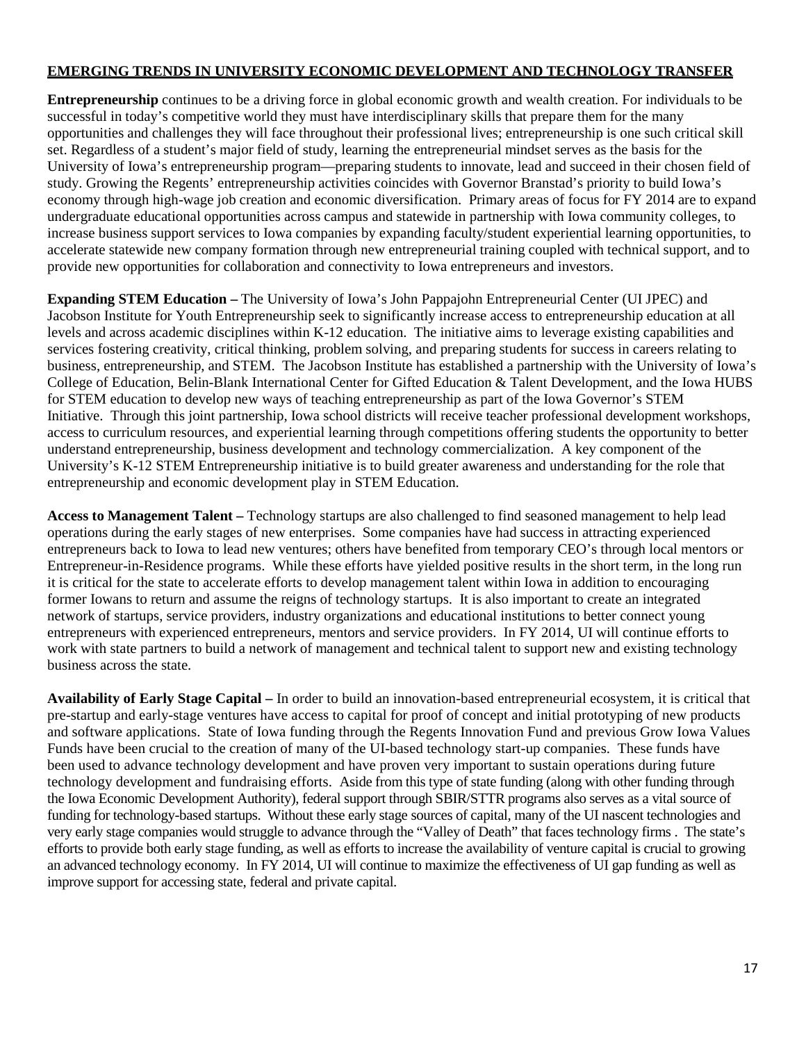## EMERGING TRENDS IN UNIVERSITY ECONOMIC DEVELOPMENT AND TECHNOLOGY TRANSFER

**Entrepreneurship** continues to be a driving force in global economic growth and wealth creation. For individuals to be successful in today's competitive world they must have interdisciplinary skills that prepare them for the many opportunities and challenges they will face throughout their professional lives; entrepreneurship is one such critical skill set. Regardless of a student's major field of study, learning the entrepreneurial mindset serves as the basis for the University of Iowa's entrepreneurship program—preparing students to innovate, lead and succeed in their chosen field of study. Growing the Regents' entrepreneurship activities coincides with Governor Branstad's priority to build Iowa's economy through high-wage job creation and economic diversification. Primary areas of focus for FY 2014 are to expand undergraduate educational opportunities across campus and statewide in partnership with Iowa community colleges, to increase business support services to Iowa companies by expanding faculty/student experiential learning opportunities, to accelerate statewide new company formation through new entrepreneurial training coupled with technical support, and to provide new opportunities for collaboration and connectivity to Iowa entrepreneurs and investors.

**Expanding STEM Education –** The University of Iowa's John Pappajohn Entrepreneurial Center (UI JPEC) and Jacobson Institute for Youth Entrepreneurship seek to significantly increase access to entrepreneurship education at all levels and across academic disciplines within K-12 education. The initiative aims to leverage existing capabilities and services fostering creativity, critical thinking, problem solving, and preparing students for success in careers relating to business, entrepreneurship, and STEM. The Jacobson Institute has established a partnership with the University of Iowa's College of Education, Belin-Blank International Center for Gifted Education & Talent Development, and the Iowa HUBS for STEM education to develop new ways of teaching entrepreneurship as part of the Iowa Governor's STEM Initiative. Through this joint partnership, Iowa school districts will receive teacher professional development workshops, access to curriculum resources, and experiential learning through competitions offering students the opportunity to better understand entrepreneurship, business development and technology commercialization. A key component of the University's K-12 STEM Entrepreneurship initiative is to build greater awareness and understanding for the role that entrepreneurship and economic development play in STEM Education.

**Access to Management Talent –** Technology startups are also challenged to find seasoned management to help lead operations during the early stages of new enterprises. Some companies have had success in attracting experienced entrepreneurs back to Iowa to lead new ventures; others have benefited from temporary CEO's through local mentors or Entrepreneur-in-Residence programs. While these efforts have yielded positive results in the short term, in the long run it is critical for the state to accelerate efforts to develop management talent within Iowa in addition to encouraging former Iowans to return and assume the reigns of technology startups. It is also important to create an integrated network of startups, service providers, industry organizations and educational institutions to better connect young entrepreneurs with experienced entrepreneurs, mentors and service providers. In FY 2014, UI will continue efforts to work with state partners to build a network of management and technical talent to support new and existing technology business across the state.

**Availability of Early Stage Capital –** In order to build an innovation-based entrepreneurial ecosystem, it is critical that pre-startup and early-stage ventures have access to capital for proof of concept and initial prototyping of new products and software applications. State of Iowa funding through the Regents Innovation Fund and previous Grow Iowa Values Funds have been crucial to the creation of many of the UI-based technology start-up companies. These funds have been used to advance technology development and have proven very important to sustain operations during future technology development and fundraising efforts. Aside from this type of state funding (along with other funding through the Iowa Economic Development Authority), federal support through SBIR/STTR programs also serves as a vital source of funding for technology-based startups. Without these early stage sources of capital, many of the UI nascent technologies and very early stage companies would struggle to advance through the "Valley of Death" that faces technology firms . The state's efforts to provide both early stage funding, as well as efforts to increase the availability of venture capital is crucial to growing an advanced technology economy. In FY 2014, UI will continue to maximize the effectiveness of UI gap funding as well as improve support for accessing state, federal and private capital.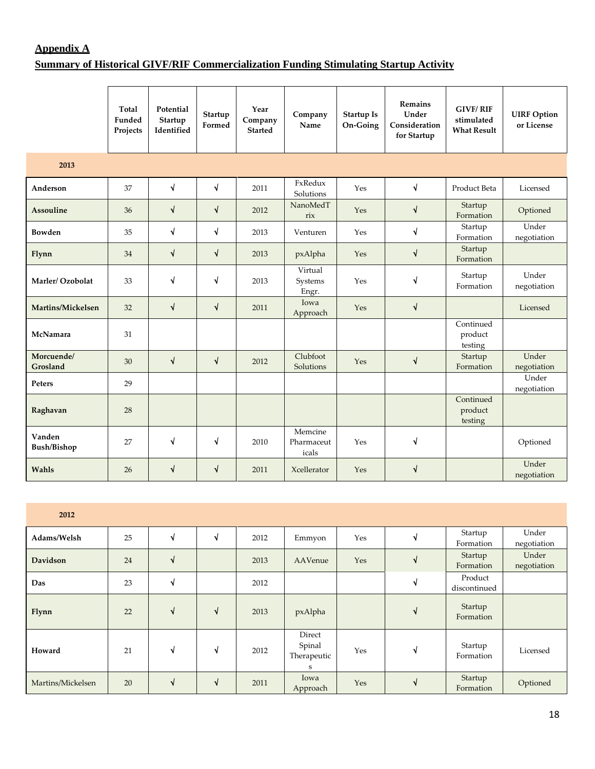## Appendix A

## Summary of Historical GIVF/RIF Commercialization Funding Stimulating Startup Activity

| | Total Funded Projects | Potential Startup Identified | Startup Formed | Year Company Started | Company Name | Startup Is On-Going | Remains Under Consideration for Startup | GIVF/ RIF stimulated What Result | UIRF Option or License |
|---|---|---|---|---|---|---|---|---|---|
| **2013** | | | | | | | | | |
| **Anderson** | 37 | √ | √ | 2011 | FxRedux Solutions | Yes | √ | Product Beta | Licensed |
| **Assouline** | 36 | √ | √ | 2012 | NanoMedTrix | Yes | √ | Startup Formation | Optioned |
| **Bowden** | 35 | √ | √ | 2013 | Venturen | Yes | √ | Startup Formation | Under negotiation |
| **Flynn** | 34 | √ | √ | 2013 | pxAlpha | Yes | √ | Startup Formation | |
| **Marler/ Ozobolat** | 33 | √ | √ | 2013 | Virtual Systems Engr. | Yes | √ | Startup Formation | Under negotiation |
| **Martins/Mickelsen** | 32 | √ | √ | 2011 | Iowa Approach | Yes | √ | | Licensed |
| **McNamara** | 31 | | | | | | | Continued product testing | |
| **Morcuende/ Grosland** | 30 | √ | √ | 2012 | Clubfoot Solutions | Yes | √ | Startup Formation | Under negotiation |
| **Peters** | 29 | | | | | | | | Under negotiation |
| **Raghavan** | 28 | | | | | | | Continued product testing | |
| **Vanden Bush/Bishop** | 27 | √ | √ | 2010 | Memcine Pharmaceuticals | Yes | √ | | Optioned |
| **Wahls** | 26 | √ | √ | 2011 | Xcellerator | Yes | √ | | Under negotiation |
| **2012** | | | | | | | | | |
| **Adams/Welsh** | 25 | √ | √ | 2012 | Emmyon | Yes | √ | Startup Formation | Under negotiation |
| **Davidson** | 24 | √ | | 2013 | AAVenue | Yes | √ | Startup Formation | Under negotiation |
| **Das** | 23 | √ | | 2012 | | | √ | Product discontinued | |
| **Flynn** | 22 | √ | √ | 2013 | pxAlpha | | √ | Startup Formation | |
| **Howard** | 21 | √ | √ | 2012 | Direct Spinal Therapeutics | Yes | √ | Startup Formation | Licensed |
| Martins/Mickelsen | 20 | √ | √ | 2011 | Iowa Approach | Yes | √ | Startup Formation | Optioned |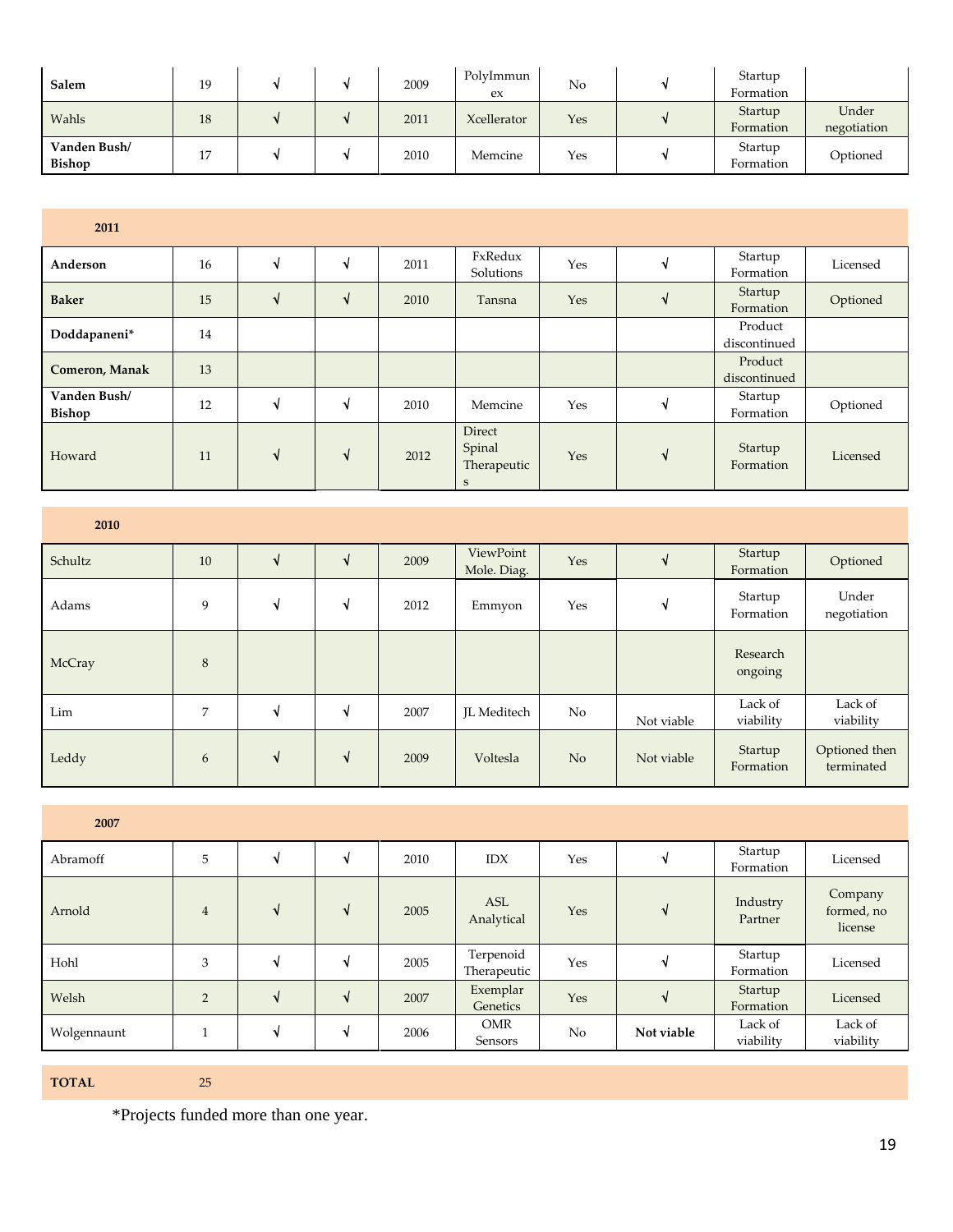| | | | | | | | | | |
|---|---|---|---|---|---|---|---|---|---|
| **Salem** | 19 | √ | √ | 2009 | PolyImmunex | No | √ | Startup Formation | |
| Wahls | 18 | √ | √ | 2011 | Xcellerator | Yes | √ | Startup Formation | Under negotiation |
| **Vanden Bush/ Bishop** | 17 | √ | √ | 2010 | Memcine | Yes | √ | Startup Formation | Optioned |
| **2011** | | | | | | | | | |
| **Anderson** | 16 | √ | √ | 2011 | FxRedux Solutions | Yes | √ | Startup Formation | Licensed |
| **Baker** | 15 | √ | √ | 2010 | Tansna | Yes | √ | Startup Formation | Optioned |
| **Doddapaneni*** | 14 | | | | | | | Product discontinued | |
| **Comeron, Manak** | 13 | | | | | | | Product discontinued | |
| **Vanden Bush/ Bishop** | 12 | √ | √ | 2010 | Memcine | Yes | √ | Startup Formation | Optioned |
| Howard | 11 | √ | √ | 2012 | Direct Spinal Therapeutics | Yes | √ | Startup Formation | Licensed |
| **2010** | | | | | | | | | |
| Schultz | 10 | √ | √ | 2009 | ViewPoint Mole. Diag. | Yes | √ | Startup Formation | Optioned |
| Adams | 9 | √ | √ | 2012 | Emmyon | Yes | √ | Startup Formation | Under negotiation |
| McCray | 8 | | | | | | | Research ongoing | |
| Lim | 7 | √ | √ | 2007 | JL Meditech | No | Not viable | Lack of viability | Lack of viability |
| Leddy | 6 | √ | √ | 2009 | Voltesla | No | Not viable | Startup Formation | Optioned then terminated |
| **2007** | | | | | | | | | |
| Abramoff | 5 | √ | √ | 2010 | IDX | Yes | √ | Startup Formation | Licensed |
| Arnold | 4 | √ | √ | 2005 | ASL Analytical | Yes | √ | Industry Partner | Company formed, no license |
| Hohl | 3 | √ | √ | 2005 | Terpenoid Therapeutic | Yes | √ | Startup Formation | Licensed |
| Welsh | 2 | √ | √ | 2007 | Exemplar Genetics | Yes | √ | Startup Formation | Licensed |
| Wolgennaunt | 1 | √ | √ | 2006 | OMR Sensors | No | **Not viable** | Lack of viability | Lack of viability |
| **TOTAL** | 25 | | | | | | | | |

*Projects funded more than one year.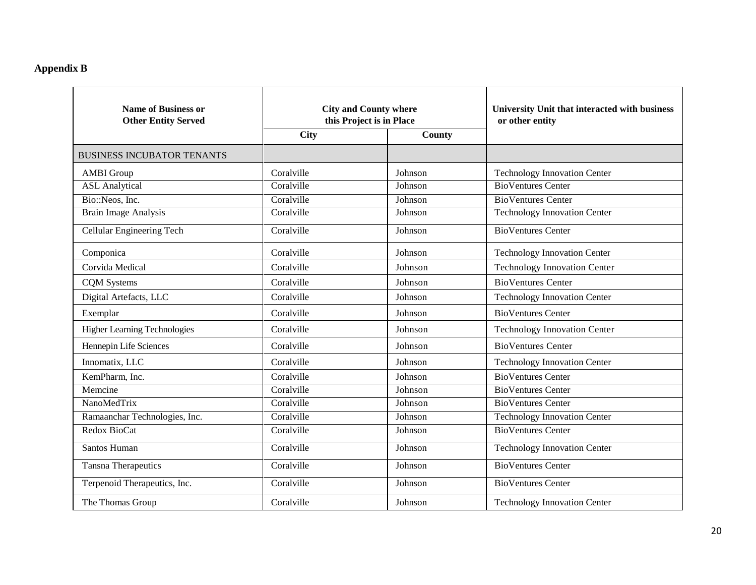**Appendix B**

| Name of Business or Other Entity Served | City and County where this Project is in Place | | University Unit that interacted with business or other entity |
|---|---|---|---|
| | City | County | |
| BUSINESS INCUBATOR TENANTS | | | |
| AMBI Group | Coralville | Johnson | Technology Innovation Center |
| ASL Analytical | Coralville | Johnson | BioVentures Center |
| Bio::Neos, Inc. | Coralville | Johnson | BioVentures Center |
| Brain Image Analysis | Coralville | Johnson | Technology Innovation Center |
| Cellular Engineering Tech | Coralville | Johnson | BioVentures Center |
| Componica | Coralville | Johnson | Technology Innovation Center |
| Corvida Medical | Coralville | Johnson | Technology Innovation Center |
| CQM Systems | Coralville | Johnson | BioVentures Center |
| Digital Artefacts, LLC | Coralville | Johnson | Technology Innovation Center |
| Exemplar | Coralville | Johnson | BioVentures Center |
| Higher Learning Technologies | Coralville | Johnson | Technology Innovation Center |
| Hennepin Life Sciences | Coralville | Johnson | BioVentures Center |
| Innomatix, LLC | Coralville | Johnson | Technology Innovation Center |
| KemPharm, Inc. | Coralville | Johnson | BioVentures Center |
| Memcine | Coralville | Johnson | BioVentures Center |
| NanoMedTrix | Coralville | Johnson | BioVentures Center |
| Ramaanchar Technologies, Inc. | Coralville | Johnson | Technology Innovation Center |
| Redox BioCat | Coralville | Johnson | BioVentures Center |
| Santos Human | Coralville | Johnson | Technology Innovation Center |
| Tansna Therapeutics | Coralville | Johnson | BioVentures Center |
| Terpenoid Therapeutics, Inc. | Coralville | Johnson | BioVentures Center |
| The Thomas Group | Coralville | Johnson | Technology Innovation Center |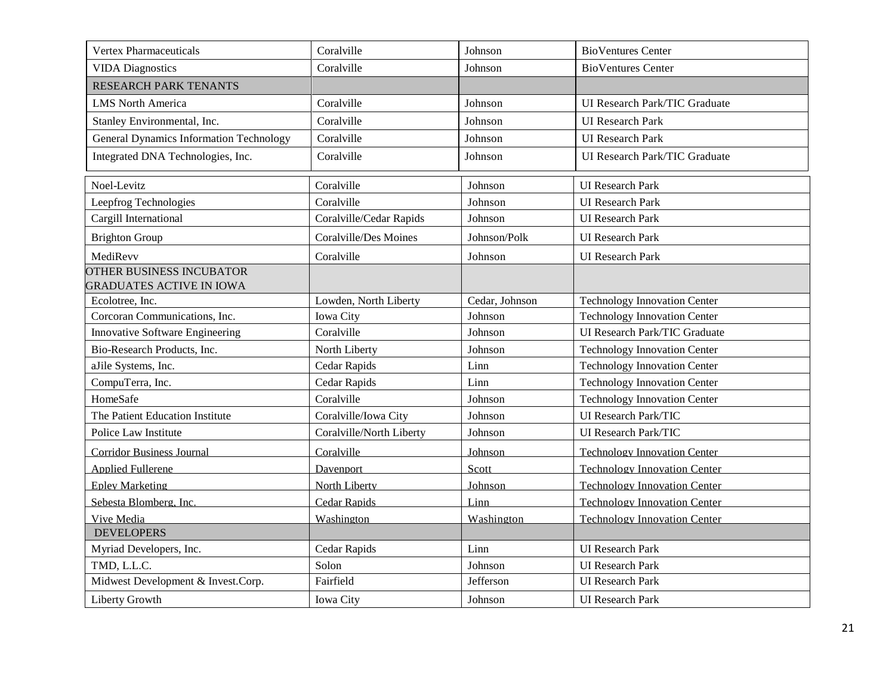| Vertex Pharmaceuticals | Coralville | Johnson | BioVentures Center |
|---|---|---|---|
| VIDA Diagnostics | Coralville | Johnson | BioVentures Center |
| RESEARCH PARK TENANTS | | | |
| LMS North America | Coralville | Johnson | UI Research Park/TIC Graduate |
| Stanley Environmental, Inc. | Coralville | Johnson | UI Research Park |
| General Dynamics Information Technology | Coralville | Johnson | UI Research Park |
| Integrated DNA Technologies, Inc. | Coralville | Johnson | UI Research Park/TIC Graduate |
| Noel-Levitz | Coralville | Johnson | UI Research Park |
| Leepfrog Technologies | Coralville | Johnson | UI Research Park |
| Cargill International | Coralville/Cedar Rapids | Johnson | UI Research Park |
| Brighton Group | Coralville/Des Moines | Johnson/Polk | UI Research Park |
| MediRevv | Coralville | Johnson | UI Research Park |
| OTHER BUSINESS INCUBATOR GRADUATES ACTIVE IN IOWA | | | |
| Ecolotree, Inc. | Lowden, North Liberty | Cedar, Johnson | Technology Innovation Center |
| Corcoran Communications, Inc. | Iowa City | Johnson | Technology Innovation Center |
| Innovative Software Engineering | Coralville | Johnson | UI Research Park/TIC Graduate |
| Bio-Research Products, Inc. | North Liberty | Johnson | Technology Innovation Center |
| aJile Systems, Inc. | Cedar Rapids | Linn | Technology Innovation Center |
| CompuTerra, Inc. | Cedar Rapids | Linn | Technology Innovation Center |
| HomeSafe | Coralville | Johnson | Technology Innovation Center |
| The Patient Education Institute | Coralville/Iowa City | Johnson | UI Research Park/TIC |
| Police Law Institute | Coralville/North Liberty | Johnson | UI Research Park/TIC |
| Corridor Business Journal | Coralville | Johnson | Technology Innovation Center |
| Applied Fullerene | Davenport | Scott | Technology Innovation Center |
| Epley Marketing | North Liberty | Johnson | Technology Innovation Center |
| Sebesta Blomberg, Inc. | Cedar Rapids | Linn | Technology Innovation Center |
| Vive Media | Washington | Washington | Technology Innovation Center |
| DEVELOPERS | | | |
| Myriad Developers, Inc. | Cedar Rapids | Linn | UI Research Park |
| TMD, L.L.C. | Solon | Johnson | UI Research Park |
| Midwest Development & Invest.Corp. | Fairfield | Jefferson | UI Research Park |
| Liberty Growth | Iowa City | Johnson | UI Research Park |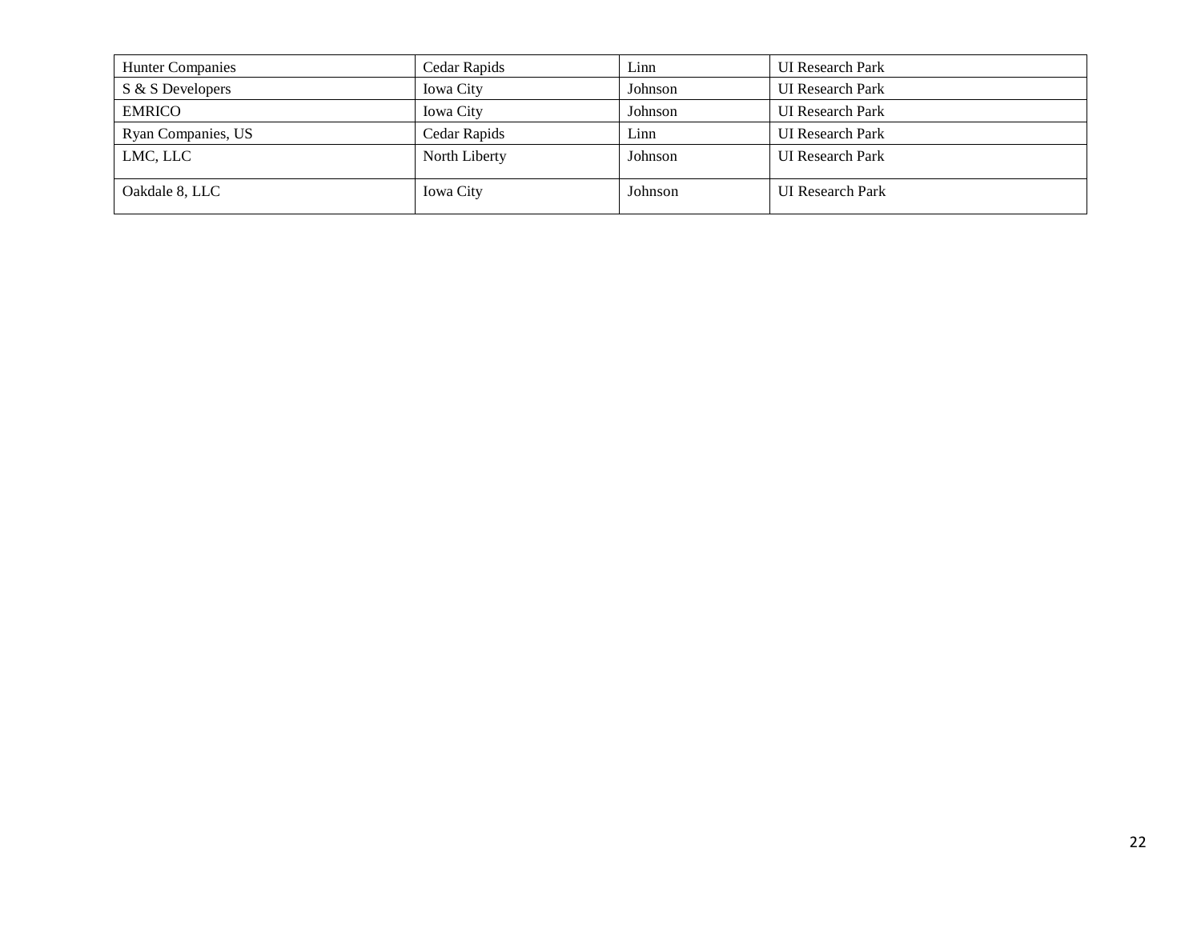| Hunter Companies | Cedar Rapids | Linn | UI Research Park |
|---|---|---|---|
| S & S Developers | Iowa City | Johnson | UI Research Park |
| EMRICO | Iowa City | Johnson | UI Research Park |
| Ryan Companies, US | Cedar Rapids | Linn | UI Research Park |
| LMC, LLC | North Liberty | Johnson | UI Research Park |
| Oakdale 8, LLC | Iowa City | Johnson | UI Research Park |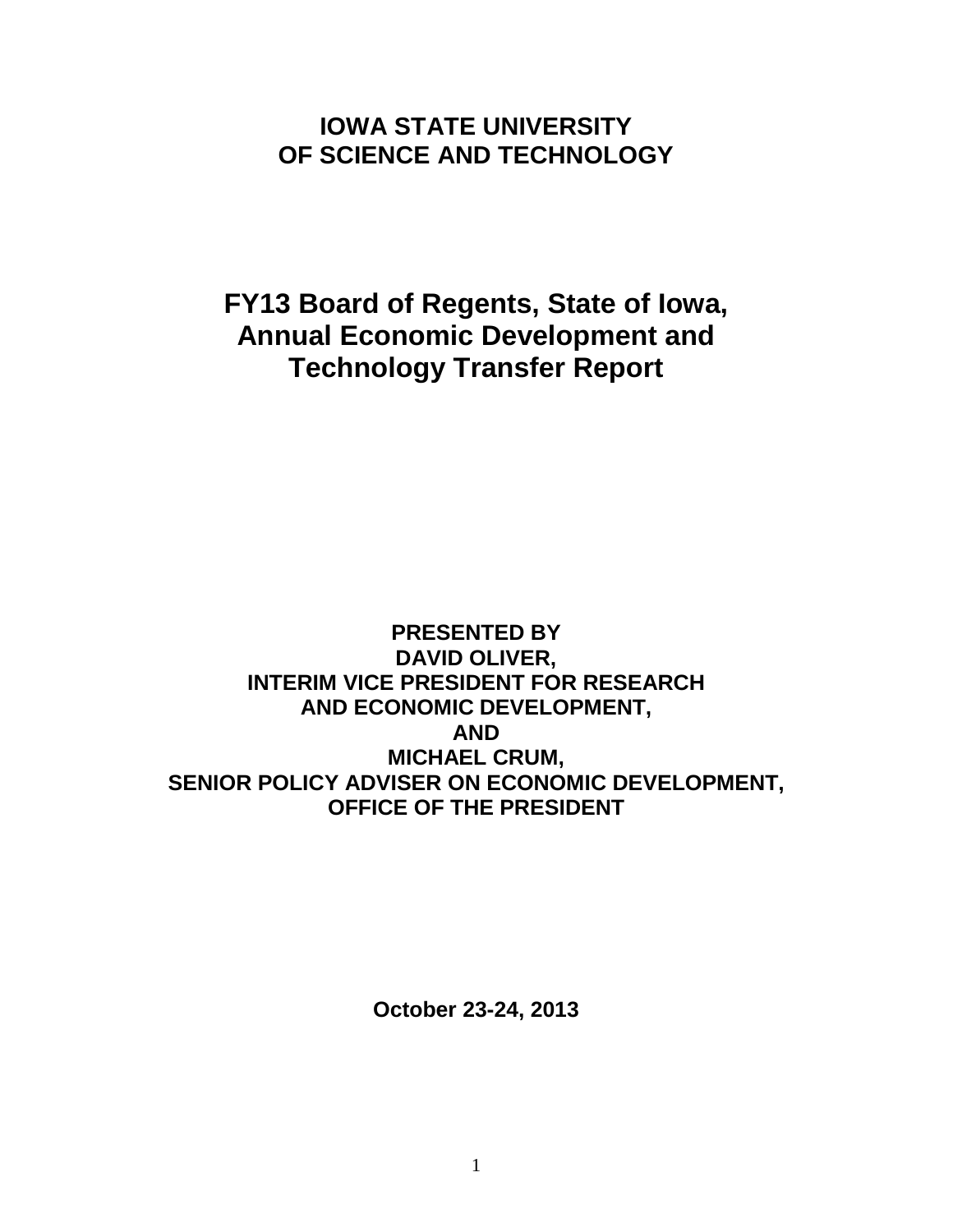# IOWA STATE UNIVERSITY OF SCIENCE AND TECHNOLOGY

# FY13 Board of Regents, State of Iowa, Annual Economic Development and Technology Transfer Report

**PRESENTED BY**
**DAVID OLIVER,**
**INTERIM VICE PRESIDENT FOR RESEARCH AND ECONOMIC DEVELOPMENT,**
**AND**
**MICHAEL CRUM,**
**SENIOR POLICY ADVISER ON ECONOMIC DEVELOPMENT,**
**OFFICE OF THE PRESIDENT**

**October 23-24, 2013**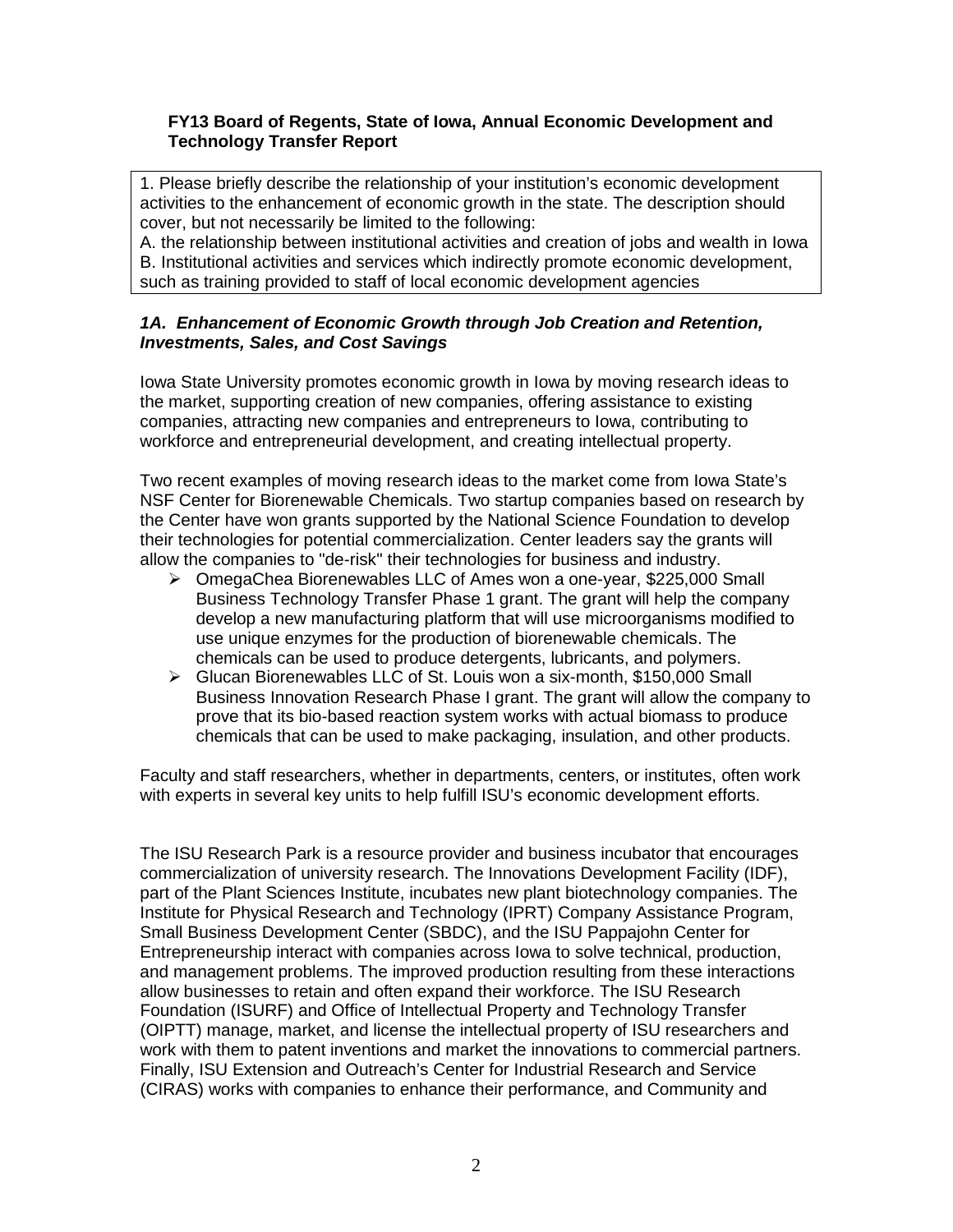**FY13 Board of Regents, State of Iowa, Annual Economic Development and Technology Transfer Report**

1. Please briefly describe the relationship of your institution's economic development activities to the enhancement of economic growth in the state. The description should cover, but not necessarily be limited to the following:
A. the relationship between institutional activities and creation of jobs and wealth in Iowa
B. Institutional activities and services which indirectly promote economic development, such as training provided to staff of local economic development agencies

***1A. Enhancement of Economic Growth through Job Creation and Retention, Investments, Sales, and Cost Savings***

Iowa State University promotes economic growth in Iowa by moving research ideas to the market, supporting creation of new companies, offering assistance to existing companies, attracting new companies and entrepreneurs to Iowa, contributing to workforce and entrepreneurial development, and creating intellectual property.

Two recent examples of moving research ideas to the market come from Iowa State's NSF Center for Biorenewable Chemicals. Two startup companies based on research by the Center have won grants supported by the National Science Foundation to develop their technologies for potential commercialization. Center leaders say the grants will allow the companies to "de-risk" their technologies for business and industry.

- OmegaChea Biorenewables LLC of Ames won a one-year, $225,000 Small Business Technology Transfer Phase 1 grant. The grant will help the company develop a new manufacturing platform that will use microorganisms modified to use unique enzymes for the production of biorenewable chemicals. The chemicals can be used to produce detergents, lubricants, and polymers.
- Glucan Biorenewables LLC of St. Louis won a six-month, $150,000 Small Business Innovation Research Phase I grant. The grant will allow the company to prove that its bio-based reaction system works with actual biomass to produce chemicals that can be used to make packaging, insulation, and other products.

Faculty and staff researchers, whether in departments, centers, or institutes, often work with experts in several key units to help fulfill ISU's economic development efforts.

The ISU Research Park is a resource provider and business incubator that encourages commercialization of university research. The Innovations Development Facility (IDF), part of the Plant Sciences Institute, incubates new plant biotechnology companies. The Institute for Physical Research and Technology (IPRT) Company Assistance Program, Small Business Development Center (SBDC), and the ISU Pappajohn Center for Entrepreneurship interact with companies across Iowa to solve technical, production, and management problems. The improved production resulting from these interactions allow businesses to retain and often expand their workforce. The ISU Research Foundation (ISURF) and Office of Intellectual Property and Technology Transfer (OIPTT) manage, market, and license the intellectual property of ISU researchers and work with them to patent inventions and market the innovations to commercial partners. Finally, ISU Extension and Outreach's Center for Industrial Research and Service (CIRAS) works with companies to enhance their performance, and Community and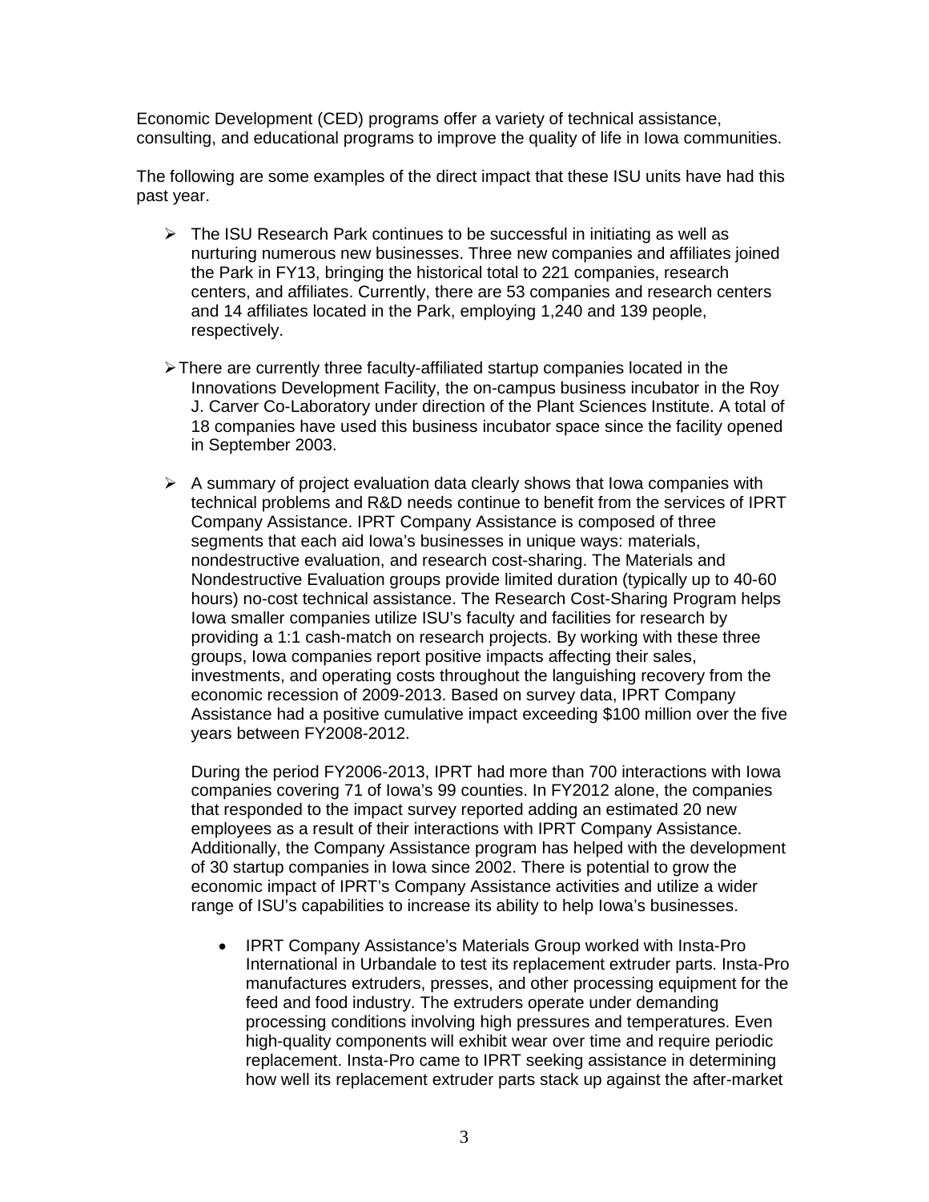Economic Development (CED) programs offer a variety of technical assistance, consulting, and educational programs to improve the quality of life in Iowa communities.

The following are some examples of the direct impact that these ISU units have had this past year.

- The ISU Research Park continues to be successful in initiating as well as nurturing numerous new businesses. Three new companies and affiliates joined the Park in FY13, bringing the historical total to 221 companies, research centers, and affiliates. Currently, there are 53 companies and research centers and 14 affiliates located in the Park, employing 1,240 and 139 people, respectively.

- There are currently three faculty-affiliated startup companies located in the Innovations Development Facility, the on-campus business incubator in the Roy J. Carver Co-Laboratory under direction of the Plant Sciences Institute. A total of 18 companies have used this business incubator space since the facility opened in September 2003.

- A summary of project evaluation data clearly shows that Iowa companies with technical problems and R&D needs continue to benefit from the services of IPRT Company Assistance. IPRT Company Assistance is composed of three segments that each aid Iowa's businesses in unique ways: materials, nondestructive evaluation, and research cost-sharing. The Materials and Nondestructive Evaluation groups provide limited duration (typically up to 40-60 hours) no-cost technical assistance. The Research Cost-Sharing Program helps Iowa smaller companies utilize ISU's faculty and facilities for research by providing a 1:1 cash-match on research projects. By working with these three groups, Iowa companies report positive impacts affecting their sales, investments, and operating costs throughout the languishing recovery from the economic recession of 2009-2013. Based on survey data, IPRT Company Assistance had a positive cumulative impact exceeding $100 million over the five years between FY2008-2012.

  During the period FY2006-2013, IPRT had more than 700 interactions with Iowa companies covering 71 of Iowa's 99 counties. In FY2012 alone, the companies that responded to the impact survey reported adding an estimated 20 new employees as a result of their interactions with IPRT Company Assistance. Additionally, the Company Assistance program has helped with the development of 30 startup companies in Iowa since 2002. There is potential to grow the economic impact of IPRT's Company Assistance activities and utilize a wider range of ISU's capabilities to increase its ability to help Iowa's businesses.

  - IPRT Company Assistance's Materials Group worked with Insta-Pro International in Urbandale to test its replacement extruder parts. Insta-Pro manufactures extruders, presses, and other processing equipment for the feed and food industry. The extruders operate under demanding processing conditions involving high pressures and temperatures. Even high-quality components will exhibit wear over time and require periodic replacement. Insta-Pro came to IPRT seeking assistance in determining how well its replacement extruder parts stack up against the after-market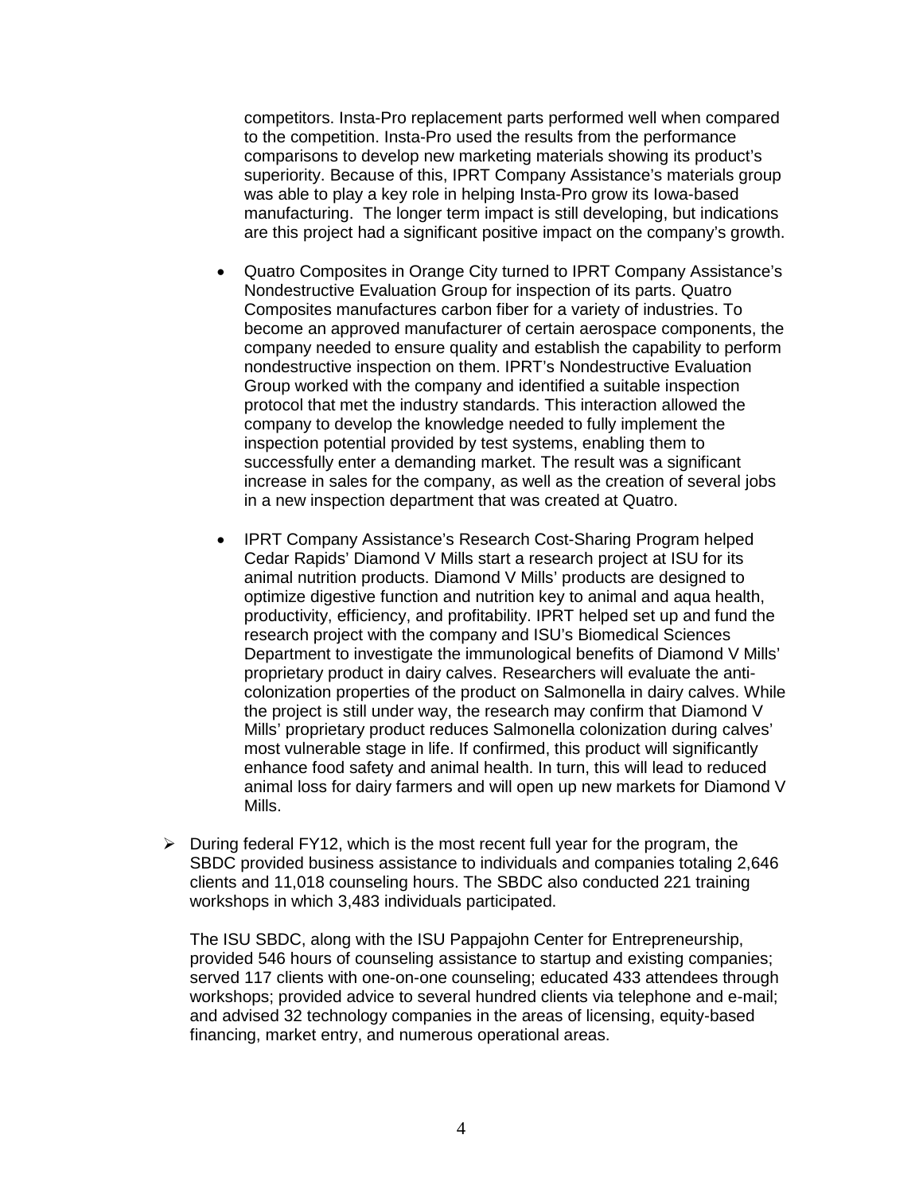competitors. Insta-Pro replacement parts performed well when compared to the competition. Insta-Pro used the results from the performance comparisons to develop new marketing materials showing its product's superiority. Because of this, IPRT Company Assistance's materials group was able to play a key role in helping Insta-Pro grow its Iowa-based manufacturing. The longer term impact is still developing, but indications are this project had a significant positive impact on the company's growth.

- Quatro Composites in Orange City turned to IPRT Company Assistance's Nondestructive Evaluation Group for inspection of its parts. Quatro Composites manufactures carbon fiber for a variety of industries. To become an approved manufacturer of certain aerospace components, the company needed to ensure quality and establish the capability to perform nondestructive inspection on them. IPRT's Nondestructive Evaluation Group worked with the company and identified a suitable inspection protocol that met the industry standards. This interaction allowed the company to develop the knowledge needed to fully implement the inspection potential provided by test systems, enabling them to successfully enter a demanding market. The result was a significant increase in sales for the company, as well as the creation of several jobs in a new inspection department that was created at Quatro.

- IPRT Company Assistance's Research Cost-Sharing Program helped Cedar Rapids' Diamond V Mills start a research project at ISU for its animal nutrition products. Diamond V Mills' products are designed to optimize digestive function and nutrition key to animal and aqua health, productivity, efficiency, and profitability. IPRT helped set up and fund the research project with the company and ISU's Biomedical Sciences Department to investigate the immunological benefits of Diamond V Mills' proprietary product in dairy calves. Researchers will evaluate the anti-colonization properties of the product on Salmonella in dairy calves. While the project is still under way, the research may confirm that Diamond V Mills' proprietary product reduces Salmonella colonization during calves' most vulnerable stage in life. If confirmed, this product will significantly enhance food safety and animal health. In turn, this will lead to reduced animal loss for dairy farmers and will open up new markets for Diamond V Mills.

➢ During federal FY12, which is the most recent full year for the program, the SBDC provided business assistance to individuals and companies totaling 2,646 clients and 11,018 counseling hours. The SBDC also conducted 221 training workshops in which 3,483 individuals participated.

  The ISU SBDC, along with the ISU Pappajohn Center for Entrepreneurship, provided 546 hours of counseling assistance to startup and existing companies; served 117 clients with one-on-one counseling; educated 433 attendees through workshops; provided advice to several hundred clients via telephone and e-mail; and advised 32 technology companies in the areas of licensing, equity-based financing, market entry, and numerous operational areas.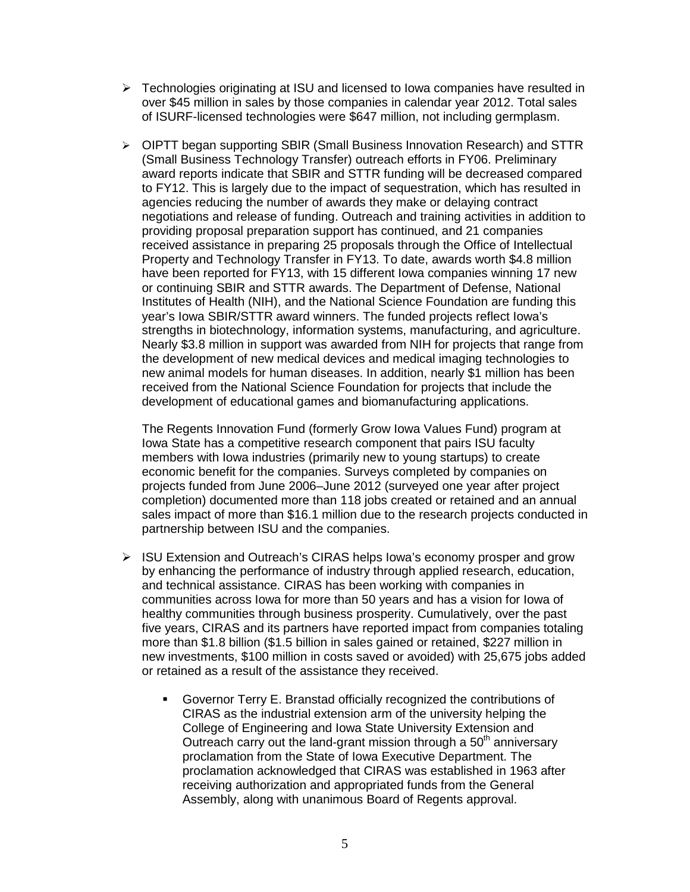- Technologies originating at ISU and licensed to Iowa companies have resulted in over $45 million in sales by those companies in calendar year 2012. Total sales of ISURF-licensed technologies were $647 million, not including germplasm.

- OIPTT began supporting SBIR (Small Business Innovation Research) and STTR (Small Business Technology Transfer) outreach efforts in FY06. Preliminary award reports indicate that SBIR and STTR funding will be decreased compared to FY12. This is largely due to the impact of sequestration, which has resulted in agencies reducing the number of awards they make or delaying contract negotiations and release of funding. Outreach and training activities in addition to providing proposal preparation support has continued, and 21 companies received assistance in preparing 25 proposals through the Office of Intellectual Property and Technology Transfer in FY13. To date, awards worth $4.8 million have been reported for FY13, with 15 different Iowa companies winning 17 new or continuing SBIR and STTR awards. The Department of Defense, National Institutes of Health (NIH), and the National Science Foundation are funding this year's Iowa SBIR/STTR award winners. The funded projects reflect Iowa's strengths in biotechnology, information systems, manufacturing, and agriculture. Nearly $3.8 million in support was awarded from NIH for projects that range from the development of new medical devices and medical imaging technologies to new animal models for human diseases. In addition, nearly $1 million has been received from the National Science Foundation for projects that include the development of educational games and biomanufacturing applications.

  The Regents Innovation Fund (formerly Grow Iowa Values Fund) program at Iowa State has a competitive research component that pairs ISU faculty members with Iowa industries (primarily new to young startups) to create economic benefit for the companies. Surveys completed by companies on projects funded from June 2006–June 2012 (surveyed one year after project completion) documented more than 118 jobs created or retained and an annual sales impact of more than $16.1 million due to the research projects conducted in partnership between ISU and the companies.

- ISU Extension and Outreach's CIRAS helps Iowa's economy prosper and grow by enhancing the performance of industry through applied research, education, and technical assistance. CIRAS has been working with companies in communities across Iowa for more than 50 years and has a vision for Iowa of healthy communities through business prosperity. Cumulatively, over the past five years, CIRAS and its partners have reported impact from companies totaling more than $1.8 billion ($1.5 billion in sales gained or retained, $227 million in new investments, $100 million in costs saved or avoided) with 25,675 jobs added or retained as a result of the assistance they received.

  - Governor Terry E. Branstad officially recognized the contributions of CIRAS as the industrial extension arm of the university helping the College of Engineering and Iowa State University Extension and Outreach carry out the land-grant mission through a 50th anniversary proclamation from the State of Iowa Executive Department. The proclamation acknowledged that CIRAS was established in 1963 after receiving authorization and appropriated funds from the General Assembly, along with unanimous Board of Regents approval.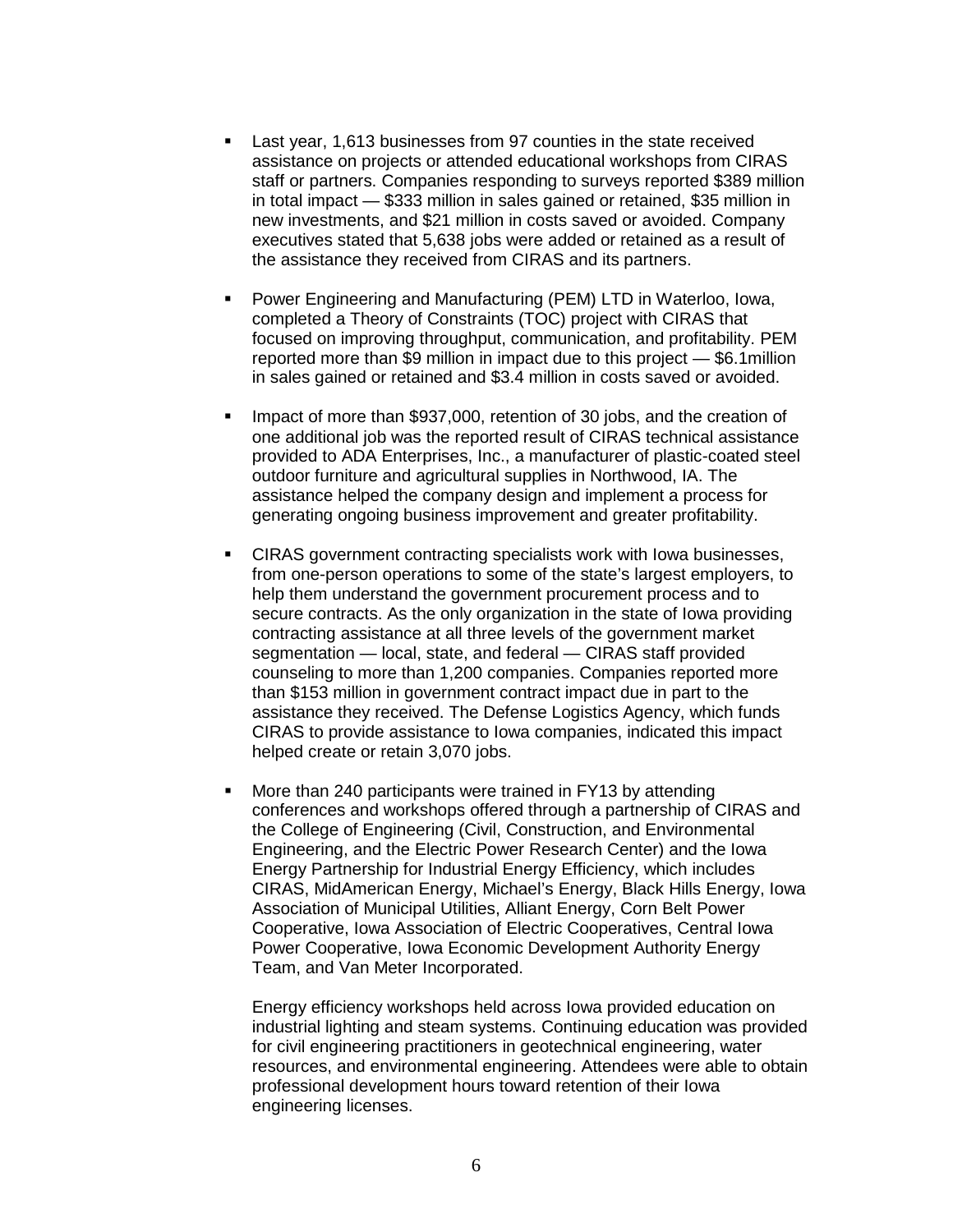- Last year, 1,613 businesses from 97 counties in the state received assistance on projects or attended educational workshops from CIRAS staff or partners. Companies responding to surveys reported $389 million in total impact — $333 million in sales gained or retained, $35 million in new investments, and $21 million in costs saved or avoided. Company executives stated that 5,638 jobs were added or retained as a result of the assistance they received from CIRAS and its partners.

- Power Engineering and Manufacturing (PEM) LTD in Waterloo, Iowa, completed a Theory of Constraints (TOC) project with CIRAS that focused on improving throughput, communication, and profitability. PEM reported more than $9 million in impact due to this project — $6.1million in sales gained or retained and $3.4 million in costs saved or avoided.

- Impact of more than $937,000, retention of 30 jobs, and the creation of one additional job was the reported result of CIRAS technical assistance provided to ADA Enterprises, Inc., a manufacturer of plastic-coated steel outdoor furniture and agricultural supplies in Northwood, IA. The assistance helped the company design and implement a process for generating ongoing business improvement and greater profitability.

- CIRAS government contracting specialists work with Iowa businesses, from one-person operations to some of the state's largest employers, to help them understand the government procurement process and to secure contracts. As the only organization in the state of Iowa providing contracting assistance at all three levels of the government market segmentation — local, state, and federal — CIRAS staff provided counseling to more than 1,200 companies. Companies reported more than $153 million in government contract impact due in part to the assistance they received. The Defense Logistics Agency, which funds CIRAS to provide assistance to Iowa companies, indicated this impact helped create or retain 3,070 jobs.

- More than 240 participants were trained in FY13 by attending conferences and workshops offered through a partnership of CIRAS and the College of Engineering (Civil, Construction, and Environmental Engineering, and the Electric Power Research Center) and the Iowa Energy Partnership for Industrial Energy Efficiency, which includes CIRAS, MidAmerican Energy, Michael's Energy, Black Hills Energy, Iowa Association of Municipal Utilities, Alliant Energy, Corn Belt Power Cooperative, Iowa Association of Electric Cooperatives, Central Iowa Power Cooperative, Iowa Economic Development Authority Energy Team, and Van Meter Incorporated.

  Energy efficiency workshops held across Iowa provided education on industrial lighting and steam systems. Continuing education was provided for civil engineering practitioners in geotechnical engineering, water resources, and environmental engineering. Attendees were able to obtain professional development hours toward retention of their Iowa engineering licenses.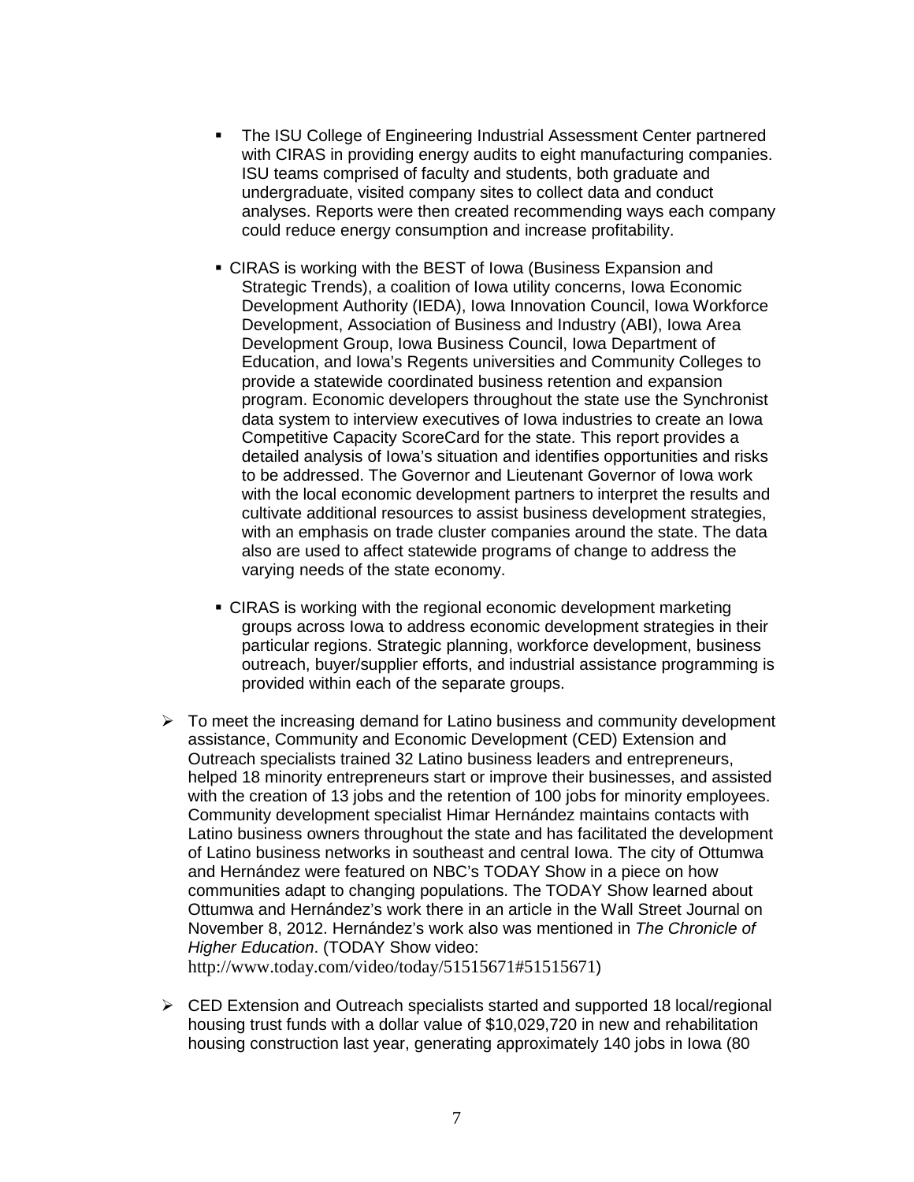- The ISU College of Engineering Industrial Assessment Center partnered with CIRAS in providing energy audits to eight manufacturing companies. ISU teams comprised of faculty and students, both graduate and undergraduate, visited company sites to collect data and conduct analyses. Reports were then created recommending ways each company could reduce energy consumption and increase profitability.

   - CIRAS is working with the BEST of Iowa (Business Expansion and Strategic Trends), a coalition of Iowa utility concerns, Iowa Economic Development Authority (IEDA), Iowa Innovation Council, Iowa Workforce Development, Association of Business and Industry (ABI), Iowa Area Development Group, Iowa Business Council, Iowa Department of Education, and Iowa's Regents universities and Community Colleges to provide a statewide coordinated business retention and expansion program. Economic developers throughout the state use the Synchronist data system to interview executives of Iowa industries to create an Iowa Competitive Capacity ScoreCard for the state. This report provides a detailed analysis of Iowa's situation and identifies opportunities and risks to be addressed. The Governor and Lieutenant Governor of Iowa work with the local economic development partners to interpret the results and cultivate additional resources to assist business development strategies, with an emphasis on trade cluster companies around the state. The data also are used to affect statewide programs of change to address the varying needs of the state economy.

   - CIRAS is working with the regional economic development marketing groups across Iowa to address economic development strategies in their particular regions. Strategic planning, workforce development, business outreach, buyer/supplier efforts, and industrial assistance programming is provided within each of the separate groups.

- To meet the increasing demand for Latino business and community development assistance, Community and Economic Development (CED) Extension and Outreach specialists trained 32 Latino business leaders and entrepreneurs, helped 18 minority entrepreneurs start or improve their businesses, and assisted with the creation of 13 jobs and the retention of 100 jobs for minority employees. Community development specialist Himar Hernández maintains contacts with Latino business owners throughout the state and has facilitated the development of Latino business networks in southeast and central Iowa. The city of Ottumwa and Hernández were featured on NBC's TODAY Show in a piece on how communities adapt to changing populations. The TODAY Show learned about Ottumwa and Hernández's work there in an article in the Wall Street Journal on November 8, 2012. Hernández's work also was mentioned in *The Chronicle of Higher Education*. (TODAY Show video: http://www.today.com/video/today/51515671#51515671)

- CED Extension and Outreach specialists started and supported 18 local/regional housing trust funds with a dollar value of $10,029,720 in new and rehabilitation housing construction last year, generating approximately 140 jobs in Iowa (80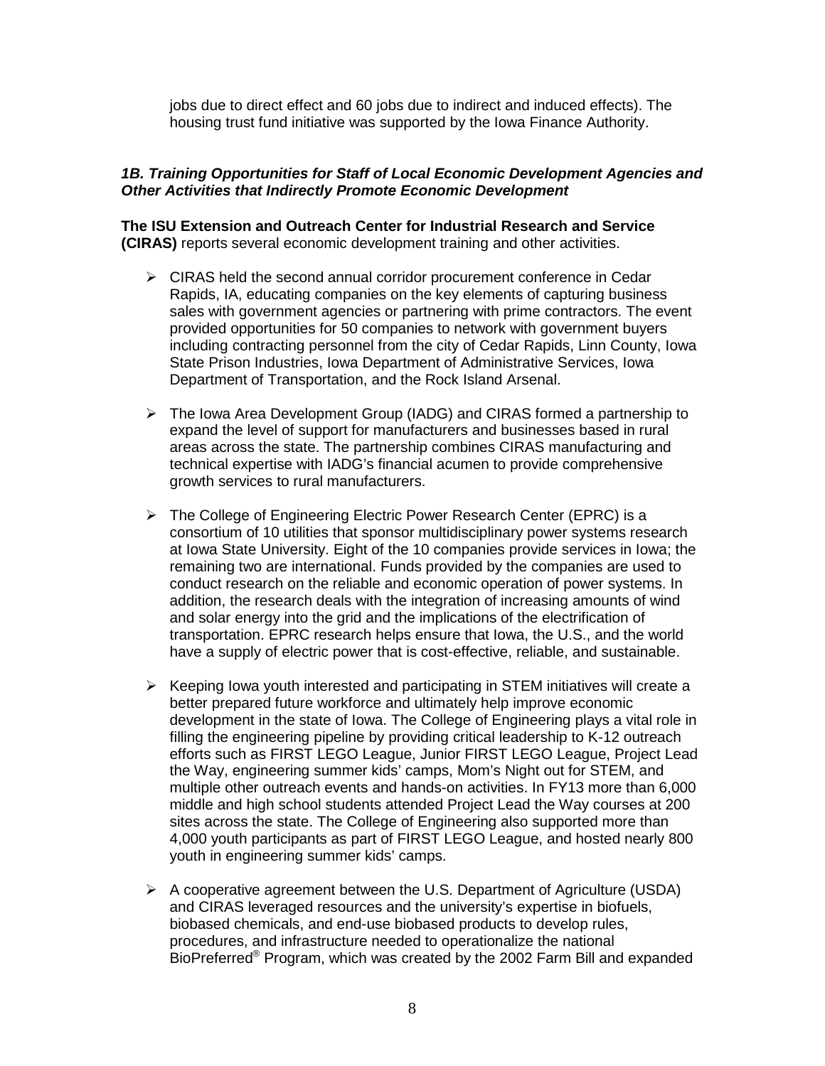jobs due to direct effect and 60 jobs due to indirect and induced effects). The housing trust fund initiative was supported by the Iowa Finance Authority.

### *1B. Training Opportunities for Staff of Local Economic Development Agencies and Other Activities that Indirectly Promote Economic Development*

**The ISU Extension and Outreach Center for Industrial Research and Service (CIRAS)** reports several economic development training and other activities.

- CIRAS held the second annual corridor procurement conference in Cedar Rapids, IA, educating companies on the key elements of capturing business sales with government agencies or partnering with prime contractors. The event provided opportunities for 50 companies to network with government buyers including contracting personnel from the city of Cedar Rapids, Linn County, Iowa State Prison Industries, Iowa Department of Administrative Services, Iowa Department of Transportation, and the Rock Island Arsenal.

- The Iowa Area Development Group (IADG) and CIRAS formed a partnership to expand the level of support for manufacturers and businesses based in rural areas across the state. The partnership combines CIRAS manufacturing and technical expertise with IADG's financial acumen to provide comprehensive growth services to rural manufacturers.

- The College of Engineering Electric Power Research Center (EPRC) is a consortium of 10 utilities that sponsor multidisciplinary power systems research at Iowa State University. Eight of the 10 companies provide services in Iowa; the remaining two are international. Funds provided by the companies are used to conduct research on the reliable and economic operation of power systems. In addition, the research deals with the integration of increasing amounts of wind and solar energy into the grid and the implications of the electrification of transportation. EPRC research helps ensure that Iowa, the U.S., and the world have a supply of electric power that is cost-effective, reliable, and sustainable.

- Keeping Iowa youth interested and participating in STEM initiatives will create a better prepared future workforce and ultimately help improve economic development in the state of Iowa. The College of Engineering plays a vital role in filling the engineering pipeline by providing critical leadership to K-12 outreach efforts such as FIRST LEGO League, Junior FIRST LEGO League, Project Lead the Way, engineering summer kids' camps, Mom's Night out for STEM, and multiple other outreach events and hands-on activities. In FY13 more than 6,000 middle and high school students attended Project Lead the Way courses at 200 sites across the state. The College of Engineering also supported more than 4,000 youth participants as part of FIRST LEGO League, and hosted nearly 800 youth in engineering summer kids' camps.

- A cooperative agreement between the U.S. Department of Agriculture (USDA) and CIRAS leveraged resources and the university's expertise in biofuels, biobased chemicals, and end-use biobased products to develop rules, procedures, and infrastructure needed to operationalize the national BioPreferred® Program, which was created by the 2002 Farm Bill and expanded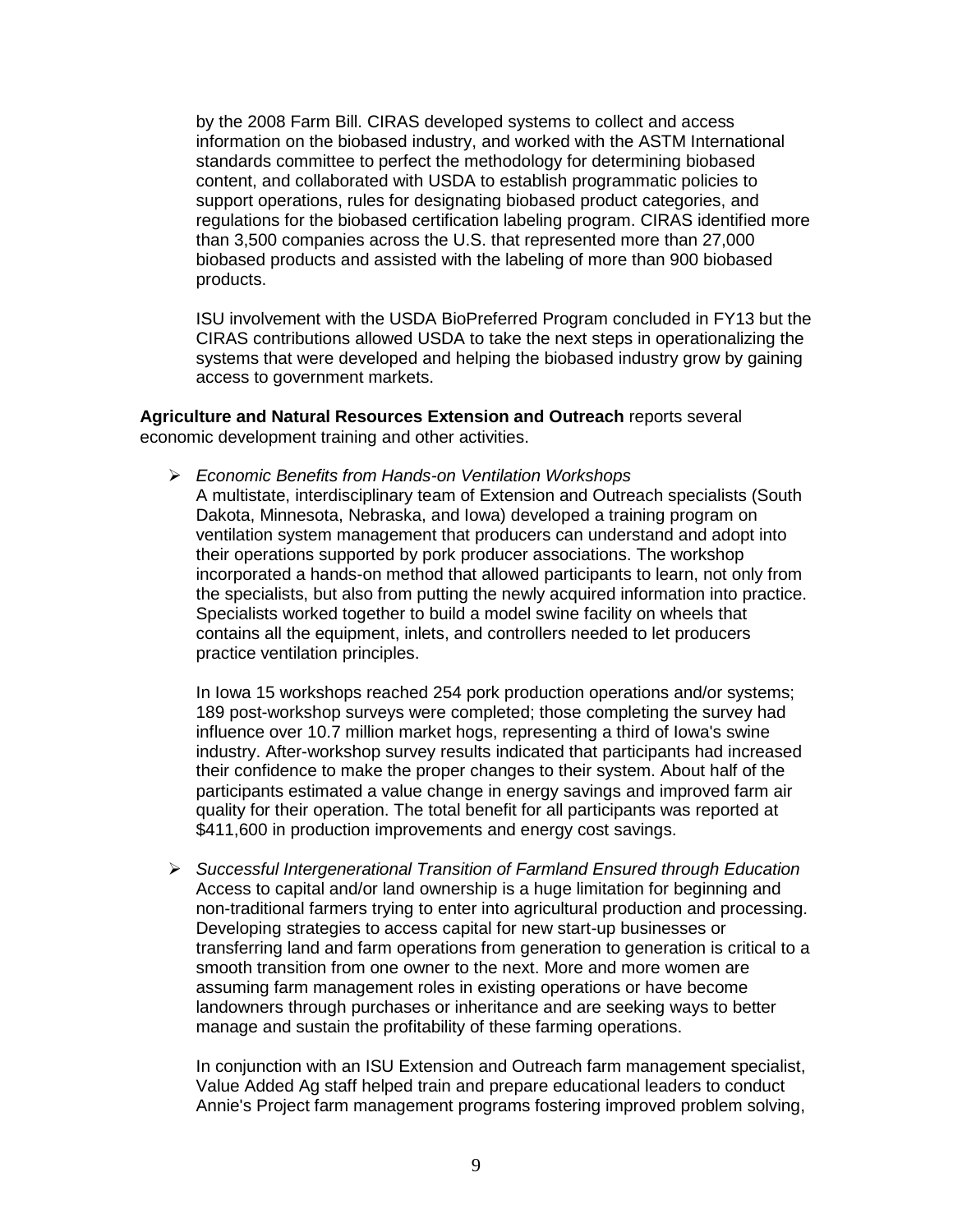by the 2008 Farm Bill. CIRAS developed systems to collect and access information on the biobased industry, and worked with the ASTM International standards committee to perfect the methodology for determining biobased content, and collaborated with USDA to establish programmatic policies to support operations, rules for designating biobased product categories, and regulations for the biobased certification labeling program. CIRAS identified more than 3,500 companies across the U.S. that represented more than 27,000 biobased products and assisted with the labeling of more than 900 biobased products.

ISU involvement with the USDA BioPreferred Program concluded in FY13 but the CIRAS contributions allowed USDA to take the next steps in operationalizing the systems that were developed and helping the biobased industry grow by gaining access to government markets.

**Agriculture and Natural Resources Extension and Outreach** reports several economic development training and other activities.

- *Economic Benefits from Hands-on Ventilation Workshops*
  A multistate, interdisciplinary team of Extension and Outreach specialists (South Dakota, Minnesota, Nebraska, and Iowa) developed a training program on ventilation system management that producers can understand and adopt into their operations supported by pork producer associations. The workshop incorporated a hands-on method that allowed participants to learn, not only from the specialists, but also from putting the newly acquired information into practice. Specialists worked together to build a model swine facility on wheels that contains all the equipment, inlets, and controllers needed to let producers practice ventilation principles.

  In Iowa 15 workshops reached 254 pork production operations and/or systems; 189 post-workshop surveys were completed; those completing the survey had influence over 10.7 million market hogs, representing a third of Iowa's swine industry. After-workshop survey results indicated that participants had increased their confidence to make the proper changes to their system. About half of the participants estimated a value change in energy savings and improved farm air quality for their operation. The total benefit for all participants was reported at $411,600 in production improvements and energy cost savings.

- *Successful Intergenerational Transition of Farmland Ensured through Education*
  Access to capital and/or land ownership is a huge limitation for beginning and non-traditional farmers trying to enter into agricultural production and processing. Developing strategies to access capital for new start-up businesses or transferring land and farm operations from generation to generation is critical to a smooth transition from one owner to the next. More and more women are assuming farm management roles in existing operations or have become landowners through purchases or inheritance and are seeking ways to better manage and sustain the profitability of these farming operations.

  In conjunction with an ISU Extension and Outreach farm management specialist, Value Added Ag staff helped train and prepare educational leaders to conduct Annie's Project farm management programs fostering improved problem solving,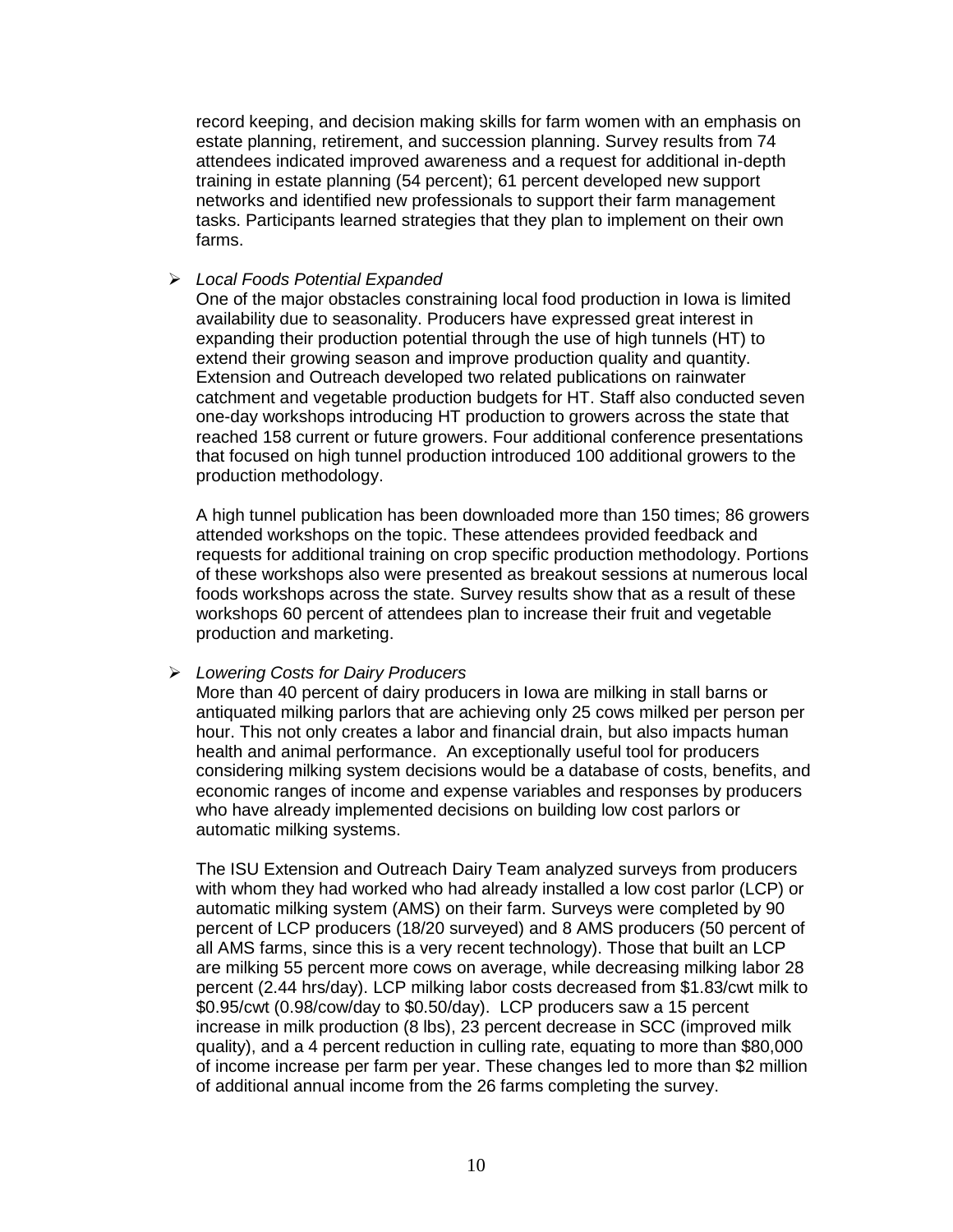record keeping, and decision making skills for farm women with an emphasis on estate planning, retirement, and succession planning. Survey results from 74 attendees indicated improved awareness and a request for additional in-depth training in estate planning (54 percent); 61 percent developed new support networks and identified new professionals to support their farm management tasks. Participants learned strategies that they plan to implement on their own farms.

- *Local Foods Potential Expanded*

  One of the major obstacles constraining local food production in Iowa is limited availability due to seasonality. Producers have expressed great interest in expanding their production potential through the use of high tunnels (HT) to extend their growing season and improve production quality and quantity. Extension and Outreach developed two related publications on rainwater catchment and vegetable production budgets for HT. Staff also conducted seven one-day workshops introducing HT production to growers across the state that reached 158 current or future growers. Four additional conference presentations that focused on high tunnel production introduced 100 additional growers to the production methodology.

  A high tunnel publication has been downloaded more than 150 times; 86 growers attended workshops on the topic. These attendees provided feedback and requests for additional training on crop specific production methodology. Portions of these workshops also were presented as breakout sessions at numerous local foods workshops across the state. Survey results show that as a result of these workshops 60 percent of attendees plan to increase their fruit and vegetable production and marketing.

- *Lowering Costs for Dairy Producers*

  More than 40 percent of dairy producers in Iowa are milking in stall barns or antiquated milking parlors that are achieving only 25 cows milked per person per hour. This not only creates a labor and financial drain, but also impacts human health and animal performance. An exceptionally useful tool for producers considering milking system decisions would be a database of costs, benefits, and economic ranges of income and expense variables and responses by producers who have already implemented decisions on building low cost parlors or automatic milking systems.

  The ISU Extension and Outreach Dairy Team analyzed surveys from producers with whom they had worked who had already installed a low cost parlor (LCP) or automatic milking system (AMS) on their farm. Surveys were completed by 90 percent of LCP producers (18/20 surveyed) and 8 AMS producers (50 percent of all AMS farms, since this is a very recent technology). Those that built an LCP are milking 55 percent more cows on average, while decreasing milking labor 28 percent (2.44 hrs/day). LCP milking labor costs decreased from $1.83/cwt milk to $0.95/cwt (0.98/cow/day to $0.50/day). LCP producers saw a 15 percent increase in milk production (8 lbs), 23 percent decrease in SCC (improved milk quality), and a 4 percent reduction in culling rate, equating to more than $80,000 of income increase per farm per year. These changes led to more than $2 million of additional annual income from the 26 farms completing the survey.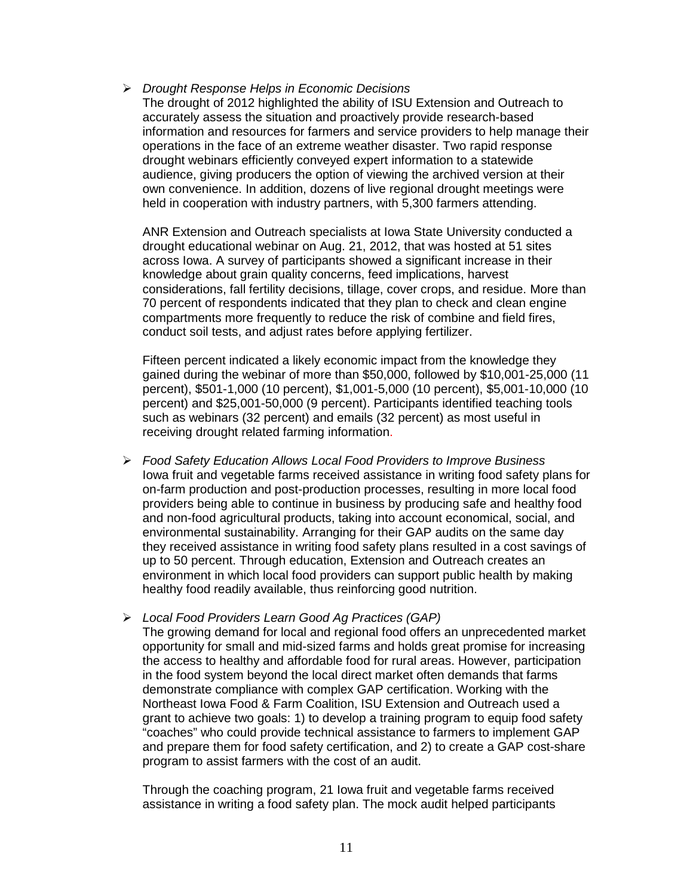- *Drought Response Helps in Economic Decisions*

  The drought of 2012 highlighted the ability of ISU Extension and Outreach to accurately assess the situation and proactively provide research-based information and resources for farmers and service providers to help manage their operations in the face of an extreme weather disaster. Two rapid response drought webinars efficiently conveyed expert information to a statewide audience, giving producers the option of viewing the archived version at their own convenience. In addition, dozens of live regional drought meetings were held in cooperation with industry partners, with 5,300 farmers attending.

  ANR Extension and Outreach specialists at Iowa State University conducted a drought educational webinar on Aug. 21, 2012, that was hosted at 51 sites across Iowa. A survey of participants showed a significant increase in their knowledge about grain quality concerns, feed implications, harvest considerations, fall fertility decisions, tillage, cover crops, and residue. More than 70 percent of respondents indicated that they plan to check and clean engine compartments more frequently to reduce the risk of combine and field fires, conduct soil tests, and adjust rates before applying fertilizer.

  Fifteen percent indicated a likely economic impact from the knowledge they gained during the webinar of more than $50,000, followed by $10,001-25,000 (11 percent), $501-1,000 (10 percent), $1,001-5,000 (10 percent), $5,001-10,000 (10 percent) and $25,001-50,000 (9 percent). Participants identified teaching tools such as webinars (32 percent) and emails (32 percent) as most useful in receiving drought related farming information.

- *Food Safety Education Allows Local Food Providers to Improve Business*

  Iowa fruit and vegetable farms received assistance in writing food safety plans for on-farm production and post-production processes, resulting in more local food providers being able to continue in business by producing safe and healthy food and non-food agricultural products, taking into account economical, social, and environmental sustainability. Arranging for their GAP audits on the same day they received assistance in writing food safety plans resulted in a cost savings of up to 50 percent. Through education, Extension and Outreach creates an environment in which local food providers can support public health by making healthy food readily available, thus reinforcing good nutrition.

- *Local Food Providers Learn Good Ag Practices (GAP)*

  The growing demand for local and regional food offers an unprecedented market opportunity for small and mid-sized farms and holds great promise for increasing the access to healthy and affordable food for rural areas. However, participation in the food system beyond the local direct market often demands that farms demonstrate compliance with complex GAP certification. Working with the Northeast Iowa Food & Farm Coalition, ISU Extension and Outreach used a grant to achieve two goals: 1) to develop a training program to equip food safety "coaches" who could provide technical assistance to farmers to implement GAP and prepare them for food safety certification, and 2) to create a GAP cost-share program to assist farmers with the cost of an audit.

  Through the coaching program, 21 Iowa fruit and vegetable farms received assistance in writing a food safety plan. The mock audit helped participants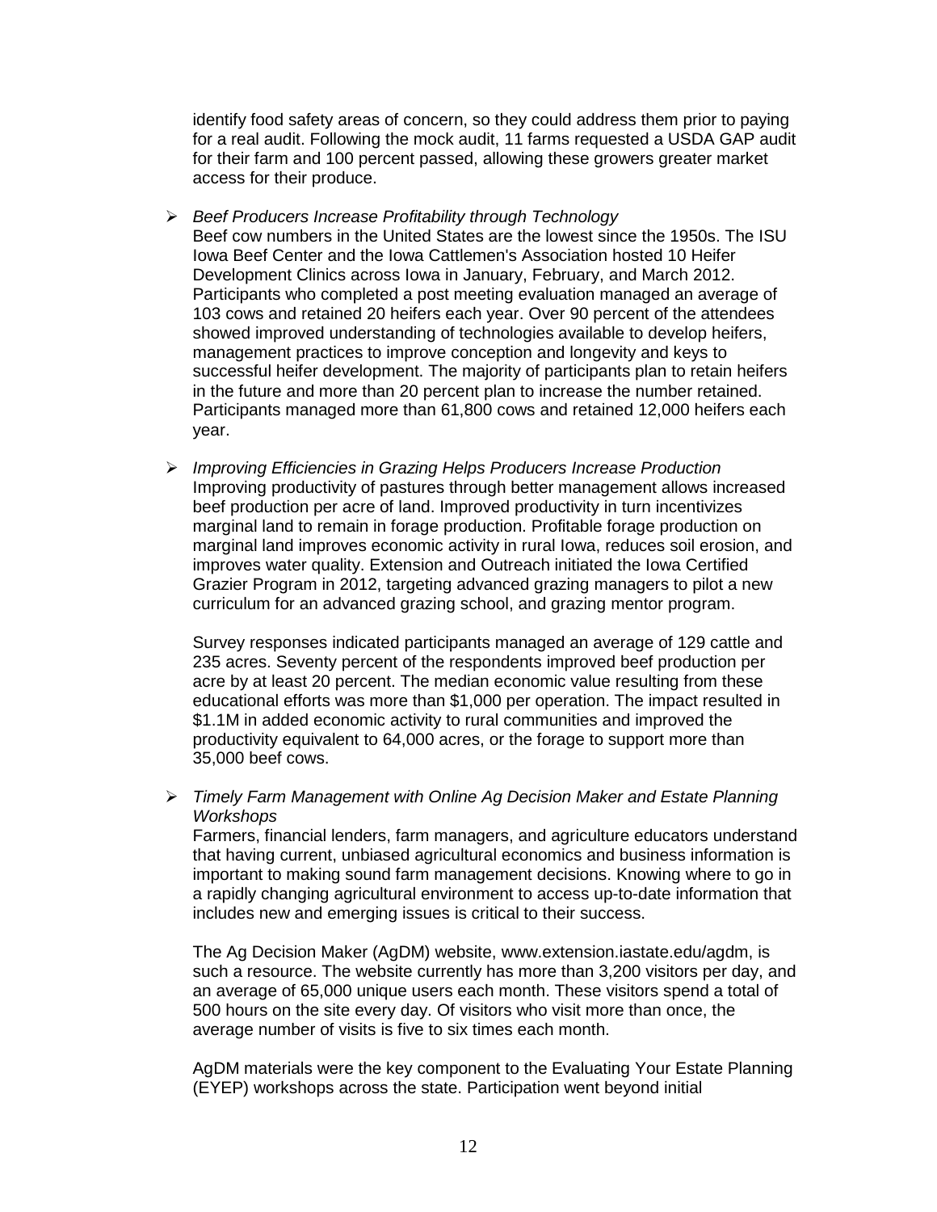identify food safety areas of concern, so they could address them prior to paying for a real audit. Following the mock audit, 11 farms requested a USDA GAP audit for their farm and 100 percent passed, allowing these growers greater market access for their produce.

- *Beef Producers Increase Profitability through Technology*
  Beef cow numbers in the United States are the lowest since the 1950s. The ISU Iowa Beef Center and the Iowa Cattlemen's Association hosted 10 Heifer Development Clinics across Iowa in January, February, and March 2012. Participants who completed a post meeting evaluation managed an average of 103 cows and retained 20 heifers each year. Over 90 percent of the attendees showed improved understanding of technologies available to develop heifers, management practices to improve conception and longevity and keys to successful heifer development. The majority of participants plan to retain heifers in the future and more than 20 percent plan to increase the number retained. Participants managed more than 61,800 cows and retained 12,000 heifers each year.

- *Improving Efficiencies in Grazing Helps Producers Increase Production*
  Improving productivity of pastures through better management allows increased beef production per acre of land. Improved productivity in turn incentivizes marginal land to remain in forage production. Profitable forage production on marginal land improves economic activity in rural Iowa, reduces soil erosion, and improves water quality. Extension and Outreach initiated the Iowa Certified Grazier Program in 2012, targeting advanced grazing managers to pilot a new curriculum for an advanced grazing school, and grazing mentor program.

  Survey responses indicated participants managed an average of 129 cattle and 235 acres. Seventy percent of the respondents improved beef production per acre by at least 20 percent. The median economic value resulting from these educational efforts was more than $1,000 per operation. The impact resulted in $1.1M in added economic activity to rural communities and improved the productivity equivalent to 64,000 acres, or the forage to support more than 35,000 beef cows.

- *Timely Farm Management with Online Ag Decision Maker and Estate Planning Workshops*
  Farmers, financial lenders, farm managers, and agriculture educators understand that having current, unbiased agricultural economics and business information is important to making sound farm management decisions. Knowing where to go in a rapidly changing agricultural environment to access up-to-date information that includes new and emerging issues is critical to their success.

  The Ag Decision Maker (AgDM) website, www.extension.iastate.edu/agdm, is such a resource. The website currently has more than 3,200 visitors per day, and an average of 65,000 unique users each month. These visitors spend a total of 500 hours on the site every day. Of visitors who visit more than once, the average number of visits is five to six times each month.

  AgDM materials were the key component to the Evaluating Your Estate Planning (EYEP) workshops across the state. Participation went beyond initial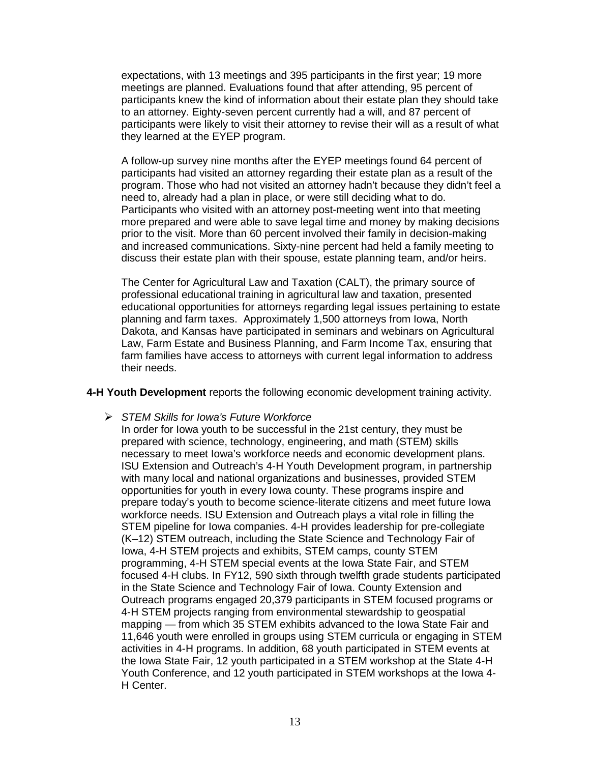expectations, with 13 meetings and 395 participants in the first year; 19 more meetings are planned. Evaluations found that after attending, 95 percent of participants knew the kind of information about their estate plan they should take to an attorney. Eighty-seven percent currently had a will, and 87 percent of participants were likely to visit their attorney to revise their will as a result of what they learned at the EYEP program.

A follow-up survey nine months after the EYEP meetings found 64 percent of participants had visited an attorney regarding their estate plan as a result of the program. Those who had not visited an attorney hadn't because they didn't feel a need to, already had a plan in place, or were still deciding what to do. Participants who visited with an attorney post-meeting went into that meeting more prepared and were able to save legal time and money by making decisions prior to the visit. More than 60 percent involved their family in decision-making and increased communications. Sixty-nine percent had held a family meeting to discuss their estate plan with their spouse, estate planning team, and/or heirs.

The Center for Agricultural Law and Taxation (CALT), the primary source of professional educational training in agricultural law and taxation, presented educational opportunities for attorneys regarding legal issues pertaining to estate planning and farm taxes. Approximately 1,500 attorneys from Iowa, North Dakota, and Kansas have participated in seminars and webinars on Agricultural Law, Farm Estate and Business Planning, and Farm Income Tax, ensuring that farm families have access to attorneys with current legal information to address their needs.

**4-H Youth Development** reports the following economic development training activity.

- *STEM Skills for Iowa's Future Workforce*
  In order for Iowa youth to be successful in the 21st century, they must be prepared with science, technology, engineering, and math (STEM) skills necessary to meet Iowa's workforce needs and economic development plans. ISU Extension and Outreach's 4-H Youth Development program, in partnership with many local and national organizations and businesses, provided STEM opportunities for youth in every Iowa county. These programs inspire and prepare today's youth to become science-literate citizens and meet future Iowa workforce needs. ISU Extension and Outreach plays a vital role in filling the STEM pipeline for Iowa companies. 4-H provides leadership for pre-collegiate (K–12) STEM outreach, including the State Science and Technology Fair of Iowa, 4-H STEM projects and exhibits, STEM camps, county STEM programming, 4-H STEM special events at the Iowa State Fair, and STEM focused 4-H clubs. In FY12, 590 sixth through twelfth grade students participated in the State Science and Technology Fair of Iowa. County Extension and Outreach programs engaged 20,379 participants in STEM focused programs or 4-H STEM projects ranging from environmental stewardship to geospatial mapping — from which 35 STEM exhibits advanced to the Iowa State Fair and 11,646 youth were enrolled in groups using STEM curricula or engaging in STEM activities in 4-H programs. In addition, 68 youth participated in STEM events at the Iowa State Fair, 12 youth participated in a STEM workshop at the State 4-H Youth Conference, and 12 youth participated in STEM workshops at the Iowa 4-H Center.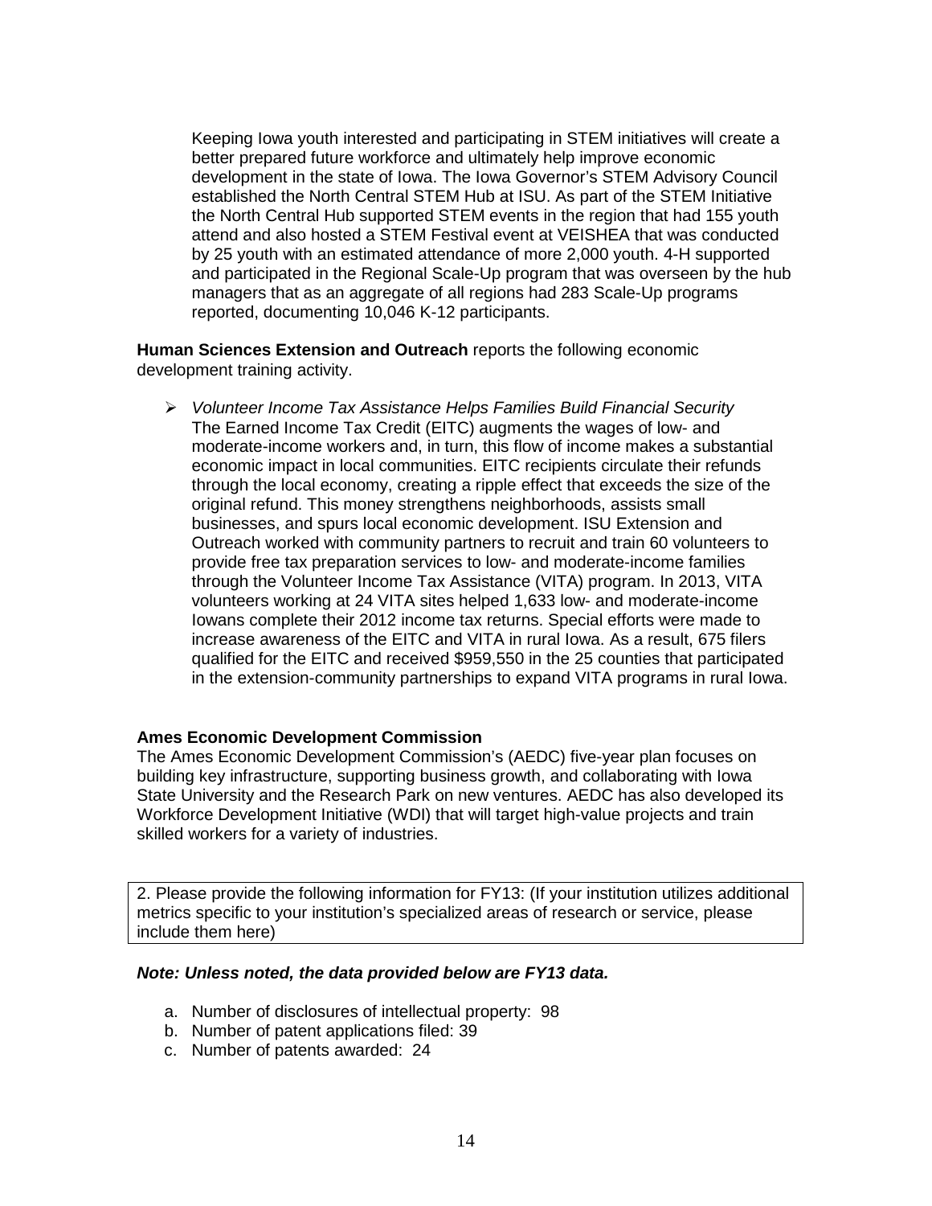Keeping Iowa youth interested and participating in STEM initiatives will create a better prepared future workforce and ultimately help improve economic development in the state of Iowa. The Iowa Governor's STEM Advisory Council established the North Central STEM Hub at ISU. As part of the STEM Initiative the North Central Hub supported STEM events in the region that had 155 youth attend and also hosted a STEM Festival event at VEISHEA that was conducted by 25 youth with an estimated attendance of more 2,000 youth. 4-H supported and participated in the Regional Scale-Up program that was overseen by the hub managers that as an aggregate of all regions had 283 Scale-Up programs reported, documenting 10,046 K-12 participants.

**Human Sciences Extension and Outreach** reports the following economic development training activity.

- *Volunteer Income Tax Assistance Helps Families Build Financial Security*
  The Earned Income Tax Credit (EITC) augments the wages of low- and moderate-income workers and, in turn, this flow of income makes a substantial economic impact in local communities. EITC recipients circulate their refunds through the local economy, creating a ripple effect that exceeds the size of the original refund. This money strengthens neighborhoods, assists small businesses, and spurs local economic development. ISU Extension and Outreach worked with community partners to recruit and train 60 volunteers to provide free tax preparation services to low- and moderate-income families through the Volunteer Income Tax Assistance (VITA) program. In 2013, VITA volunteers working at 24 VITA sites helped 1,633 low- and moderate-income Iowans complete their 2012 income tax returns. Special efforts were made to increase awareness of the EITC and VITA in rural Iowa. As a result, 675 filers qualified for the EITC and received $959,550 in the 25 counties that participated in the extension-community partnerships to expand VITA programs in rural Iowa.

**Ames Economic Development Commission**

The Ames Economic Development Commission's (AEDC) five-year plan focuses on building key infrastructure, supporting business growth, and collaborating with Iowa State University and the Research Park on new ventures. AEDC has also developed its Workforce Development Initiative (WDI) that will target high-value projects and train skilled workers for a variety of industries.

2. Please provide the following information for FY13: (If your institution utilizes additional metrics specific to your institution's specialized areas of research or service, please include them here)

***Note: Unless noted, the data provided below are FY13 data.***

a. Number of disclosures of intellectual property: 98
b. Number of patent applications filed: 39
c. Number of patents awarded: 24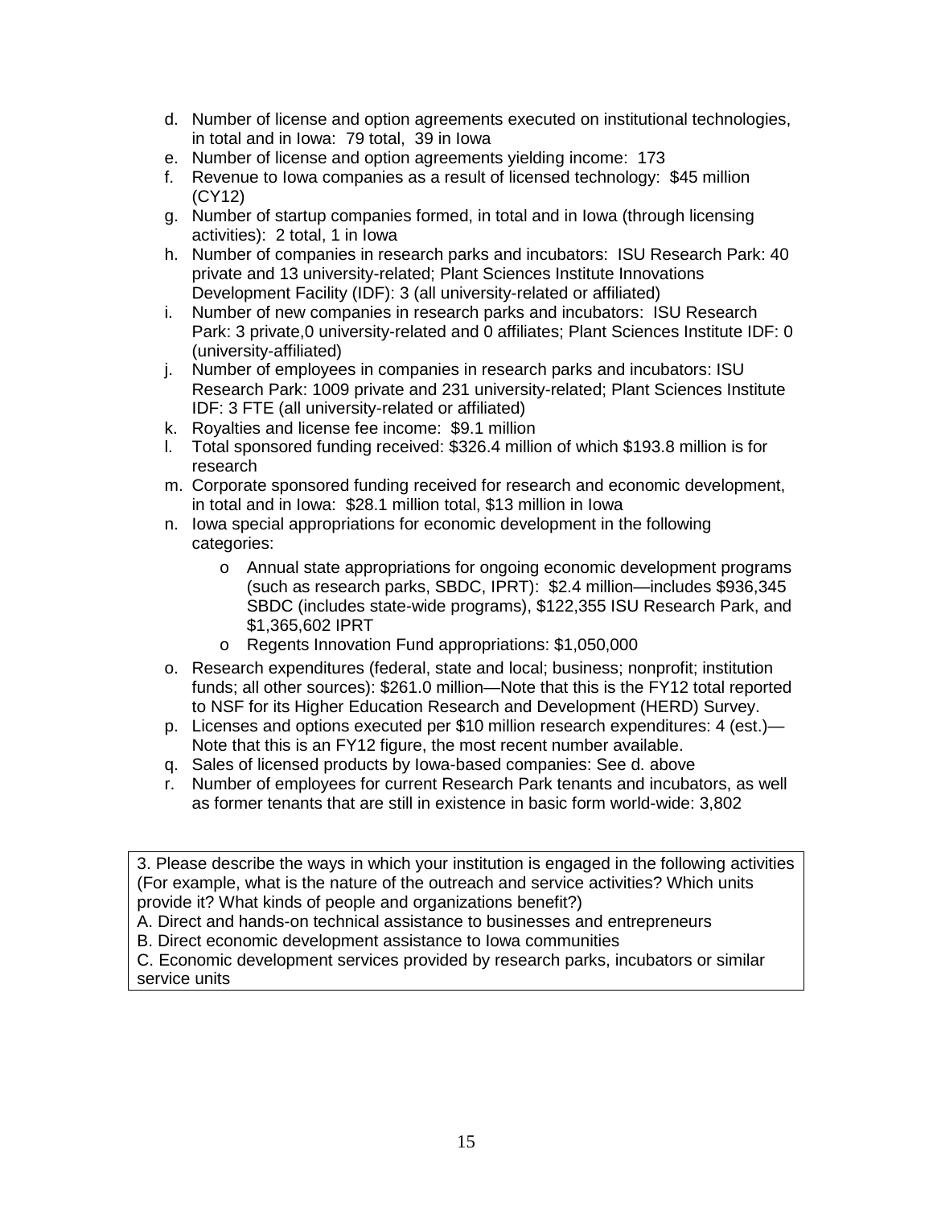d. Number of license and option agreements executed on institutional technologies, in total and in Iowa: 79 total, 39 in Iowa
e. Number of license and option agreements yielding income: 173
f. Revenue to Iowa companies as a result of licensed technology: $45 million (CY12)
g. Number of startup companies formed, in total and in Iowa (through licensing activities): 2 total, 1 in Iowa
h. Number of companies in research parks and incubators: ISU Research Park: 40 private and 13 university-related; Plant Sciences Institute Innovations Development Facility (IDF): 3 (all university-related or affiliated)
i. Number of new companies in research parks and incubators: ISU Research Park: 3 private,0 university-related and 0 affiliates; Plant Sciences Institute IDF: 0 (university-affiliated)
j. Number of employees in companies in research parks and incubators: ISU Research Park: 1009 private and 231 university-related; Plant Sciences Institute IDF: 3 FTE (all university-related or affiliated)
k. Royalties and license fee income: $9.1 million
l. Total sponsored funding received: $326.4 million of which $193.8 million is for research
m. Corporate sponsored funding received for research and economic development, in total and in Iowa: $28.1 million total, $13 million in Iowa
n. Iowa special appropriations for economic development in the following categories:
   - Annual state appropriations for ongoing economic development programs (such as research parks, SBDC, IPRT): $2.4 million—includes $936,345 SBDC (includes state-wide programs), $122,355 ISU Research Park, and $1,365,602 IPRT
   - Regents Innovation Fund appropriations: $1,050,000
o. Research expenditures (federal, state and local; business; nonprofit; institution funds; all other sources): $261.0 million—Note that this is the FY12 total reported to NSF for its Higher Education Research and Development (HERD) Survey.
p. Licenses and options executed per $10 million research expenditures: 4 (est.)—Note that this is an FY12 figure, the most recent number available.
q. Sales of licensed products by Iowa-based companies: See d. above
r. Number of employees for current Research Park tenants and incubators, as well as former tenants that are still in existence in basic form world-wide: 3,802

3. Please describe the ways in which your institution is engaged in the following activities (For example, what is the nature of the outreach and service activities? Which units provide it? What kinds of people and organizations benefit?)
A. Direct and hands-on technical assistance to businesses and entrepreneurs
B. Direct economic development assistance to Iowa communities
C. Economic development services provided by research parks, incubators or similar service units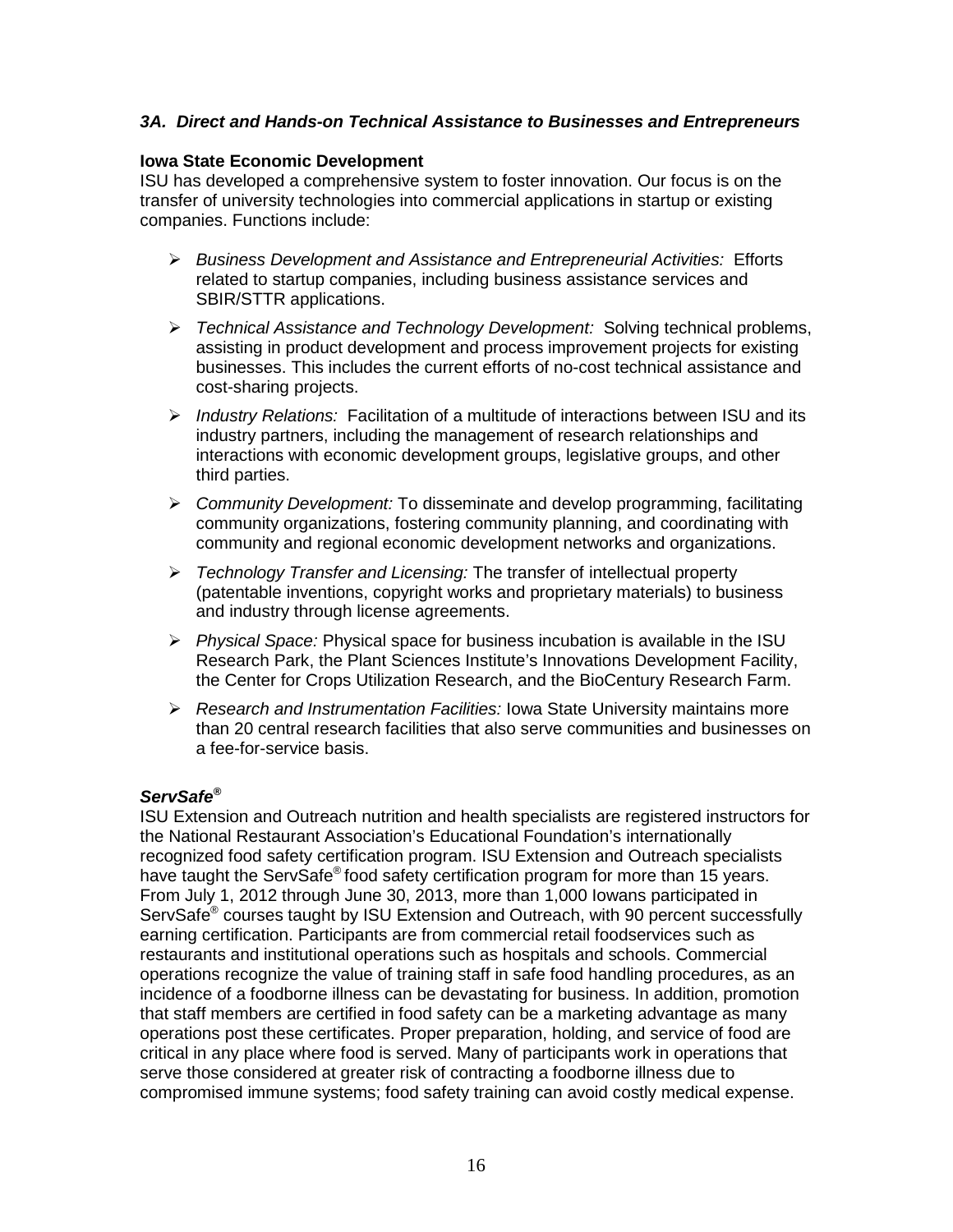### *3A. Direct and Hands-on Technical Assistance to Businesses and Entrepreneurs*

**Iowa State Economic Development**

ISU has developed a comprehensive system to foster innovation. Our focus is on the transfer of university technologies into commercial applications in startup or existing companies. Functions include:

- *Business Development and Assistance and Entrepreneurial Activities:* Efforts related to startup companies, including business assistance services and SBIR/STTR applications.
- *Technical Assistance and Technology Development:* Solving technical problems, assisting in product development and process improvement projects for existing businesses. This includes the current efforts of no-cost technical assistance and cost-sharing projects.
- *Industry Relations:* Facilitation of a multitude of interactions between ISU and its industry partners, including the management of research relationships and interactions with economic development groups, legislative groups, and other third parties.
- *Community Development:* To disseminate and develop programming, facilitating community organizations, fostering community planning, and coordinating with community and regional economic development networks and organizations.
- *Technology Transfer and Licensing:* The transfer of intellectual property (patentable inventions, copyright works and proprietary materials) to business and industry through license agreements.
- *Physical Space:* Physical space for business incubation is available in the ISU Research Park, the Plant Sciences Institute's Innovations Development Facility, the Center for Crops Utilization Research, and the BioCentury Research Farm.
- *Research and Instrumentation Facilities:* Iowa State University maintains more than 20 central research facilities that also serve communities and businesses on a fee-for-service basis.

***ServSafe®***

ISU Extension and Outreach nutrition and health specialists are registered instructors for the National Restaurant Association's Educational Foundation's internationally recognized food safety certification program. ISU Extension and Outreach specialists have taught the ServSafe® food safety certification program for more than 15 years. From July 1, 2012 through June 30, 2013, more than 1,000 Iowans participated in ServSafe® courses taught by ISU Extension and Outreach, with 90 percent successfully earning certification. Participants are from commercial retail foodservices such as restaurants and institutional operations such as hospitals and schools. Commercial operations recognize the value of training staff in safe food handling procedures, as an incidence of a foodborne illness can be devastating for business. In addition, promotion that staff members are certified in food safety can be a marketing advantage as many operations post these certificates. Proper preparation, holding, and service of food are critical in any place where food is served. Many of participants work in operations that serve those considered at greater risk of contracting a foodborne illness due to compromised immune systems; food safety training can avoid costly medical expense.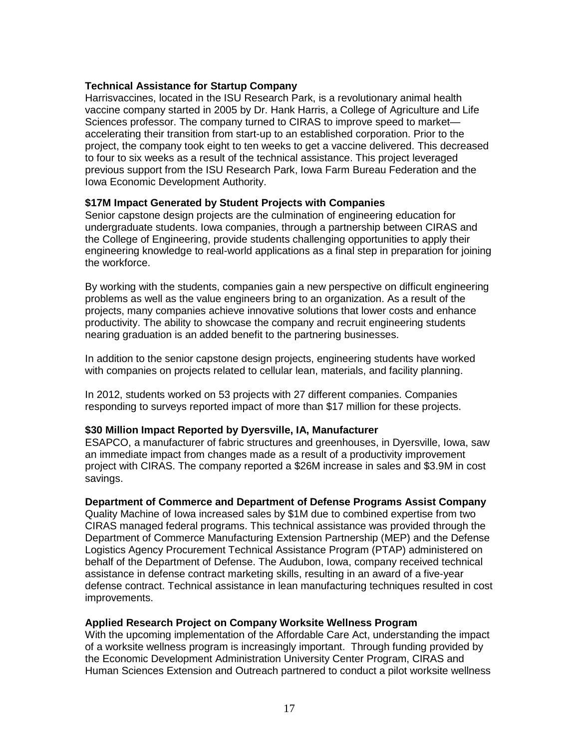**Technical Assistance for Startup Company**

Harrisvaccines, located in the ISU Research Park, is a revolutionary animal health vaccine company started in 2005 by Dr. Hank Harris, a College of Agriculture and Life Sciences professor. The company turned to CIRAS to improve speed to market—accelerating their transition from start-up to an established corporation. Prior to the project, the company took eight to ten weeks to get a vaccine delivered. This decreased to four to six weeks as a result of the technical assistance. This project leveraged previous support from the ISU Research Park, Iowa Farm Bureau Federation and the Iowa Economic Development Authority.

**$17M Impact Generated by Student Projects with Companies**

Senior capstone design projects are the culmination of engineering education for undergraduate students. Iowa companies, through a partnership between CIRAS and the College of Engineering, provide students challenging opportunities to apply their engineering knowledge to real-world applications as a final step in preparation for joining the workforce.

By working with the students, companies gain a new perspective on difficult engineering problems as well as the value engineers bring to an organization. As a result of the projects, many companies achieve innovative solutions that lower costs and enhance productivity. The ability to showcase the company and recruit engineering students nearing graduation is an added benefit to the partnering businesses.

In addition to the senior capstone design projects, engineering students have worked with companies on projects related to cellular lean, materials, and facility planning.

In 2012, students worked on 53 projects with 27 different companies. Companies responding to surveys reported impact of more than $17 million for these projects.

**$30 Million Impact Reported by Dyersville, IA, Manufacturer**

ESAPCO, a manufacturer of fabric structures and greenhouses, in Dyersville, Iowa, saw an immediate impact from changes made as a result of a productivity improvement project with CIRAS. The company reported a $26M increase in sales and $3.9M in cost savings.

**Department of Commerce and Department of Defense Programs Assist Company**

Quality Machine of Iowa increased sales by $1M due to combined expertise from two CIRAS managed federal programs. This technical assistance was provided through the Department of Commerce Manufacturing Extension Partnership (MEP) and the Defense Logistics Agency Procurement Technical Assistance Program (PTAP) administered on behalf of the Department of Defense. The Audubon, Iowa, company received technical assistance in defense contract marketing skills, resulting in an award of a five-year defense contract. Technical assistance in lean manufacturing techniques resulted in cost improvements.

**Applied Research Project on Company Worksite Wellness Program**

With the upcoming implementation of the Affordable Care Act, understanding the impact of a worksite wellness program is increasingly important. Through funding provided by the Economic Development Administration University Center Program, CIRAS and Human Sciences Extension and Outreach partnered to conduct a pilot worksite wellness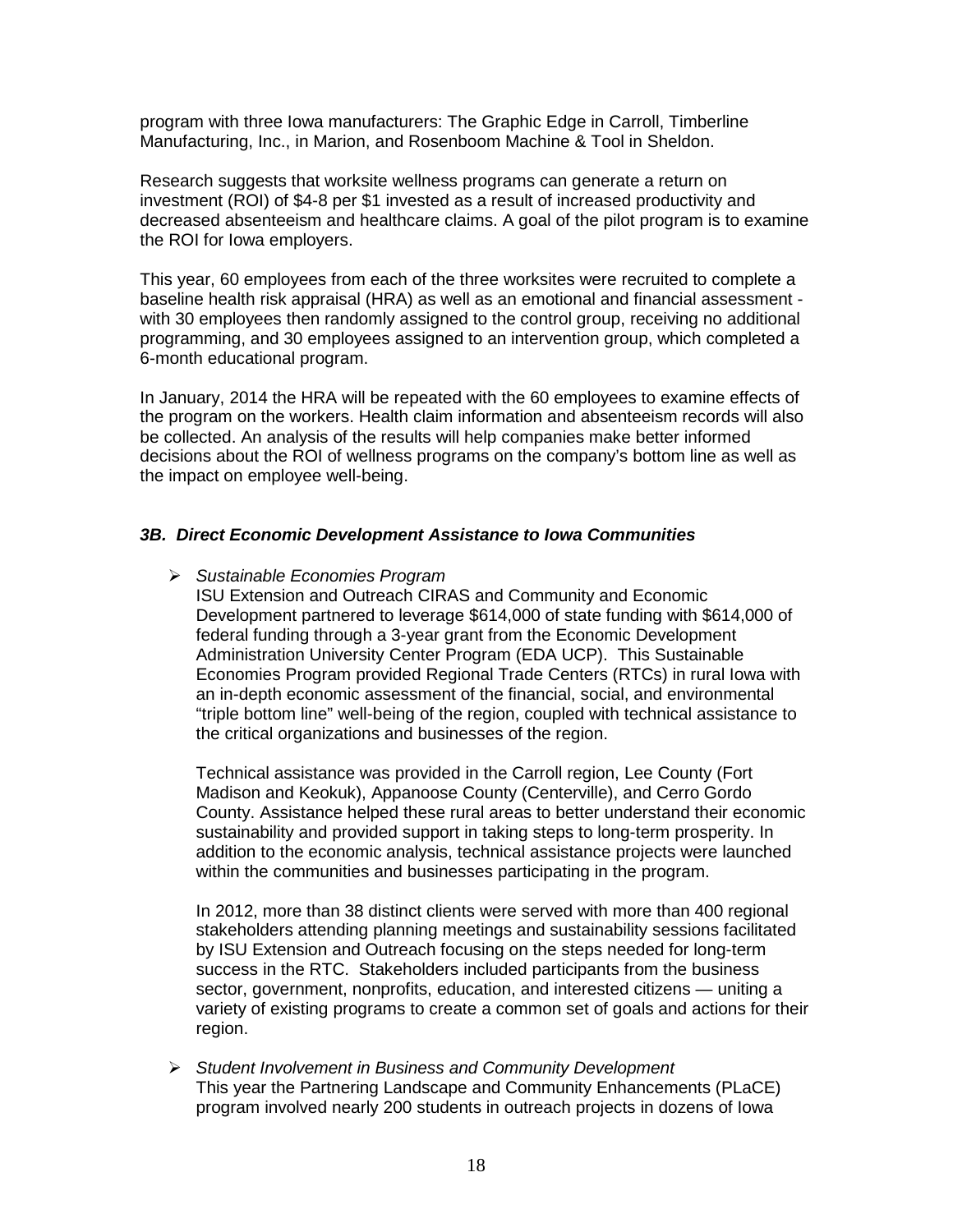program with three Iowa manufacturers: The Graphic Edge in Carroll, Timberline Manufacturing, Inc., in Marion, and Rosenboom Machine & Tool in Sheldon.

Research suggests that worksite wellness programs can generate a return on investment (ROI) of $4-8 per $1 invested as a result of increased productivity and decreased absenteeism and healthcare claims. A goal of the pilot program is to examine the ROI for Iowa employers.

This year, 60 employees from each of the three worksites were recruited to complete a baseline health risk appraisal (HRA) as well as an emotional and financial assessment - with 30 employees then randomly assigned to the control group, receiving no additional programming, and 30 employees assigned to an intervention group, which completed a 6-month educational program.

In January, 2014 the HRA will be repeated with the 60 employees to examine effects of the program on the workers. Health claim information and absenteeism records will also be collected. An analysis of the results will help companies make better informed decisions about the ROI of wellness programs on the company's bottom line as well as the impact on employee well-being.

### *3B. Direct Economic Development Assistance to Iowa Communities*

- *Sustainable Economies Program*
  ISU Extension and Outreach CIRAS and Community and Economic Development partnered to leverage $614,000 of state funding with $614,000 of federal funding through a 3-year grant from the Economic Development Administration University Center Program (EDA UCP). This Sustainable Economies Program provided Regional Trade Centers (RTCs) in rural Iowa with an in-depth economic assessment of the financial, social, and environmental "triple bottom line" well-being of the region, coupled with technical assistance to the critical organizations and businesses of the region.

  Technical assistance was provided in the Carroll region, Lee County (Fort Madison and Keokuk), Appanoose County (Centerville), and Cerro Gordo County. Assistance helped these rural areas to better understand their economic sustainability and provided support in taking steps to long-term prosperity. In addition to the economic analysis, technical assistance projects were launched within the communities and businesses participating in the program.

  In 2012, more than 38 distinct clients were served with more than 400 regional stakeholders attending planning meetings and sustainability sessions facilitated by ISU Extension and Outreach focusing on the steps needed for long-term success in the RTC. Stakeholders included participants from the business sector, government, nonprofits, education, and interested citizens — uniting a variety of existing programs to create a common set of goals and actions for their region.

- *Student Involvement in Business and Community Development*
  This year the Partnering Landscape and Community Enhancements (PLaCE) program involved nearly 200 students in outreach projects in dozens of Iowa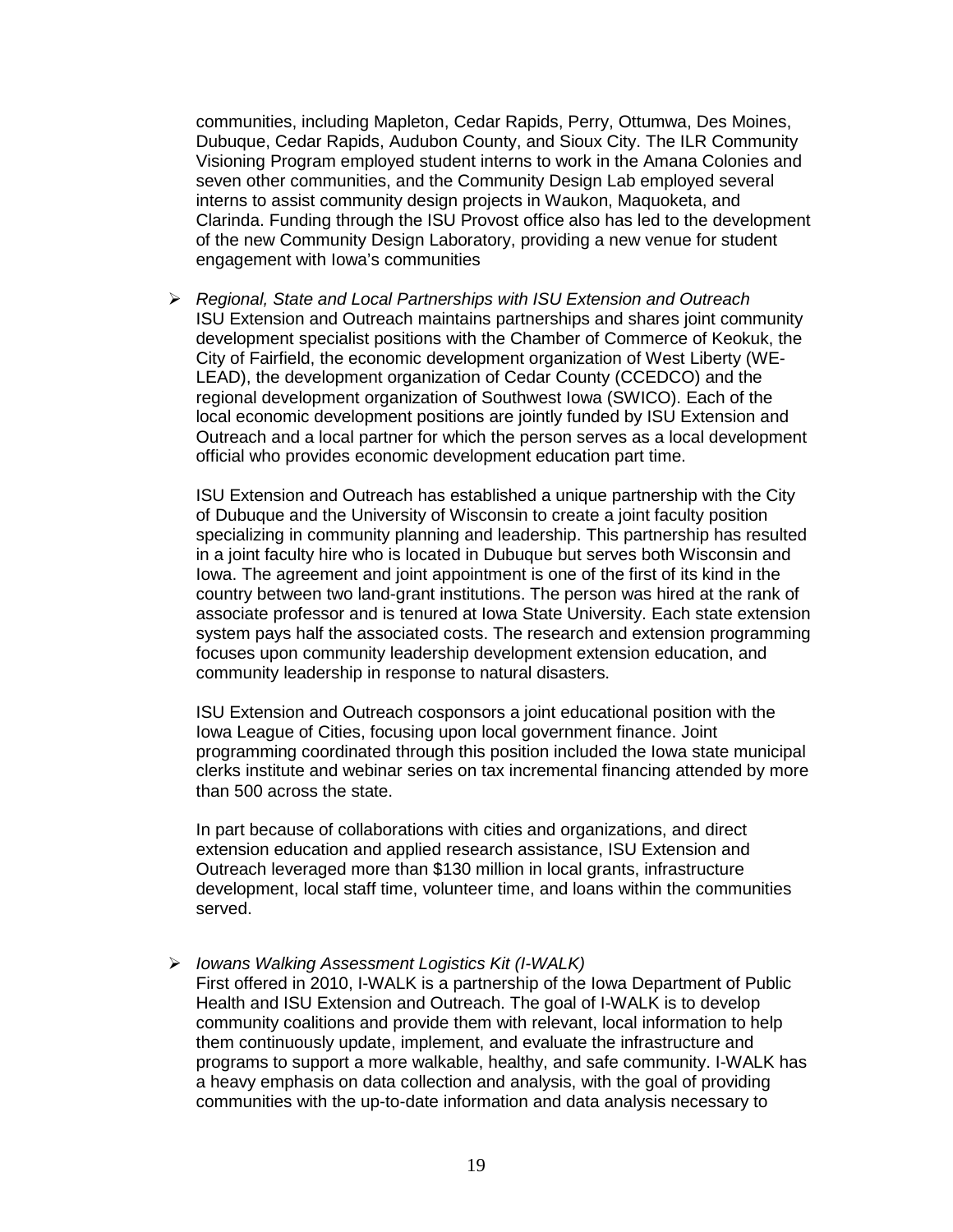communities, including Mapleton, Cedar Rapids, Perry, Ottumwa, Des Moines, Dubuque, Cedar Rapids, Audubon County, and Sioux City. The ILR Community Visioning Program employed student interns to work in the Amana Colonies and seven other communities, and the Community Design Lab employed several interns to assist community design projects in Waukon, Maquoketa, and Clarinda. Funding through the ISU Provost office also has led to the development of the new Community Design Laboratory, providing a new venue for student engagement with Iowa's communities

- *Regional, State and Local Partnerships with ISU Extension and Outreach*
  ISU Extension and Outreach maintains partnerships and shares joint community development specialist positions with the Chamber of Commerce of Keokuk, the City of Fairfield, the economic development organization of West Liberty (WE-LEAD), the development organization of Cedar County (CCEDCO) and the regional development organization of Southwest Iowa (SWICO). Each of the local economic development positions are jointly funded by ISU Extension and Outreach and a local partner for which the person serves as a local development official who provides economic development education part time.

  ISU Extension and Outreach has established a unique partnership with the City of Dubuque and the University of Wisconsin to create a joint faculty position specializing in community planning and leadership. This partnership has resulted in a joint faculty hire who is located in Dubuque but serves both Wisconsin and Iowa. The agreement and joint appointment is one of the first of its kind in the country between two land-grant institutions. The person was hired at the rank of associate professor and is tenured at Iowa State University. Each state extension system pays half the associated costs. The research and extension programming focuses upon community leadership development extension education, and community leadership in response to natural disasters.

  ISU Extension and Outreach cosponsors a joint educational position with the Iowa League of Cities, focusing upon local government finance. Joint programming coordinated through this position included the Iowa state municipal clerks institute and webinar series on tax incremental financing attended by more than 500 across the state.

  In part because of collaborations with cities and organizations, and direct extension education and applied research assistance, ISU Extension and Outreach leveraged more than $130 million in local grants, infrastructure development, local staff time, volunteer time, and loans within the communities served.

- *Iowans Walking Assessment Logistics Kit (I-WALK)*
  First offered in 2010, I-WALK is a partnership of the Iowa Department of Public Health and ISU Extension and Outreach. The goal of I-WALK is to develop community coalitions and provide them with relevant, local information to help them continuously update, implement, and evaluate the infrastructure and programs to support a more walkable, healthy, and safe community. I-WALK has a heavy emphasis on data collection and analysis, with the goal of providing communities with the up-to-date information and data analysis necessary to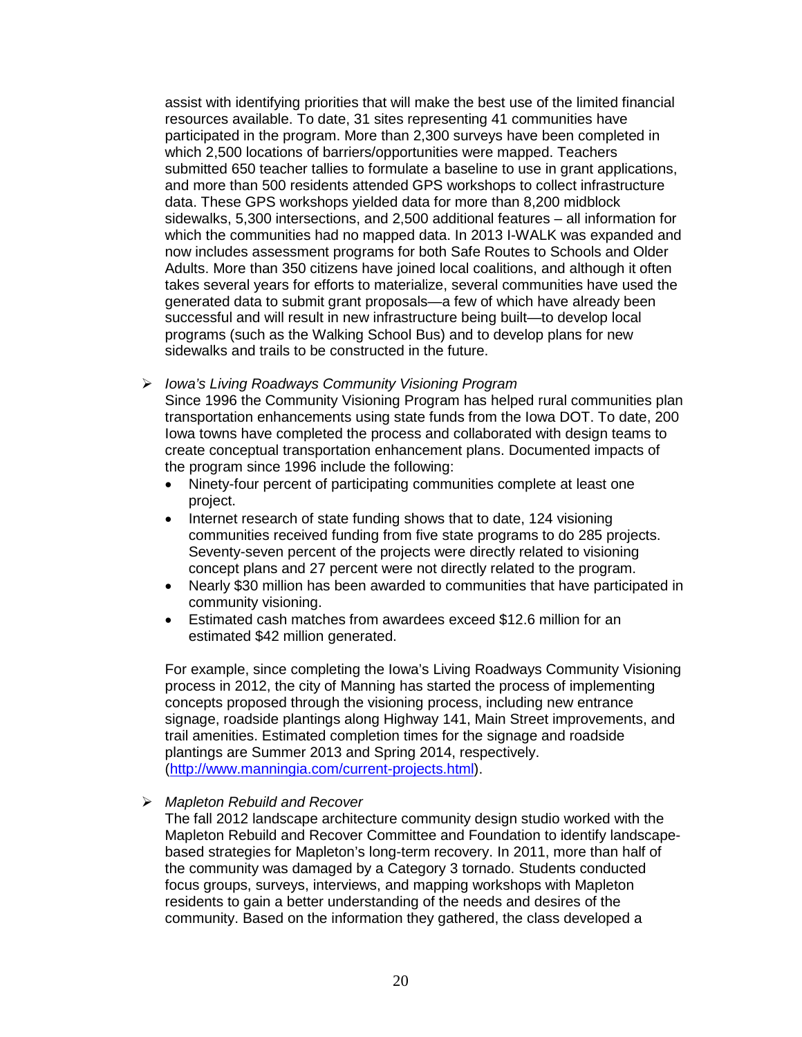assist with identifying priorities that will make the best use of the limited financial resources available. To date, 31 sites representing 41 communities have participated in the program. More than 2,300 surveys have been completed in which 2,500 locations of barriers/opportunities were mapped. Teachers submitted 650 teacher tallies to formulate a baseline to use in grant applications, and more than 500 residents attended GPS workshops to collect infrastructure data. These GPS workshops yielded data for more than 8,200 midblock sidewalks, 5,300 intersections, and 2,500 additional features – all information for which the communities had no mapped data. In 2013 I-WALK was expanded and now includes assessment programs for both Safe Routes to Schools and Older Adults. More than 350 citizens have joined local coalitions, and although it often takes several years for efforts to materialize, several communities have used the generated data to submit grant proposals—a few of which have already been successful and will result in new infrastructure being built—to develop local programs (such as the Walking School Bus) and to develop plans for new sidewalks and trails to be constructed in the future.

- *Iowa's Living Roadways Community Visioning Program*

  Since 1996 the Community Visioning Program has helped rural communities plan transportation enhancements using state funds from the Iowa DOT. To date, 200 Iowa towns have completed the process and collaborated with design teams to create conceptual transportation enhancement plans. Documented impacts of the program since 1996 include the following:

  - Ninety-four percent of participating communities complete at least one project.
  - Internet research of state funding shows that to date, 124 visioning communities received funding from five state programs to do 285 projects. Seventy-seven percent of the projects were directly related to visioning concept plans and 27 percent were not directly related to the program.
  - Nearly $30 million has been awarded to communities that have participated in community visioning.
  - Estimated cash matches from awardees exceed $12.6 million for an estimated $42 million generated.

  For example, since completing the Iowa's Living Roadways Community Visioning process in 2012, the city of Manning has started the process of implementing concepts proposed through the visioning process, including new entrance signage, roadside plantings along Highway 141, Main Street improvements, and trail amenities. Estimated completion times for the signage and roadside plantings are Summer 2013 and Spring 2014, respectively. (http://www.manningia.com/current-projects.html).

- *Mapleton Rebuild and Recover*

  The fall 2012 landscape architecture community design studio worked with the Mapleton Rebuild and Recover Committee and Foundation to identify landscape-based strategies for Mapleton's long-term recovery. In 2011, more than half of the community was damaged by a Category 3 tornado. Students conducted focus groups, surveys, interviews, and mapping workshops with Mapleton residents to gain a better understanding of the needs and desires of the community. Based on the information they gathered, the class developed a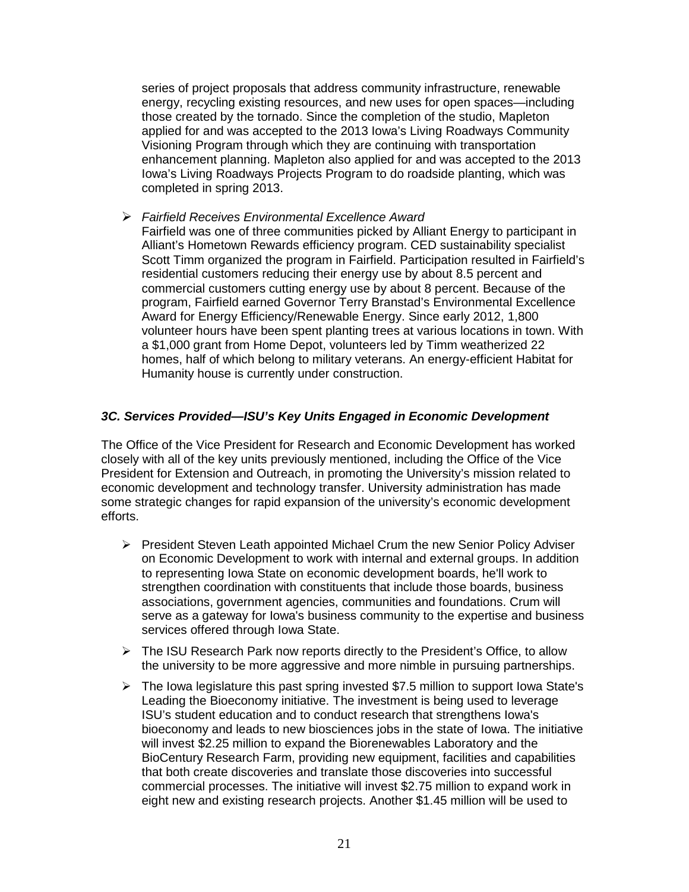series of project proposals that address community infrastructure, renewable energy, recycling existing resources, and new uses for open spaces—including those created by the tornado. Since the completion of the studio, Mapleton applied for and was accepted to the 2013 Iowa's Living Roadways Community Visioning Program through which they are continuing with transportation enhancement planning. Mapleton also applied for and was accepted to the 2013 Iowa's Living Roadways Projects Program to do roadside planting, which was completed in spring 2013.

- *Fairfield Receives Environmental Excellence Award*
  Fairfield was one of three communities picked by Alliant Energy to participant in Alliant's Hometown Rewards efficiency program. CED sustainability specialist Scott Timm organized the program in Fairfield. Participation resulted in Fairfield's residential customers reducing their energy use by about 8.5 percent and commercial customers cutting energy use by about 8 percent. Because of the program, Fairfield earned Governor Terry Branstad's Environmental Excellence Award for Energy Efficiency/Renewable Energy. Since early 2012, 1,800 volunteer hours have been spent planting trees at various locations in town. With a $1,000 grant from Home Depot, volunteers led by Timm weatherized 22 homes, half of which belong to military veterans. An energy-efficient Habitat for Humanity house is currently under construction.

### *3C. Services Provided—ISU's Key Units Engaged in Economic Development*

The Office of the Vice President for Research and Economic Development has worked closely with all of the key units previously mentioned, including the Office of the Vice President for Extension and Outreach, in promoting the University's mission related to economic development and technology transfer. University administration has made some strategic changes for rapid expansion of the university's economic development efforts.

- President Steven Leath appointed Michael Crum the new Senior Policy Adviser on Economic Development to work with internal and external groups. In addition to representing Iowa State on economic development boards, he'll work to strengthen coordination with constituents that include those boards, business associations, government agencies, communities and foundations. Crum will serve as a gateway for Iowa's business community to the expertise and business services offered through Iowa State.
- The ISU Research Park now reports directly to the President's Office, to allow the university to be more aggressive and more nimble in pursuing partnerships.
- The Iowa legislature this past spring invested $7.5 million to support Iowa State's Leading the Bioeconomy initiative. The investment is being used to leverage ISU's student education and to conduct research that strengthens Iowa's bioeconomy and leads to new biosciences jobs in the state of Iowa. The initiative will invest $2.25 million to expand the Biorenewables Laboratory and the BioCentury Research Farm, providing new equipment, facilities and capabilities that both create discoveries and translate those discoveries into successful commercial processes. The initiative will invest $2.75 million to expand work in eight new and existing research projects. Another $1.45 million will be used to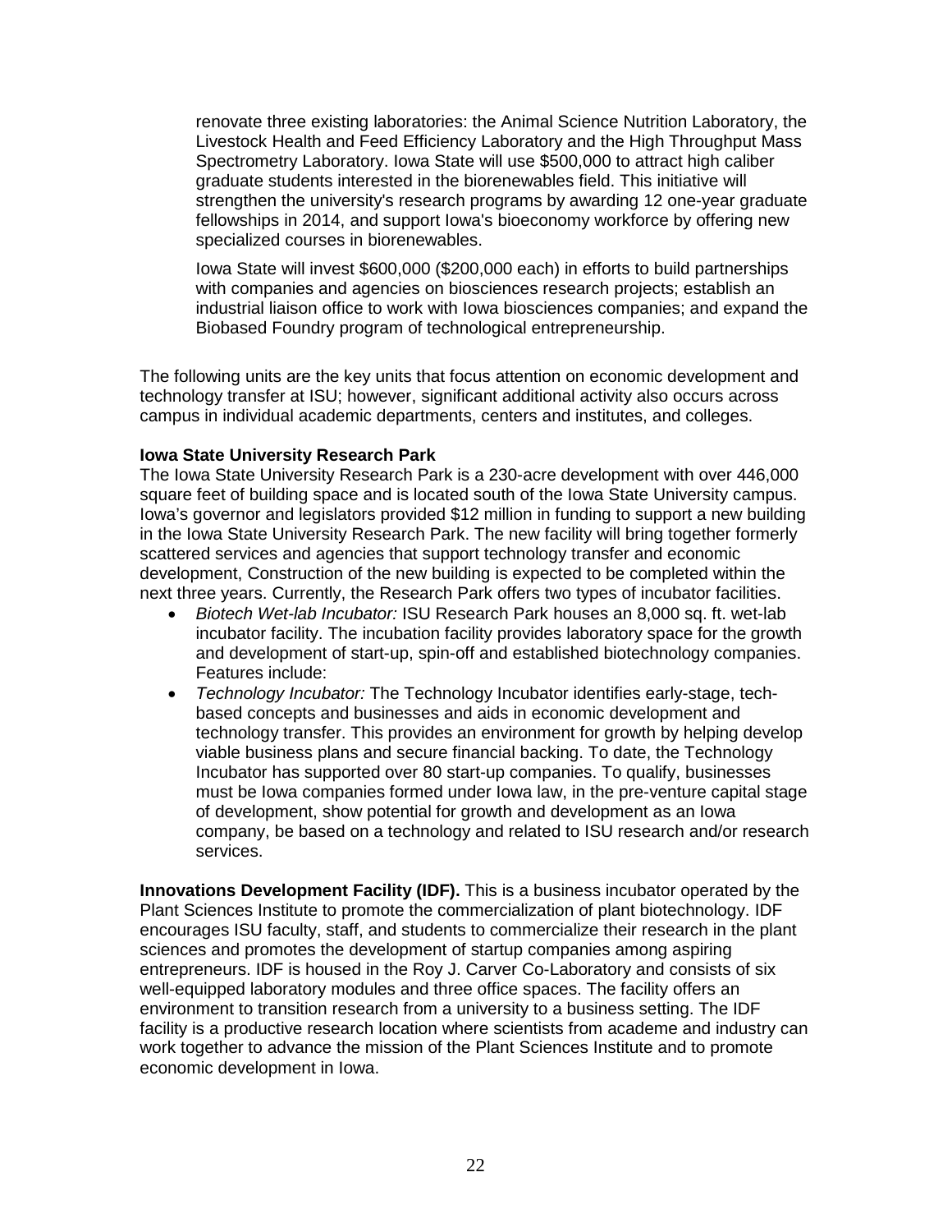renovate three existing laboratories: the Animal Science Nutrition Laboratory, the Livestock Health and Feed Efficiency Laboratory and the High Throughput Mass Spectrometry Laboratory. Iowa State will use $500,000 to attract high caliber graduate students interested in the biorenewables field. This initiative will strengthen the university's research programs by awarding 12 one-year graduate fellowships in 2014, and support Iowa's bioeconomy workforce by offering new specialized courses in biorenewables.

Iowa State will invest $600,000 ($200,000 each) in efforts to build partnerships with companies and agencies on biosciences research projects; establish an industrial liaison office to work with Iowa biosciences companies; and expand the Biobased Foundry program of technological entrepreneurship.

The following units are the key units that focus attention on economic development and technology transfer at ISU; however, significant additional activity also occurs across campus in individual academic departments, centers and institutes, and colleges.

**Iowa State University Research Park**
The Iowa State University Research Park is a 230-acre development with over 446,000 square feet of building space and is located south of the Iowa State University campus. Iowa's governor and legislators provided $12 million in funding to support a new building in the Iowa State University Research Park. The new facility will bring together formerly scattered services and agencies that support technology transfer and economic development, Construction of the new building is expected to be completed within the next three years. Currently, the Research Park offers two types of incubator facilities.

- *Biotech Wet-lab Incubator:* ISU Research Park houses an 8,000 sq. ft. wet-lab incubator facility. The incubation facility provides laboratory space for the growth and development of start-up, spin-off and established biotechnology companies. Features include:
- *Technology Incubator:* The Technology Incubator identifies early-stage, tech-based concepts and businesses and aids in economic development and technology transfer. This provides an environment for growth by helping develop viable business plans and secure financial backing. To date, the Technology Incubator has supported over 80 start-up companies. To qualify, businesses must be Iowa companies formed under Iowa law, in the pre-venture capital stage of development, show potential for growth and development as an Iowa company, be based on a technology and related to ISU research and/or research services.

**Innovations Development Facility (IDF).** This is a business incubator operated by the Plant Sciences Institute to promote the commercialization of plant biotechnology. IDF encourages ISU faculty, staff, and students to commercialize their research in the plant sciences and promotes the development of startup companies among aspiring entrepreneurs. IDF is housed in the Roy J. Carver Co-Laboratory and consists of six well-equipped laboratory modules and three office spaces. The facility offers an environment to transition research from a university to a business setting. The IDF facility is a productive research location where scientists from academe and industry can work together to advance the mission of the Plant Sciences Institute and to promote economic development in Iowa.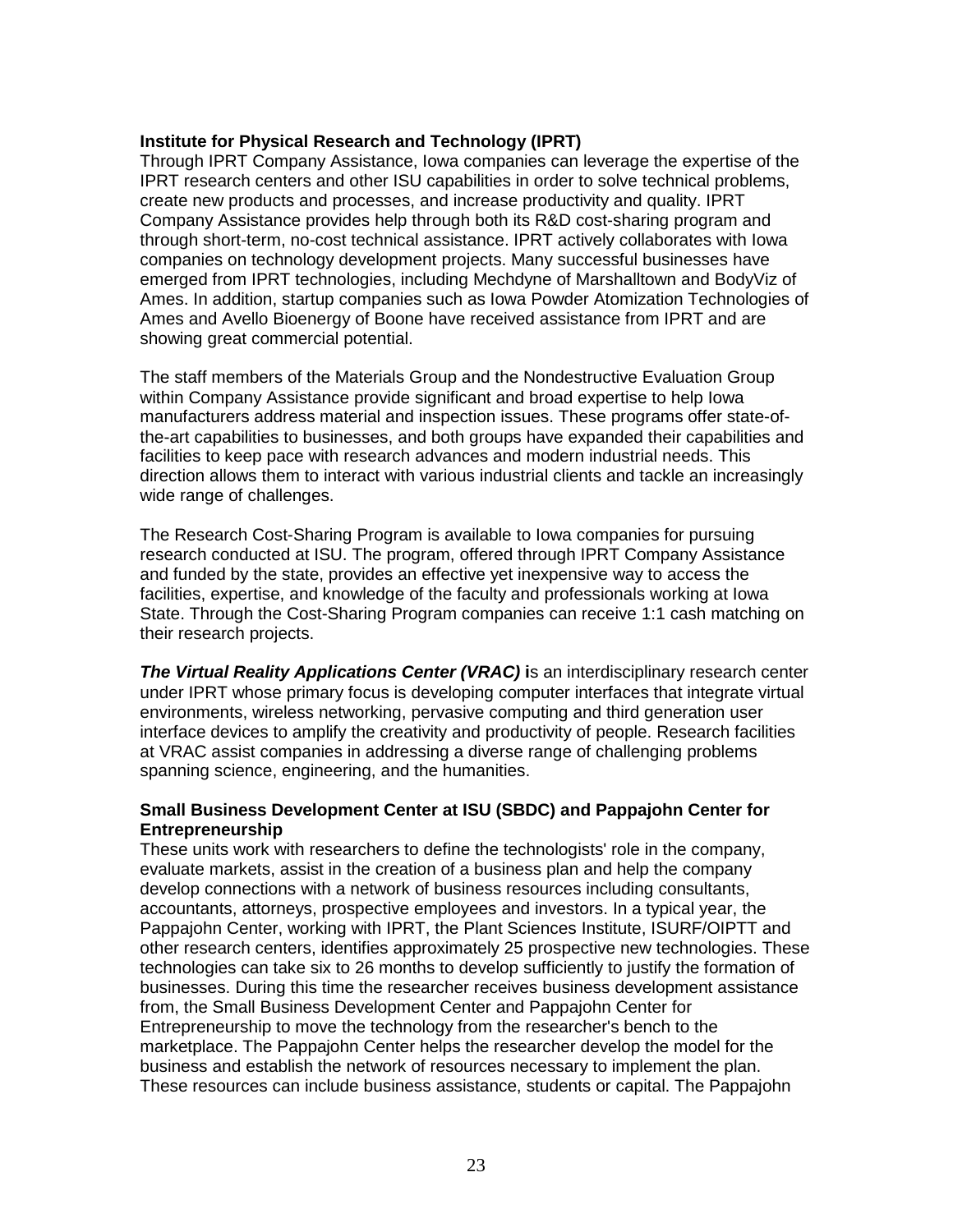**Institute for Physical Research and Technology (IPRT)**
Through IPRT Company Assistance, Iowa companies can leverage the expertise of the IPRT research centers and other ISU capabilities in order to solve technical problems, create new products and processes, and increase productivity and quality. IPRT Company Assistance provides help through both its R&D cost-sharing program and through short-term, no-cost technical assistance. IPRT actively collaborates with Iowa companies on technology development projects. Many successful businesses have emerged from IPRT technologies, including Mechdyne of Marshalltown and BodyViz of Ames. In addition, startup companies such as Iowa Powder Atomization Technologies of Ames and Avello Bioenergy of Boone have received assistance from IPRT and are showing great commercial potential.

The staff members of the Materials Group and the Nondestructive Evaluation Group within Company Assistance provide significant and broad expertise to help Iowa manufacturers address material and inspection issues. These programs offer state-of-the-art capabilities to businesses, and both groups have expanded their capabilities and facilities to keep pace with research advances and modern industrial needs. This direction allows them to interact with various industrial clients and tackle an increasingly wide range of challenges.

The Research Cost-Sharing Program is available to Iowa companies for pursuing research conducted at ISU. The program, offered through IPRT Company Assistance and funded by the state, provides an effective yet inexpensive way to access the facilities, expertise, and knowledge of the faculty and professionals working at Iowa State. Through the Cost-Sharing Program companies can receive 1:1 cash matching on their research projects.

***The Virtual Reality Applications Center (VRAC)*** **i**s an interdisciplinary research center under IPRT whose primary focus is developing computer interfaces that integrate virtual environments, wireless networking, pervasive computing and third generation user interface devices to amplify the creativity and productivity of people. Research facilities at VRAC assist companies in addressing a diverse range of challenging problems spanning science, engineering, and the humanities.

**Small Business Development Center at ISU (SBDC) and Pappajohn Center for Entrepreneurship**
These units work with researchers to define the technologists' role in the company, evaluate markets, assist in the creation of a business plan and help the company develop connections with a network of business resources including consultants, accountants, attorneys, prospective employees and investors. In a typical year, the Pappajohn Center, working with IPRT, the Plant Sciences Institute, ISURF/OIPTT and other research centers, identifies approximately 25 prospective new technologies. These technologies can take six to 26 months to develop sufficiently to justify the formation of businesses. During this time the researcher receives business development assistance from, the Small Business Development Center and Pappajohn Center for Entrepreneurship to move the technology from the researcher's bench to the marketplace. The Pappajohn Center helps the researcher develop the model for the business and establish the network of resources necessary to implement the plan. These resources can include business assistance, students or capital. The Pappajohn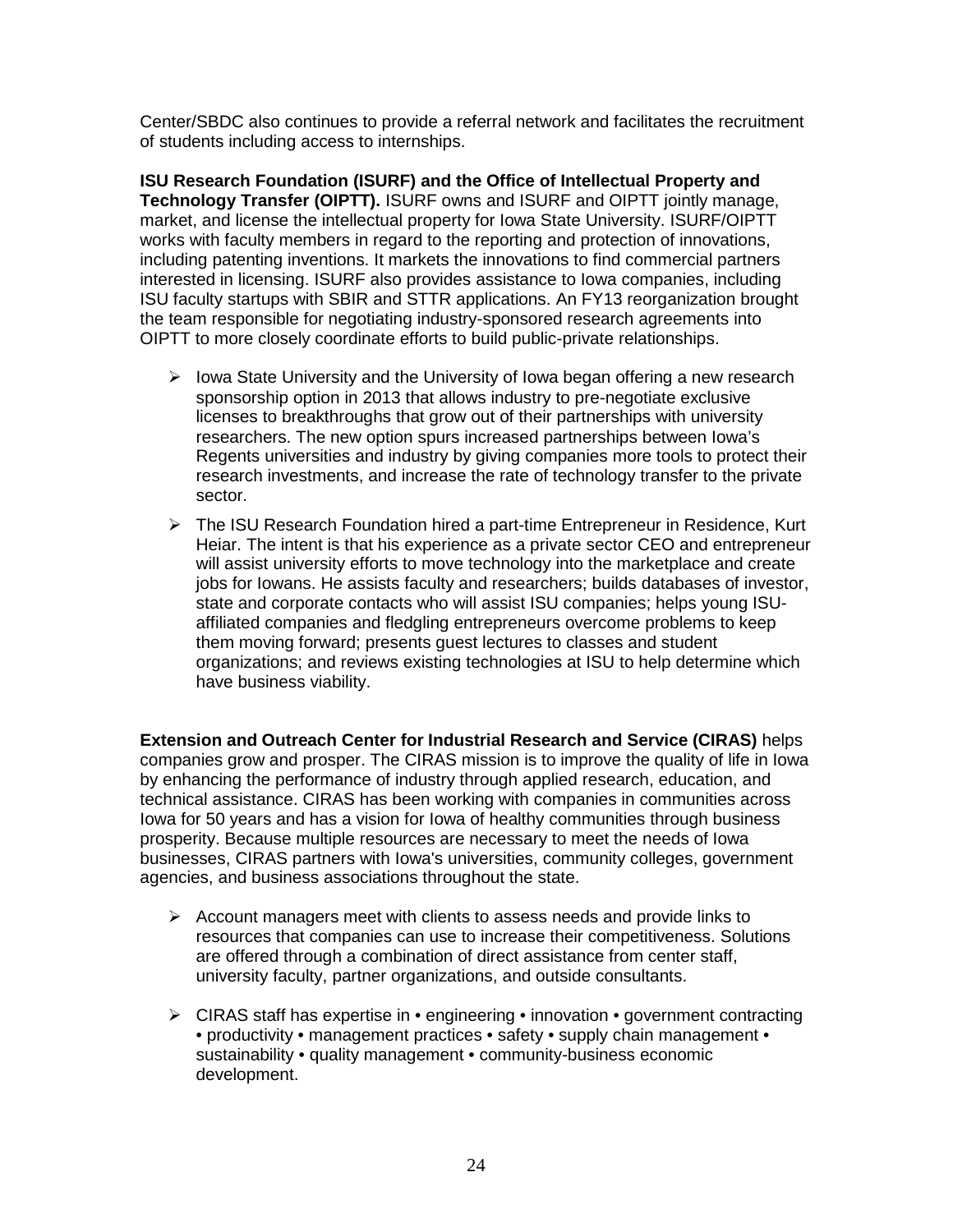Center/SBDC also continues to provide a referral network and facilitates the recruitment of students including access to internships.

**ISU Research Foundation (ISURF) and the Office of Intellectual Property and Technology Transfer (OIPTT).** ISURF owns and ISURF and OIPTT jointly manage, market, and license the intellectual property for Iowa State University. ISURF/OIPTT works with faculty members in regard to the reporting and protection of innovations, including patenting inventions. It markets the innovations to find commercial partners interested in licensing. ISURF also provides assistance to Iowa companies, including ISU faculty startups with SBIR and STTR applications. An FY13 reorganization brought the team responsible for negotiating industry-sponsored research agreements into OIPTT to more closely coordinate efforts to build public-private relationships.

- Iowa State University and the University of Iowa began offering a new research sponsorship option in 2013 that allows industry to pre-negotiate exclusive licenses to breakthroughs that grow out of their partnerships with university researchers. The new option spurs increased partnerships between Iowa's Regents universities and industry by giving companies more tools to protect their research investments, and increase the rate of technology transfer to the private sector.
- The ISU Research Foundation hired a part-time Entrepreneur in Residence, Kurt Heiar. The intent is that his experience as a private sector CEO and entrepreneur will assist university efforts to move technology into the marketplace and create jobs for Iowans. He assists faculty and researchers; builds databases of investor, state and corporate contacts who will assist ISU companies; helps young ISU-affiliated companies and fledgling entrepreneurs overcome problems to keep them moving forward; presents guest lectures to classes and student organizations; and reviews existing technologies at ISU to help determine which have business viability.

**Extension and Outreach Center for Industrial Research and Service (CIRAS)** helps companies grow and prosper. The CIRAS mission is to improve the quality of life in Iowa by enhancing the performance of industry through applied research, education, and technical assistance. CIRAS has been working with companies in communities across Iowa for 50 years and has a vision for Iowa of healthy communities through business prosperity. Because multiple resources are necessary to meet the needs of Iowa businesses, CIRAS partners with Iowa's universities, community colleges, government agencies, and business associations throughout the state.

- Account managers meet with clients to assess needs and provide links to resources that companies can use to increase their competitiveness. Solutions are offered through a combination of direct assistance from center staff, university faculty, partner organizations, and outside consultants.
- CIRAS staff has expertise in • engineering • innovation • government contracting • productivity • management practices • safety • supply chain management • sustainability • quality management • community-business economic development.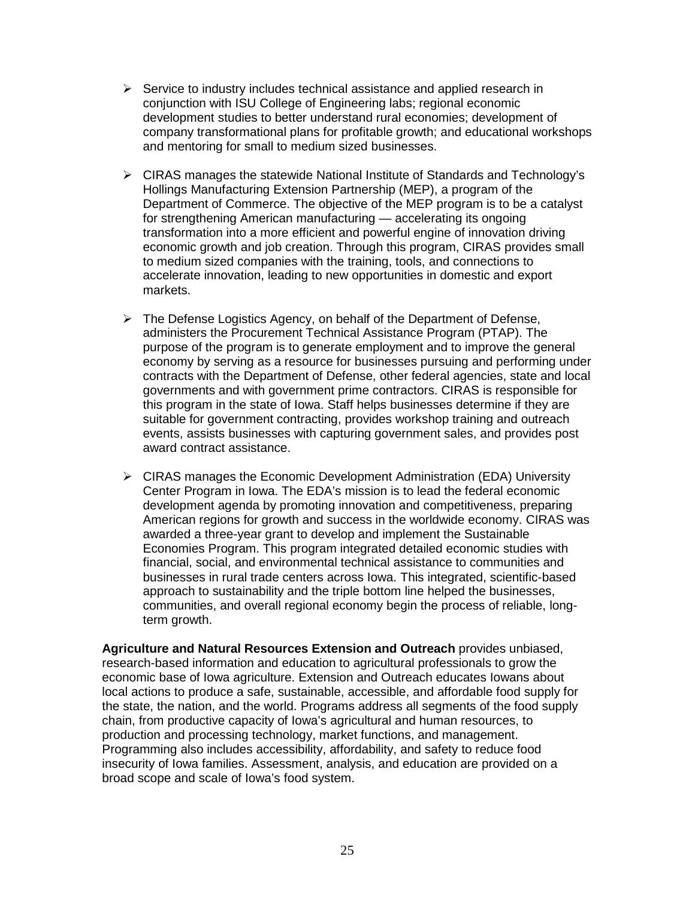- Service to industry includes technical assistance and applied research in conjunction with ISU College of Engineering labs; regional economic development studies to better understand rural economies; development of company transformational plans for profitable growth; and educational workshops and mentoring for small to medium sized businesses.

- CIRAS manages the statewide National Institute of Standards and Technology's Hollings Manufacturing Extension Partnership (MEP), a program of the Department of Commerce. The objective of the MEP program is to be a catalyst for strengthening American manufacturing — accelerating its ongoing transformation into a more efficient and powerful engine of innovation driving economic growth and job creation. Through this program, CIRAS provides small to medium sized companies with the training, tools, and connections to accelerate innovation, leading to new opportunities in domestic and export markets.

- The Defense Logistics Agency, on behalf of the Department of Defense, administers the Procurement Technical Assistance Program (PTAP). The purpose of the program is to generate employment and to improve the general economy by serving as a resource for businesses pursuing and performing under contracts with the Department of Defense, other federal agencies, state and local governments and with government prime contractors. CIRAS is responsible for this program in the state of Iowa. Staff helps businesses determine if they are suitable for government contracting, provides workshop training and outreach events, assists businesses with capturing government sales, and provides post award contract assistance.

- CIRAS manages the Economic Development Administration (EDA) University Center Program in Iowa. The EDA's mission is to lead the federal economic development agenda by promoting innovation and competitiveness, preparing American regions for growth and success in the worldwide economy. CIRAS was awarded a three-year grant to develop and implement the Sustainable Economies Program. This program integrated detailed economic studies with financial, social, and environmental technical assistance to communities and businesses in rural trade centers across Iowa. This integrated, scientific-based approach to sustainability and the triple bottom line helped the businesses, communities, and overall regional economy begin the process of reliable, long-term growth.

**Agriculture and Natural Resources Extension and Outreach** provides unbiased, research-based information and education to agricultural professionals to grow the economic base of Iowa agriculture. Extension and Outreach educates Iowans about local actions to produce a safe, sustainable, accessible, and affordable food supply for the state, the nation, and the world. Programs address all segments of the food supply chain, from productive capacity of Iowa's agricultural and human resources, to production and processing technology, market functions, and management. Programming also includes accessibility, affordability, and safety to reduce food insecurity of Iowa families. Assessment, analysis, and education are provided on a broad scope and scale of Iowa's food system.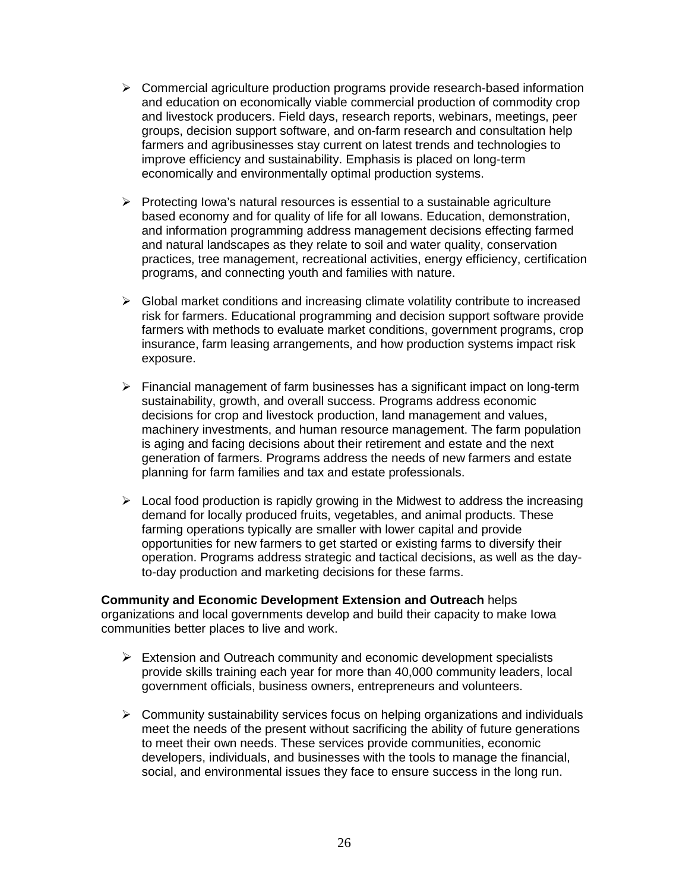- Commercial agriculture production programs provide research-based information and education on economically viable commercial production of commodity crop and livestock producers. Field days, research reports, webinars, meetings, peer groups, decision support software, and on-farm research and consultation help farmers and agribusinesses stay current on latest trends and technologies to improve efficiency and sustainability. Emphasis is placed on long-term economically and environmentally optimal production systems.

- Protecting Iowa's natural resources is essential to a sustainable agriculture based economy and for quality of life for all Iowans. Education, demonstration, and information programming address management decisions effecting farmed and natural landscapes as they relate to soil and water quality, conservation practices, tree management, recreational activities, energy efficiency, certification programs, and connecting youth and families with nature.

- Global market conditions and increasing climate volatility contribute to increased risk for farmers. Educational programming and decision support software provide farmers with methods to evaluate market conditions, government programs, crop insurance, farm leasing arrangements, and how production systems impact risk exposure.

- Financial management of farm businesses has a significant impact on long-term sustainability, growth, and overall success. Programs address economic decisions for crop and livestock production, land management and values, machinery investments, and human resource management. The farm population is aging and facing decisions about their retirement and estate and the next generation of farmers. Programs address the needs of new farmers and estate planning for farm families and tax and estate professionals.

- Local food production is rapidly growing in the Midwest to address the increasing demand for locally produced fruits, vegetables, and animal products. These farming operations typically are smaller with lower capital and provide opportunities for new farmers to get started or existing farms to diversify their operation. Programs address strategic and tactical decisions, as well as the day-to-day production and marketing decisions for these farms.

**Community and Economic Development Extension and Outreach** helps organizations and local governments develop and build their capacity to make Iowa communities better places to live and work.

- Extension and Outreach community and economic development specialists provide skills training each year for more than 40,000 community leaders, local government officials, business owners, entrepreneurs and volunteers.

- Community sustainability services focus on helping organizations and individuals meet the needs of the present without sacrificing the ability of future generations to meet their own needs. These services provide communities, economic developers, individuals, and businesses with the tools to manage the financial, social, and environmental issues they face to ensure success in the long run.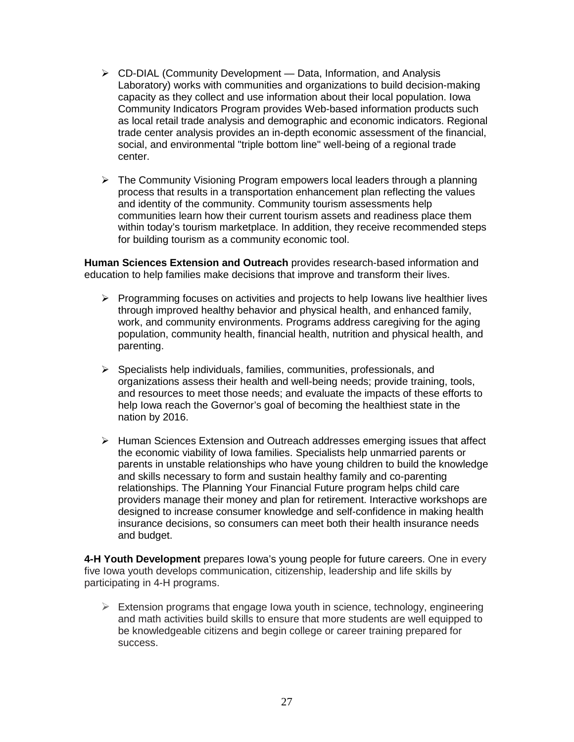- CD-DIAL (Community Development — Data, Information, and Analysis Laboratory) works with communities and organizations to build decision-making capacity as they collect and use information about their local population. Iowa Community Indicators Program provides Web-based information products such as local retail trade analysis and demographic and economic indicators. Regional trade center analysis provides an in-depth economic assessment of the financial, social, and environmental "triple bottom line" well-being of a regional trade center.

- The Community Visioning Program empowers local leaders through a planning process that results in a transportation enhancement plan reflecting the values and identity of the community. Community tourism assessments help communities learn how their current tourism assets and readiness place them within today's tourism marketplace. In addition, they receive recommended steps for building tourism as a community economic tool.

**Human Sciences Extension and Outreach** provides research-based information and education to help families make decisions that improve and transform their lives.

- Programming focuses on activities and projects to help Iowans live healthier lives through improved healthy behavior and physical health, and enhanced family, work, and community environments. Programs address caregiving for the aging population, community health, financial health, nutrition and physical health, and parenting.

- Specialists help individuals, families, communities, professionals, and organizations assess their health and well-being needs; provide training, tools, and resources to meet those needs; and evaluate the impacts of these efforts to help Iowa reach the Governor's goal of becoming the healthiest state in the nation by 2016.

- Human Sciences Extension and Outreach addresses emerging issues that affect the economic viability of Iowa families. Specialists help unmarried parents or parents in unstable relationships who have young children to build the knowledge and skills necessary to form and sustain healthy family and co-parenting relationships. The Planning Your Financial Future program helps child care providers manage their money and plan for retirement. Interactive workshops are designed to increase consumer knowledge and self-confidence in making health insurance decisions, so consumers can meet both their health insurance needs and budget.

**4-H Youth Development** prepares Iowa's young people for future careers. One in every five Iowa youth develops communication, citizenship, leadership and life skills by participating in 4-H programs.

- Extension programs that engage Iowa youth in science, technology, engineering and math activities build skills to ensure that more students are well equipped to be knowledgeable citizens and begin college or career training prepared for success.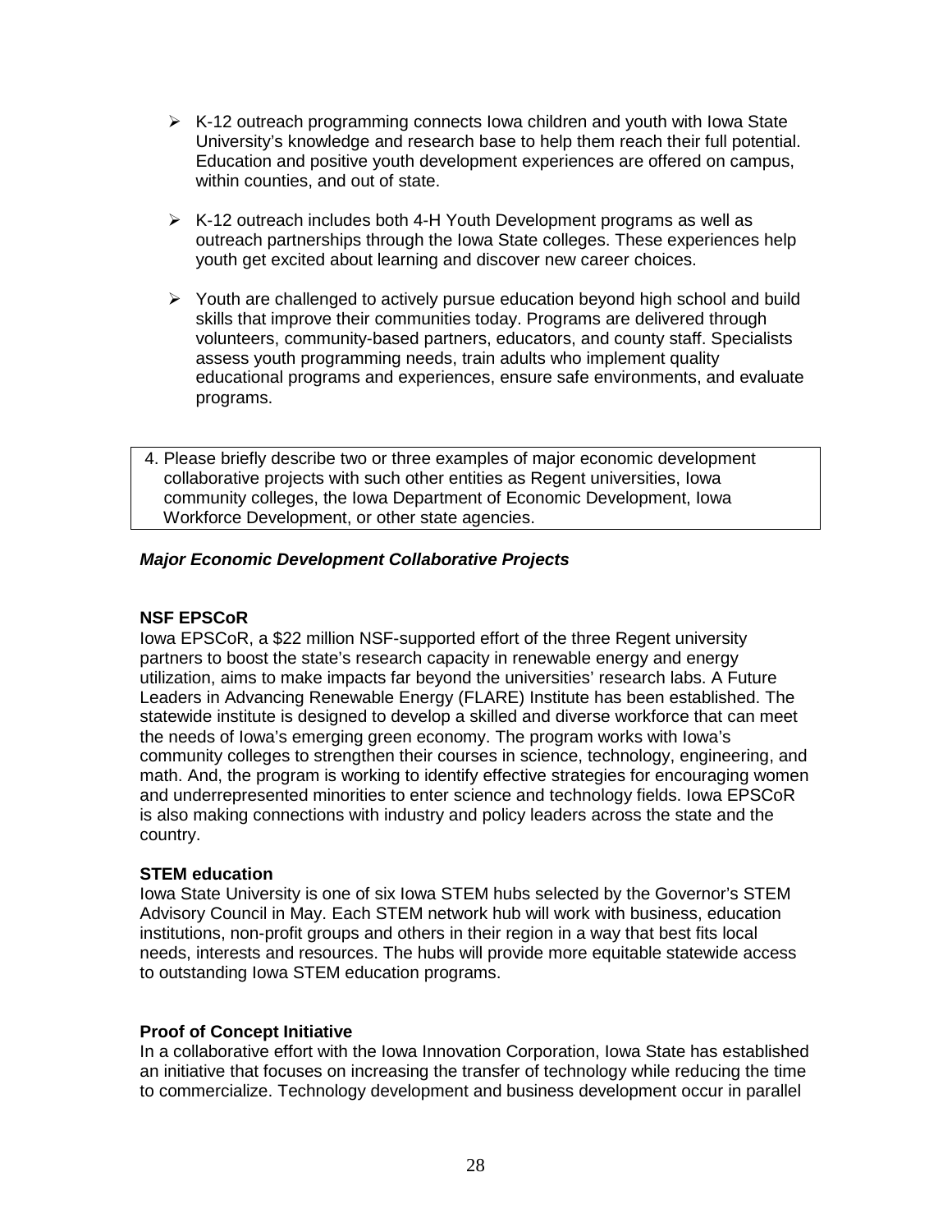- K-12 outreach programming connects Iowa children and youth with Iowa State University's knowledge and research base to help them reach their full potential. Education and positive youth development experiences are offered on campus, within counties, and out of state.

- K-12 outreach includes both 4-H Youth Development programs as well as outreach partnerships through the Iowa State colleges. These experiences help youth get excited about learning and discover new career choices.

- Youth are challenged to actively pursue education beyond high school and build skills that improve their communities today. Programs are delivered through volunteers, community-based partners, educators, and county staff. Specialists assess youth programming needs, train adults who implement quality educational programs and experiences, ensure safe environments, and evaluate programs.

4. Please briefly describe two or three examples of major economic development collaborative projects with such other entities as Regent universities, Iowa community colleges, the Iowa Department of Economic Development, Iowa Workforce Development, or other state agencies.

***Major Economic Development Collaborative Projects***

**NSF EPSCoR**

Iowa EPSCoR, a $22 million NSF-supported effort of the three Regent university partners to boost the state's research capacity in renewable energy and energy utilization, aims to make impacts far beyond the universities' research labs. A Future Leaders in Advancing Renewable Energy (FLARE) Institute has been established. The statewide institute is designed to develop a skilled and diverse workforce that can meet the needs of Iowa's emerging green economy. The program works with Iowa's community colleges to strengthen their courses in science, technology, engineering, and math. And, the program is working to identify effective strategies for encouraging women and underrepresented minorities to enter science and technology fields. Iowa EPSCoR is also making connections with industry and policy leaders across the state and the country.

**STEM education**

Iowa State University is one of six Iowa STEM hubs selected by the Governor's STEM Advisory Council in May. Each STEM network hub will work with business, education institutions, non-profit groups and others in their region in a way that best fits local needs, interests and resources. The hubs will provide more equitable statewide access to outstanding Iowa STEM education programs.

**Proof of Concept Initiative**

In a collaborative effort with the Iowa Innovation Corporation, Iowa State has established an initiative that focuses on increasing the transfer of technology while reducing the time to commercialize. Technology development and business development occur in parallel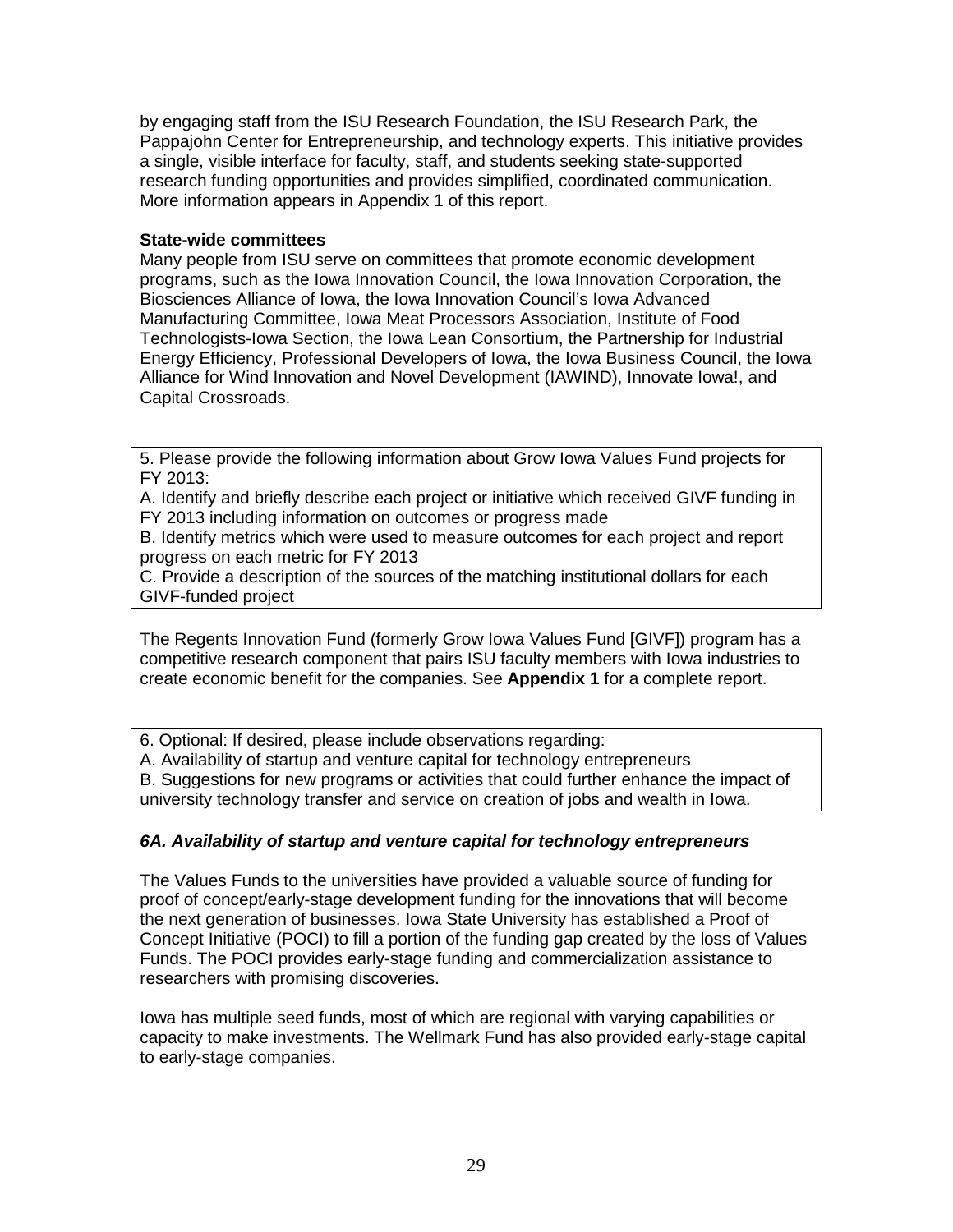by engaging staff from the ISU Research Foundation, the ISU Research Park, the Pappajohn Center for Entrepreneurship, and technology experts. This initiative provides a single, visible interface for faculty, staff, and students seeking state-supported research funding opportunities and provides simplified, coordinated communication. More information appears in Appendix 1 of this report.

**State-wide committees**

Many people from ISU serve on committees that promote economic development programs, such as the Iowa Innovation Council, the Iowa Innovation Corporation, the Biosciences Alliance of Iowa, the Iowa Innovation Council's Iowa Advanced Manufacturing Committee, Iowa Meat Processors Association, Institute of Food Technologists-Iowa Section, the Iowa Lean Consortium, the Partnership for Industrial Energy Efficiency, Professional Developers of Iowa, the Iowa Business Council, the Iowa Alliance for Wind Innovation and Novel Development (IAWIND), Innovate Iowa!, and Capital Crossroads.

5. Please provide the following information about Grow Iowa Values Fund projects for FY 2013:
A. Identify and briefly describe each project or initiative which received GIVF funding in FY 2013 including information on outcomes or progress made
B. Identify metrics which were used to measure outcomes for each project and report progress on each metric for FY 2013
C. Provide a description of the sources of the matching institutional dollars for each GIVF-funded project

The Regents Innovation Fund (formerly Grow Iowa Values Fund [GIVF]) program has a competitive research component that pairs ISU faculty members with Iowa industries to create economic benefit for the companies. See **Appendix 1** for a complete report.

6. Optional: If desired, please include observations regarding:
A. Availability of startup and venture capital for technology entrepreneurs
B. Suggestions for new programs or activities that could further enhance the impact of university technology transfer and service on creation of jobs and wealth in Iowa.

***6A. Availability of startup and venture capital for technology entrepreneurs***

The Values Funds to the universities have provided a valuable source of funding for proof of concept/early-stage development funding for the innovations that will become the next generation of businesses. Iowa State University has established a Proof of Concept Initiative (POCI) to fill a portion of the funding gap created by the loss of Values Funds. The POCI provides early-stage funding and commercialization assistance to researchers with promising discoveries.

Iowa has multiple seed funds, most of which are regional with varying capabilities or capacity to make investments. The Wellmark Fund has also provided early-stage capital to early-stage companies.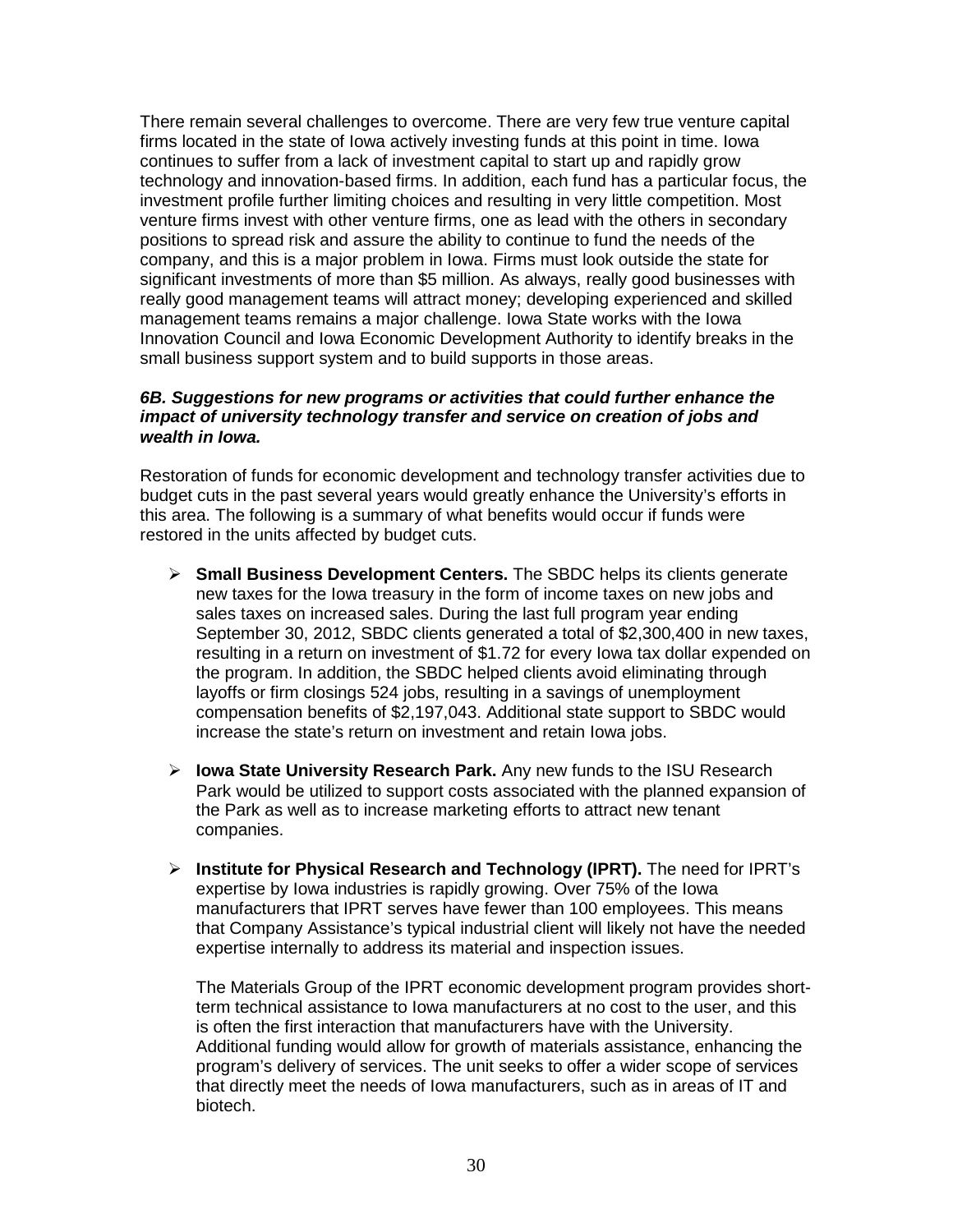There remain several challenges to overcome. There are very few true venture capital firms located in the state of Iowa actively investing funds at this point in time. Iowa continues to suffer from a lack of investment capital to start up and rapidly grow technology and innovation-based firms. In addition, each fund has a particular focus, the investment profile further limiting choices and resulting in very little competition. Most venture firms invest with other venture firms, one as lead with the others in secondary positions to spread risk and assure the ability to continue to fund the needs of the company, and this is a major problem in Iowa. Firms must look outside the state for significant investments of more than $5 million. As always, really good businesses with really good management teams will attract money; developing experienced and skilled management teams remains a major challenge. Iowa State works with the Iowa Innovation Council and Iowa Economic Development Authority to identify breaks in the small business support system and to build supports in those areas.

***6B. Suggestions for new programs or activities that could further enhance the impact of university technology transfer and service on creation of jobs and wealth in Iowa.***

Restoration of funds for economic development and technology transfer activities due to budget cuts in the past several years would greatly enhance the University's efforts in this area. The following is a summary of what benefits would occur if funds were restored in the units affected by budget cuts.

- **Small Business Development Centers.** The SBDC helps its clients generate new taxes for the Iowa treasury in the form of income taxes on new jobs and sales taxes on increased sales. During the last full program year ending September 30, 2012, SBDC clients generated a total of $2,300,400 in new taxes, resulting in a return on investment of $1.72 for every Iowa tax dollar expended on the program. In addition, the SBDC helped clients avoid eliminating through layoffs or firm closings 524 jobs, resulting in a savings of unemployment compensation benefits of $2,197,043. Additional state support to SBDC would increase the state's return on investment and retain Iowa jobs.

- **Iowa State University Research Park.** Any new funds to the ISU Research Park would be utilized to support costs associated with the planned expansion of the Park as well as to increase marketing efforts to attract new tenant companies.

- **Institute for Physical Research and Technology (IPRT).** The need for IPRT's expertise by Iowa industries is rapidly growing. Over 75% of the Iowa manufacturers that IPRT serves have fewer than 100 employees. This means that Company Assistance's typical industrial client will likely not have the needed expertise internally to address its material and inspection issues.

  The Materials Group of the IPRT economic development program provides short-term technical assistance to Iowa manufacturers at no cost to the user, and this is often the first interaction that manufacturers have with the University. Additional funding would allow for growth of materials assistance, enhancing the program's delivery of services. The unit seeks to offer a wider scope of services that directly meet the needs of Iowa manufacturers, such as in areas of IT and biotech.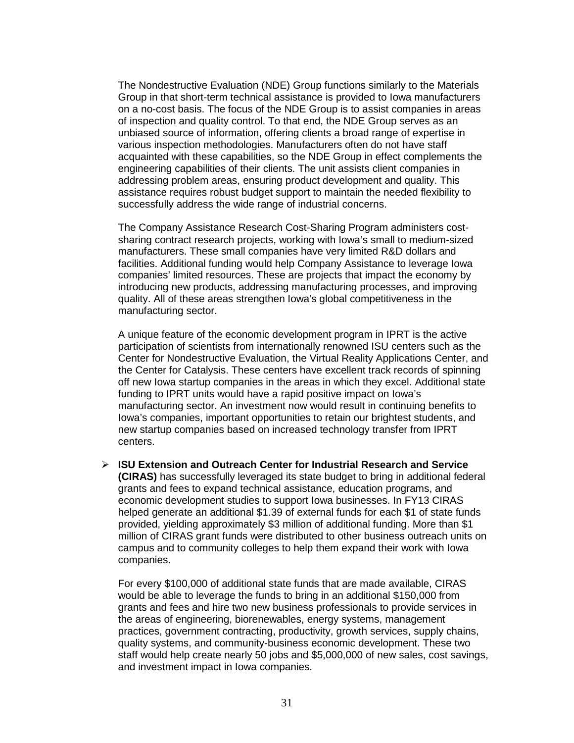The Nondestructive Evaluation (NDE) Group functions similarly to the Materials Group in that short-term technical assistance is provided to Iowa manufacturers on a no-cost basis. The focus of the NDE Group is to assist companies in areas of inspection and quality control. To that end, the NDE Group serves as an unbiased source of information, offering clients a broad range of expertise in various inspection methodologies. Manufacturers often do not have staff acquainted with these capabilities, so the NDE Group in effect complements the engineering capabilities of their clients. The unit assists client companies in addressing problem areas, ensuring product development and quality. This assistance requires robust budget support to maintain the needed flexibility to successfully address the wide range of industrial concerns.

The Company Assistance Research Cost-Sharing Program administers cost-sharing contract research projects, working with Iowa's small to medium-sized manufacturers. These small companies have very limited R&D dollars and facilities. Additional funding would help Company Assistance to leverage Iowa companies' limited resources. These are projects that impact the economy by introducing new products, addressing manufacturing processes, and improving quality. All of these areas strengthen Iowa's global competitiveness in the manufacturing sector.

A unique feature of the economic development program in IPRT is the active participation of scientists from internationally renowned ISU centers such as the Center for Nondestructive Evaluation, the Virtual Reality Applications Center, and the Center for Catalysis. These centers have excellent track records of spinning off new Iowa startup companies in the areas in which they excel. Additional state funding to IPRT units would have a rapid positive impact on Iowa's manufacturing sector. An investment now would result in continuing benefits to Iowa's companies, important opportunities to retain our brightest students, and new startup companies based on increased technology transfer from IPRT centers.

- **ISU Extension and Outreach Center for Industrial Research and Service (CIRAS)** has successfully leveraged its state budget to bring in additional federal grants and fees to expand technical assistance, education programs, and economic development studies to support Iowa businesses. In FY13 CIRAS helped generate an additional $1.39 of external funds for each $1 of state funds provided, yielding approximately $3 million of additional funding. More than $1 million of CIRAS grant funds were distributed to other business outreach units on campus and to community colleges to help them expand their work with Iowa companies.

  For every $100,000 of additional state funds that are made available, CIRAS would be able to leverage the funds to bring in an additional $150,000 from grants and fees and hire two new business professionals to provide services in the areas of engineering, biorenewables, energy systems, management practices, government contracting, productivity, growth services, supply chains, quality systems, and community-business economic development. These two staff would help create nearly 50 jobs and $5,000,000 of new sales, cost savings, and investment impact in Iowa companies.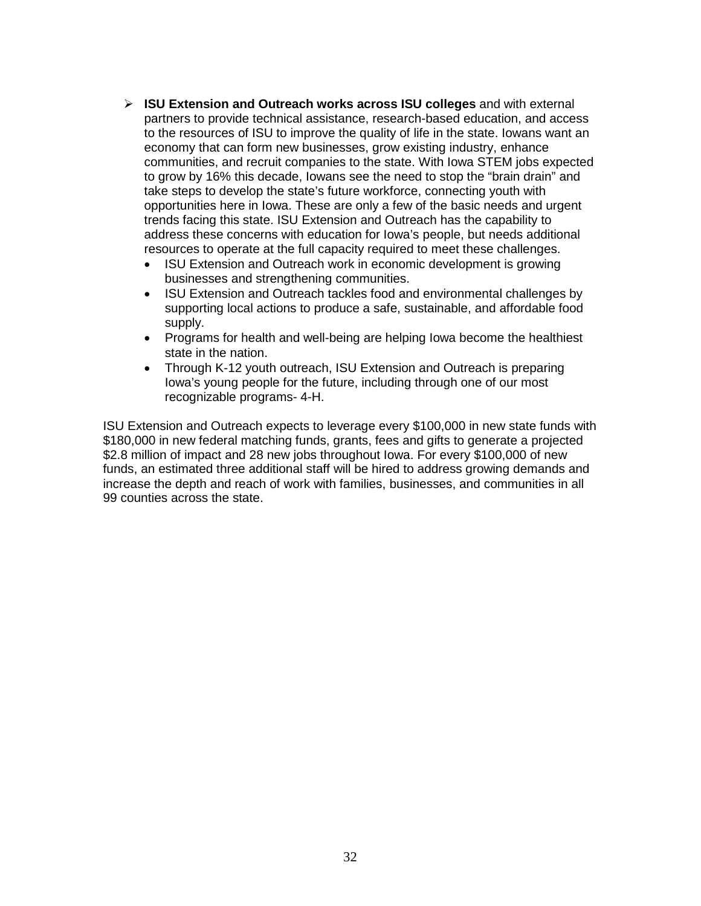- **ISU Extension and Outreach works across ISU colleges** and with external partners to provide technical assistance, research-based education, and access to the resources of ISU to improve the quality of life in the state. Iowans want an economy that can form new businesses, grow existing industry, enhance communities, and recruit companies to the state. With Iowa STEM jobs expected to grow by 16% this decade, Iowans see the need to stop the "brain drain" and take steps to develop the state's future workforce, connecting youth with opportunities here in Iowa. These are only a few of the basic needs and urgent trends facing this state. ISU Extension and Outreach has the capability to address these concerns with education for Iowa's people, but needs additional resources to operate at the full capacity required to meet these challenges.
  - ISU Extension and Outreach work in economic development is growing businesses and strengthening communities.
  - ISU Extension and Outreach tackles food and environmental challenges by supporting local actions to produce a safe, sustainable, and affordable food supply.
  - Programs for health and well-being are helping Iowa become the healthiest state in the nation.
  - Through K-12 youth outreach, ISU Extension and Outreach is preparing Iowa's young people for the future, including through one of our most recognizable programs- 4-H.

ISU Extension and Outreach expects to leverage every $100,000 in new state funds with $180,000 in new federal matching funds, grants, fees and gifts to generate a projected $2.8 million of impact and 28 new jobs throughout Iowa. For every $100,000 of new funds, an estimated three additional staff will be hired to address growing demands and increase the depth and reach of work with families, businesses, and communities in all 99 counties across the state.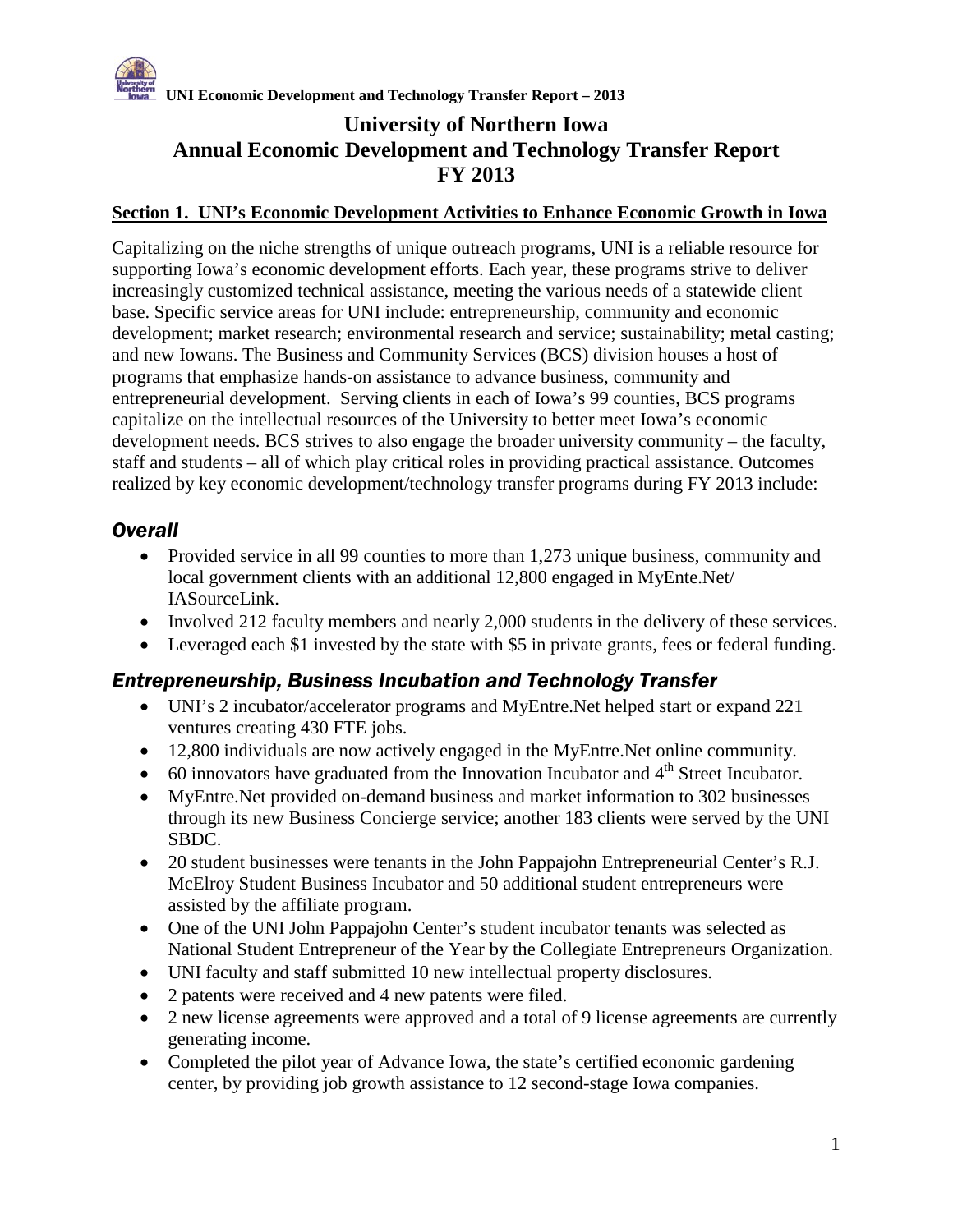# University of Northern Iowa
# Annual Economic Development and Technology Transfer Report
# FY 2013

## Section 1. UNI's Economic Development Activities to Enhance Economic Growth in Iowa

Capitalizing on the niche strengths of unique outreach programs, UNI is a reliable resource for supporting Iowa's economic development efforts. Each year, these programs strive to deliver increasingly customized technical assistance, meeting the various needs of a statewide client base. Specific service areas for UNI include: entrepreneurship, community and economic development; market research; environmental research and service; sustainability; metal casting; and new Iowans. The Business and Community Services (BCS) division houses a host of programs that emphasize hands-on assistance to advance business, community and entrepreneurial development. Serving clients in each of Iowa's 99 counties, BCS programs capitalize on the intellectual resources of the University to better meet Iowa's economic development needs. BCS strives to also engage the broader university community – the faculty, staff and students – all of which play critical roles in providing practical assistance. Outcomes realized by key economic development/technology transfer programs during FY 2013 include:

### *Overall*

- Provided service in all 99 counties to more than 1,273 unique business, community and local government clients with an additional 12,800 engaged in MyEnte.Net/ IASourceLink.
- Involved 212 faculty members and nearly 2,000 students in the delivery of these services.
- Leveraged each $1 invested by the state with $5 in private grants, fees or federal funding.

### *Entrepreneurship, Business Incubation and Technology Transfer*

- UNI's 2 incubator/accelerator programs and MyEntre.Net helped start or expand 221 ventures creating 430 FTE jobs.
- 12,800 individuals are now actively engaged in the MyEntre.Net online community.
- 60 innovators have graduated from the Innovation Incubator and 4th Street Incubator.
- MyEntre.Net provided on-demand business and market information to 302 businesses through its new Business Concierge service; another 183 clients were served by the UNI SBDC.
- 20 student businesses were tenants in the John Pappajohn Entrepreneurial Center's R.J. McElroy Student Business Incubator and 50 additional student entrepreneurs were assisted by the affiliate program.
- One of the UNI John Pappajohn Center's student incubator tenants was selected as National Student Entrepreneur of the Year by the Collegiate Entrepreneurs Organization.
- UNI faculty and staff submitted 10 new intellectual property disclosures.
- 2 patents were received and 4 new patents were filed.
- 2 new license agreements were approved and a total of 9 license agreements are currently generating income.
- Completed the pilot year of Advance Iowa, the state's certified economic gardening center, by providing job growth assistance to 12 second-stage Iowa companies.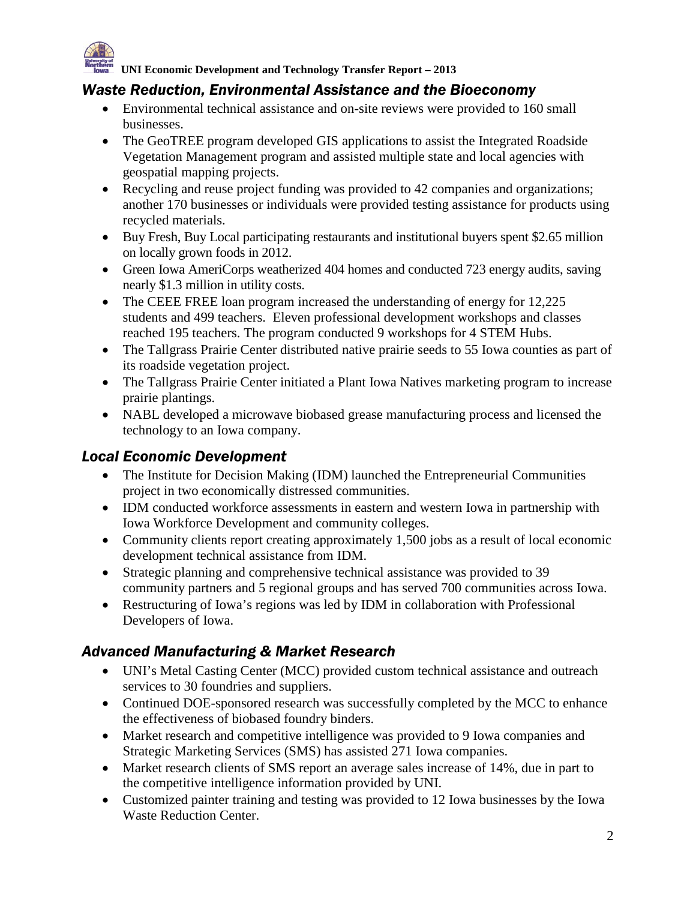## *Waste Reduction, Environmental Assistance and the Bioeconomy*

- Environmental technical assistance and on-site reviews were provided to 160 small businesses.
- The GeoTREE program developed GIS applications to assist the Integrated Roadside Vegetation Management program and assisted multiple state and local agencies with geospatial mapping projects.
- Recycling and reuse project funding was provided to 42 companies and organizations; another 170 businesses or individuals were provided testing assistance for products using recycled materials.
- Buy Fresh, Buy Local participating restaurants and institutional buyers spent $2.65 million on locally grown foods in 2012.
- Green Iowa AmeriCorps weatherized 404 homes and conducted 723 energy audits, saving nearly $1.3 million in utility costs.
- The CEEE FREE loan program increased the understanding of energy for 12,225 students and 499 teachers. Eleven professional development workshops and classes reached 195 teachers. The program conducted 9 workshops for 4 STEM Hubs.
- The Tallgrass Prairie Center distributed native prairie seeds to 55 Iowa counties as part of its roadside vegetation project.
- The Tallgrass Prairie Center initiated a Plant Iowa Natives marketing program to increase prairie plantings.
- NABL developed a microwave biobased grease manufacturing process and licensed the technology to an Iowa company.

## *Local Economic Development*

- The Institute for Decision Making (IDM) launched the Entrepreneurial Communities project in two economically distressed communities.
- IDM conducted workforce assessments in eastern and western Iowa in partnership with Iowa Workforce Development and community colleges.
- Community clients report creating approximately 1,500 jobs as a result of local economic development technical assistance from IDM.
- Strategic planning and comprehensive technical assistance was provided to 39 community partners and 5 regional groups and has served 700 communities across Iowa.
- Restructuring of Iowa's regions was led by IDM in collaboration with Professional Developers of Iowa.

## *Advanced Manufacturing & Market Research*

- UNI's Metal Casting Center (MCC) provided custom technical assistance and outreach services to 30 foundries and suppliers.
- Continued DOE-sponsored research was successfully completed by the MCC to enhance the effectiveness of biobased foundry binders.
- Market research and competitive intelligence was provided to 9 Iowa companies and Strategic Marketing Services (SMS) has assisted 271 Iowa companies.
- Market research clients of SMS report an average sales increase of 14%, due in part to the competitive intelligence information provided by UNI.
- Customized painter training and testing was provided to 12 Iowa businesses by the Iowa Waste Reduction Center.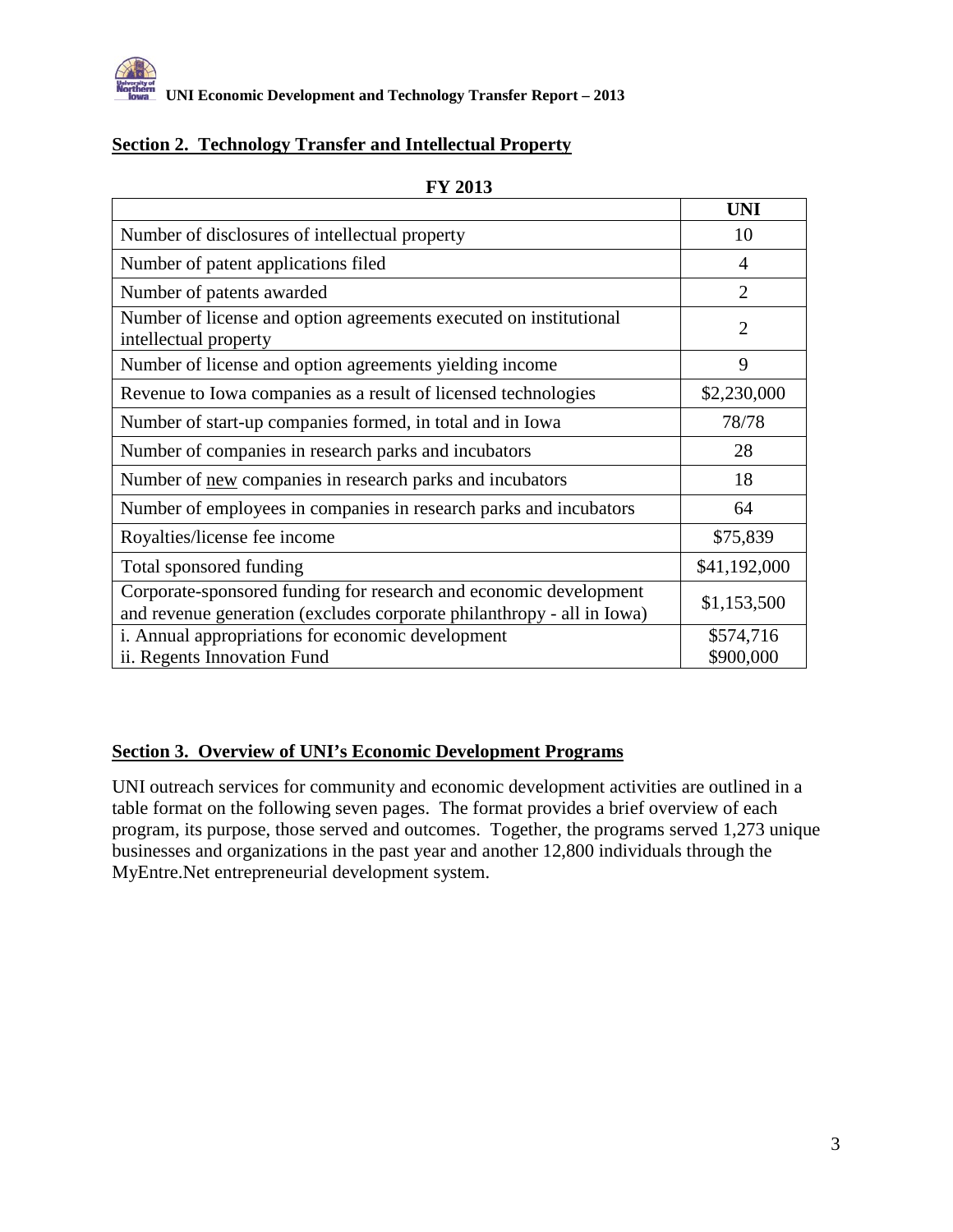## Section 2. Technology Transfer and Intellectual Property

**FY 2013**

| | **UNI** |
|---|---|
| Number of disclosures of intellectual property | 10 |
| Number of patent applications filed | 4 |
| Number of patents awarded | 2 |
| Number of license and option agreements executed on institutional intellectual property | 2 |
| Number of license and option agreements yielding income | 9 |
| Revenue to Iowa companies as a result of licensed technologies | $2,230,000 |
| Number of start-up companies formed, in total and in Iowa | 78/78 |
| Number of companies in research parks and incubators | 28 |
| Number of new companies in research parks and incubators | 18 |
| Number of employees in companies in research parks and incubators | 64 |
| Royalties/license fee income | $75,839 |
| Total sponsored funding | $41,192,000 |
| Corporate-sponsored funding for research and economic development and revenue generation (excludes corporate philanthropy - all in Iowa) | $1,153,500 |
| i. Annual appropriations for economic development<br>ii. Regents Innovation Fund | $574,716<br>$900,000 |

## Section 3. Overview of UNI's Economic Development Programs

UNI outreach services for community and economic development activities are outlined in a table format on the following seven pages. The format provides a brief overview of each program, its purpose, those served and outcomes. Together, the programs served 1,273 unique businesses and organizations in the past year and another 12,800 individuals through the MyEntre.Net entrepreneurial development system.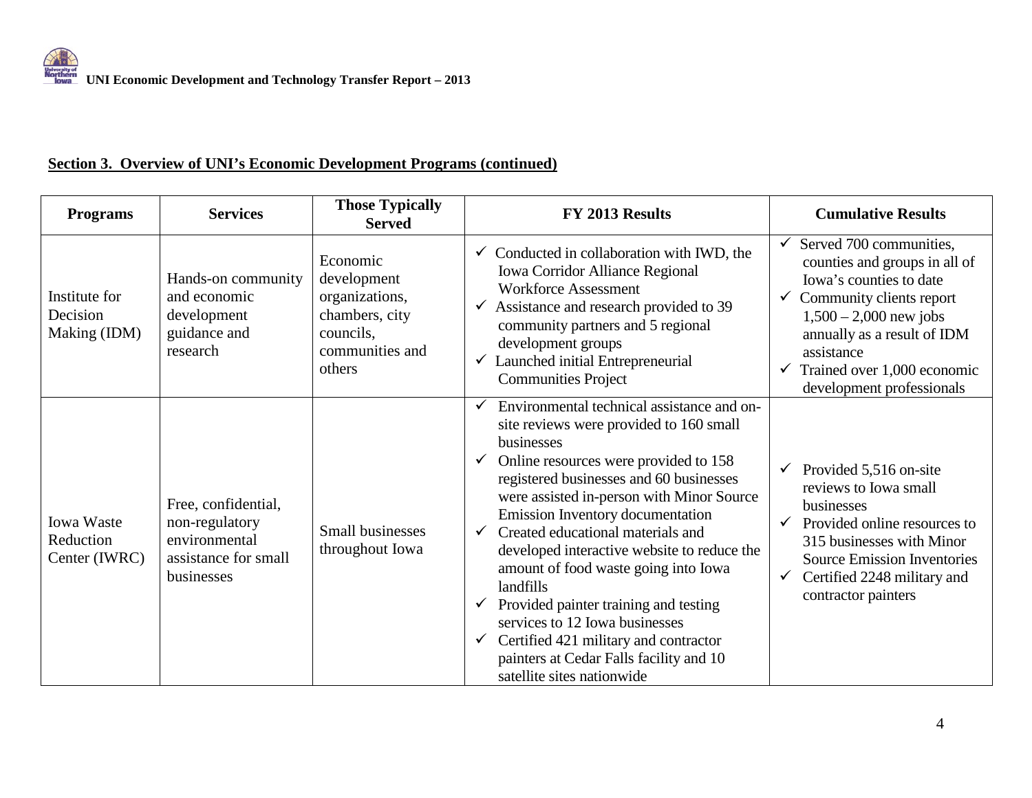## Section 3. Overview of UNI's Economic Development Programs (continued)

| Programs | Services | Those Typically Served | FY 2013 Results | Cumulative Results |
|---|---|---|---|---|
| Institute for Decision Making (IDM) | Hands-on community and economic development guidance and research | Economic development organizations, chambers, city councils, communities and others | ✓ Conducted in collaboration with IWD, the Iowa Corridor Alliance Regional Workforce Assessment<br>✓ Assistance and research provided to 39 community partners and 5 regional development groups<br>✓ Launched initial Entrepreneurial Communities Project | ✓ Served 700 communities, counties and groups in all of Iowa's counties to date<br>✓ Community clients report 1,500 – 2,000 new jobs annually as a result of IDM assistance<br>✓ Trained over 1,000 economic development professionals |
| Iowa Waste Reduction Center (IWRC) | Free, confidential, non-regulatory environmental assistance for small businesses | Small businesses throughout Iowa | ✓ Environmental technical assistance and on-site reviews were provided to 160 small businesses<br>✓ Online resources were provided to 158 registered businesses and 60 businesses were assisted in-person with Minor Source Emission Inventory documentation<br>✓ Created educational materials and developed interactive website to reduce the amount of food waste going into Iowa landfills<br>✓ Provided painter training and testing services to 12 Iowa businesses<br>✓ Certified 421 military and contractor painters at Cedar Falls facility and 10 satellite sites nationwide | ✓ Provided 5,516 on-site reviews to Iowa small businesses<br>✓ Provided online resources to 315 businesses with Minor Source Emission Inventories<br>✓ Certified 2248 military and contractor painters |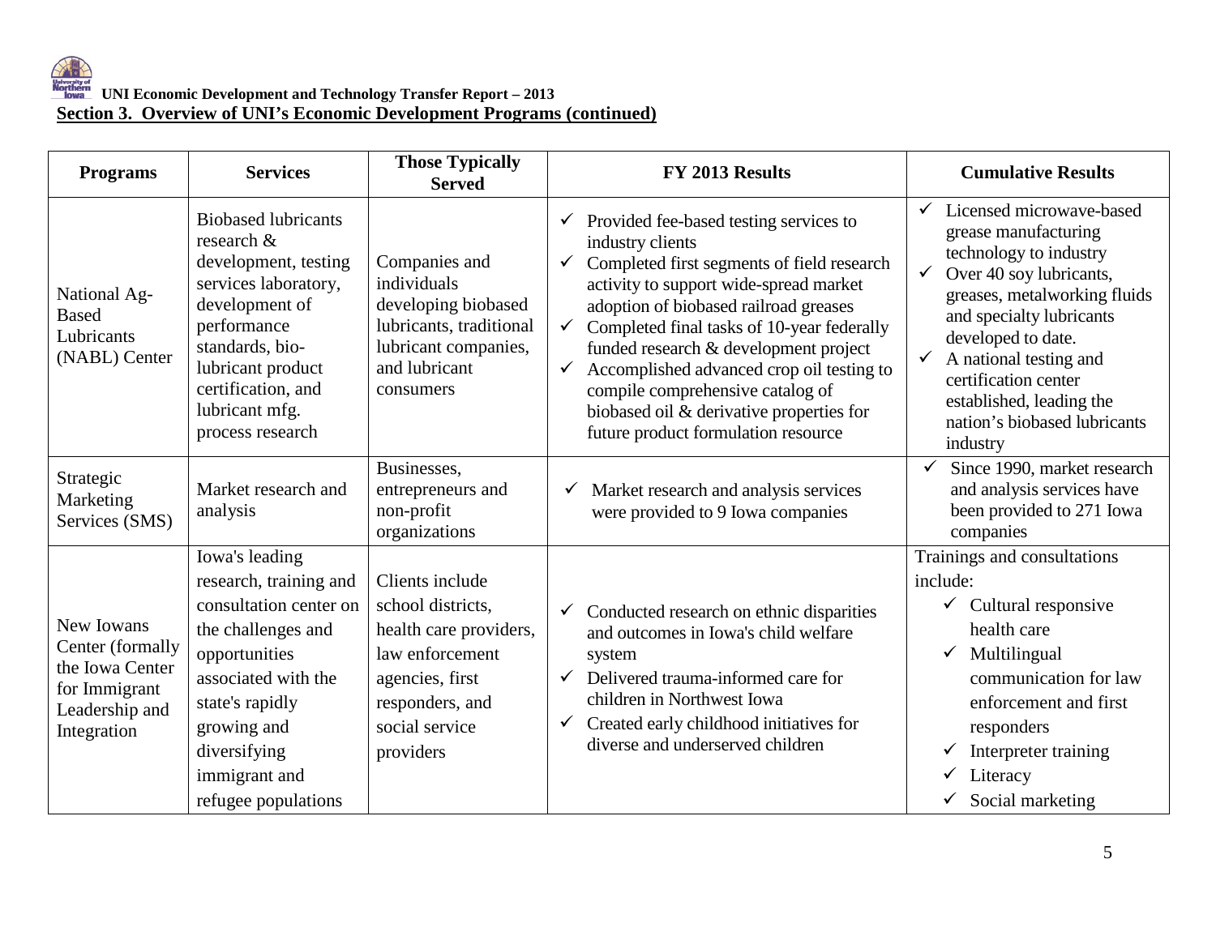## Section 3. Overview of UNI's Economic Development Programs (continued)

| Programs | Services | Those Typically Served | FY 2013 Results | Cumulative Results |
|---|---|---|---|---|
| National Ag-Based Lubricants (NABL) Center | Biobased lubricants research & development, testing services laboratory, development of performance standards, bio-lubricant product certification, and lubricant mfg. process research | Companies and individuals developing biobased lubricants, traditional lubricant companies, and lubricant consumers | ✓ Provided fee-based testing services to industry clients<br>✓ Completed first segments of field research activity to support wide-spread market adoption of biobased railroad greases<br>✓ Completed final tasks of 10-year federally funded research & development project<br>✓ Accomplished advanced crop oil testing to compile comprehensive catalog of biobased oil & derivative properties for future product formulation resource | ✓ Licensed microwave-based grease manufacturing technology to industry<br>✓ Over 40 soy lubricants, greases, metalworking fluids and specialty lubricants developed to date.<br>✓ A national testing and certification center established, leading the nation's biobased lubricants industry |
| Strategic Marketing Services (SMS) | Market research and analysis | Businesses, entrepreneurs and non-profit organizations | ✓ Market research and analysis services were provided to 9 Iowa companies | ✓ Since 1990, market research and analysis services have been provided to 271 Iowa companies |
| New Iowans Center (formally the Iowa Center for Immigrant Leadership and Integration | Iowa's leading research, training and consultation center on the challenges and opportunities associated with the state's rapidly growing and diversifying immigrant and refugee populations | Clients include school districts, health care providers, law enforcement agencies, first responders, and social service providers | ✓ Conducted research on ethnic disparities and outcomes in Iowa's child welfare system<br>✓ Delivered trauma-informed care for children in Northwest Iowa<br>✓ Created early childhood initiatives for diverse and underserved children | Trainings and consultations include:<br>✓ Cultural responsive health care<br>✓ Multilingual communication for law enforcement and first responders<br>✓ Interpreter training<br>✓ Literacy<br>✓ Social marketing |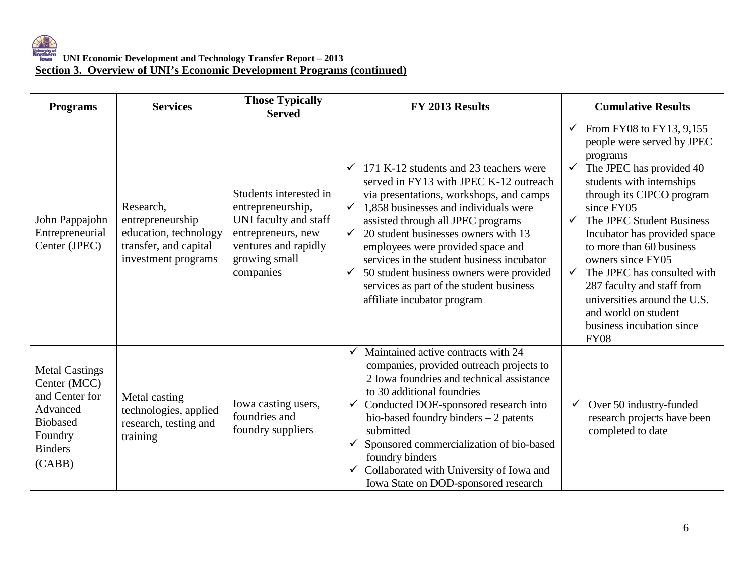**UNI Economic Development and Technology Transfer Report – 2013**

**Section 3. Overview of UNI's Economic Development Programs (continued)**

| Programs | Services | Those Typically Served | FY 2013 Results | Cumulative Results |
|---|---|---|---|---|
| John Pappajohn Entrepreneurial Center (JPEC) | Research, entrepreneurship education, technology transfer, and capital investment programs | Students interested in entrepreneurship, UNI faculty and staff entrepreneurs, new ventures and rapidly growing small companies | ✓ 171 K-12 students and 23 teachers were served in FY13 with JPEC K-12 outreach via presentations, workshops, and camps<br>✓ 1,858 businesses and individuals were assisted through all JPEC programs<br>✓ 20 student businesses owners with 13 employees were provided space and services in the student business incubator<br>✓ 50 student business owners were provided services as part of the student business affiliate incubator program | ✓ From FY08 to FY13, 9,155 people were served by JPEC programs<br>✓ The JPEC has provided 40 students with internships through its CIPCO program since FY05<br>✓ The JPEC Student Business Incubator has provided space to more than 60 business owners since FY05<br>✓ The JPEC has consulted with 287 faculty and staff from universities around the U.S. and world on student business incubation since FY08 |
| Metal Castings Center (MCC) and Center for Advanced Biobased Foundry Binders (CABB) | Metal casting technologies, applied research, testing and training | Iowa casting users, foundries and foundry suppliers | ✓ Maintained active contracts with 24 companies, provided outreach projects to 2 Iowa foundries and technical assistance to 30 additional foundries<br>✓ Conducted DOE-sponsored research into bio-based foundry binders – 2 patents submitted<br>✓ Sponsored commercialization of bio-based foundry binders<br>✓ Collaborated with University of Iowa and Iowa State on DOD-sponsored research | ✓ Over 50 industry-funded research projects have been completed to date |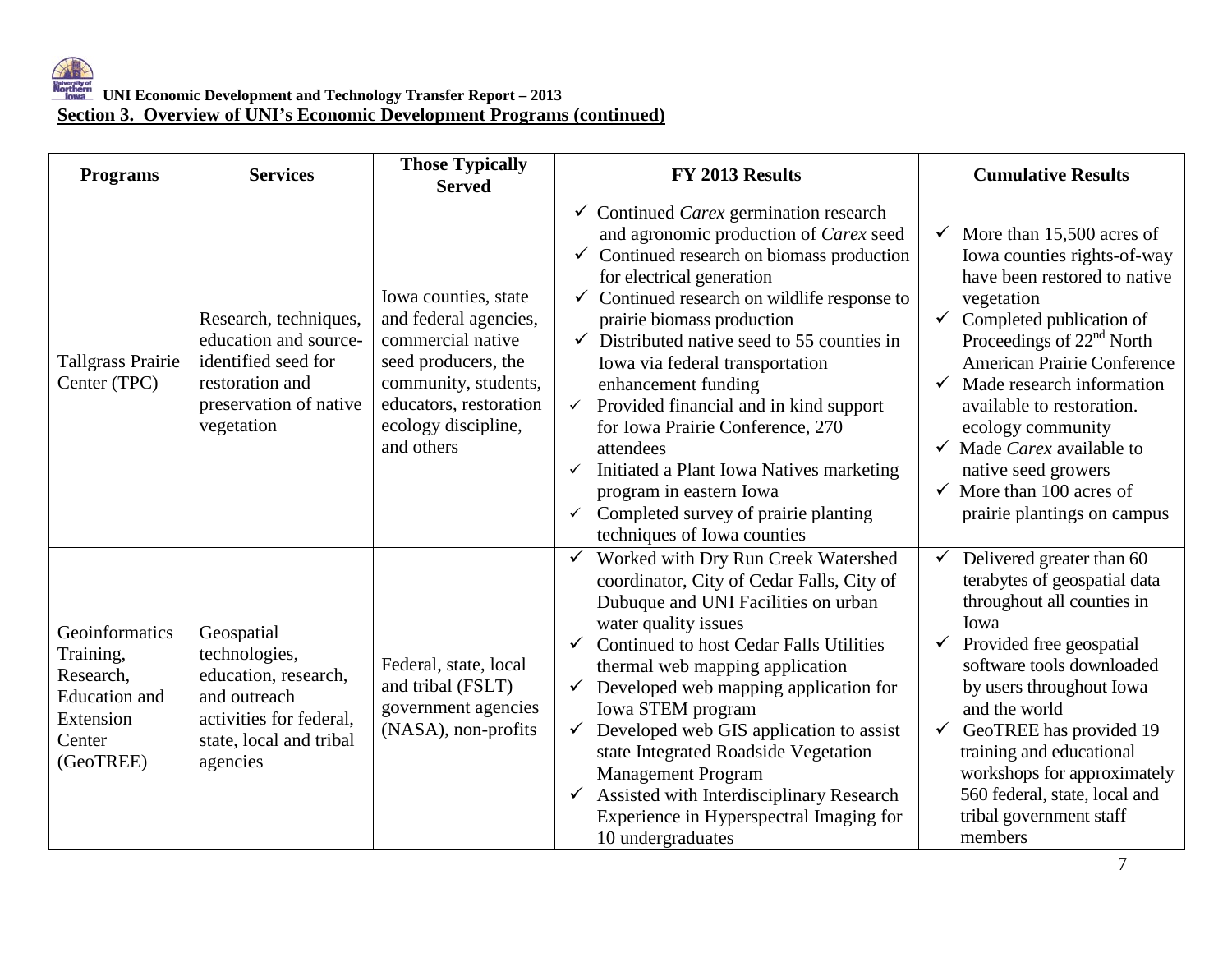**UNI Economic Development and Technology Transfer Report – 2013**

## Section 3. Overview of UNI's Economic Development Programs (continued)

| Programs | Services | Those Typically Served | FY 2013 Results | Cumulative Results |
|---|---|---|---|---|
| Tallgrass Prairie Center (TPC) | Research, techniques, education and source-identified seed for restoration and preservation of native vegetation | Iowa counties, state and federal agencies, commercial native seed producers, the community, students, educators, restoration ecology discipline, and others | ✓ Continued *Carex* germination research and agronomic production of *Carex* seed<br>✓ Continued research on biomass production for electrical generation<br>✓ Continued research on wildlife response to prairie biomass production<br>✓ Distributed native seed to 55 counties in Iowa via federal transportation enhancement funding<br>✓ Provided financial and in kind support for Iowa Prairie Conference, 270 attendees<br>✓ Initiated a Plant Iowa Natives marketing program in eastern Iowa<br>✓ Completed survey of prairie planting techniques of Iowa counties | ✓ More than 15,500 acres of Iowa counties rights-of-way have been restored to native vegetation<br>✓ Completed publication of Proceedings of 22nd North American Prairie Conference<br>✓ Made research information available to restoration. ecology community<br>✓ Made *Carex* available to native seed growers<br>✓ More than 100 acres of prairie plantings on campus |
| Geoinformatics Training, Research, Education and Extension Center (GeoTREE) | Geospatial technologies, education, research, and outreach activities for federal, state, local and tribal agencies | Federal, state, local and tribal (FSLT) government agencies (NASA), non-profits | ✓ Worked with Dry Run Creek Watershed coordinator, City of Cedar Falls, City of Dubuque and UNI Facilities on urban water quality issues<br>✓ Continued to host Cedar Falls Utilities thermal web mapping application<br>✓ Developed web mapping application for Iowa STEM program<br>✓ Developed web GIS application to assist state Integrated Roadside Vegetation Management Program<br>✓ Assisted with Interdisciplinary Research Experience in Hyperspectral Imaging for 10 undergraduates | ✓ Delivered greater than 60 terabytes of geospatial data throughout all counties in Iowa<br>✓ Provided free geospatial software tools downloaded by users throughout Iowa and the world<br>✓ GeoTREE has provided 19 training and educational workshops for approximately 560 federal, state, local and tribal government staff members |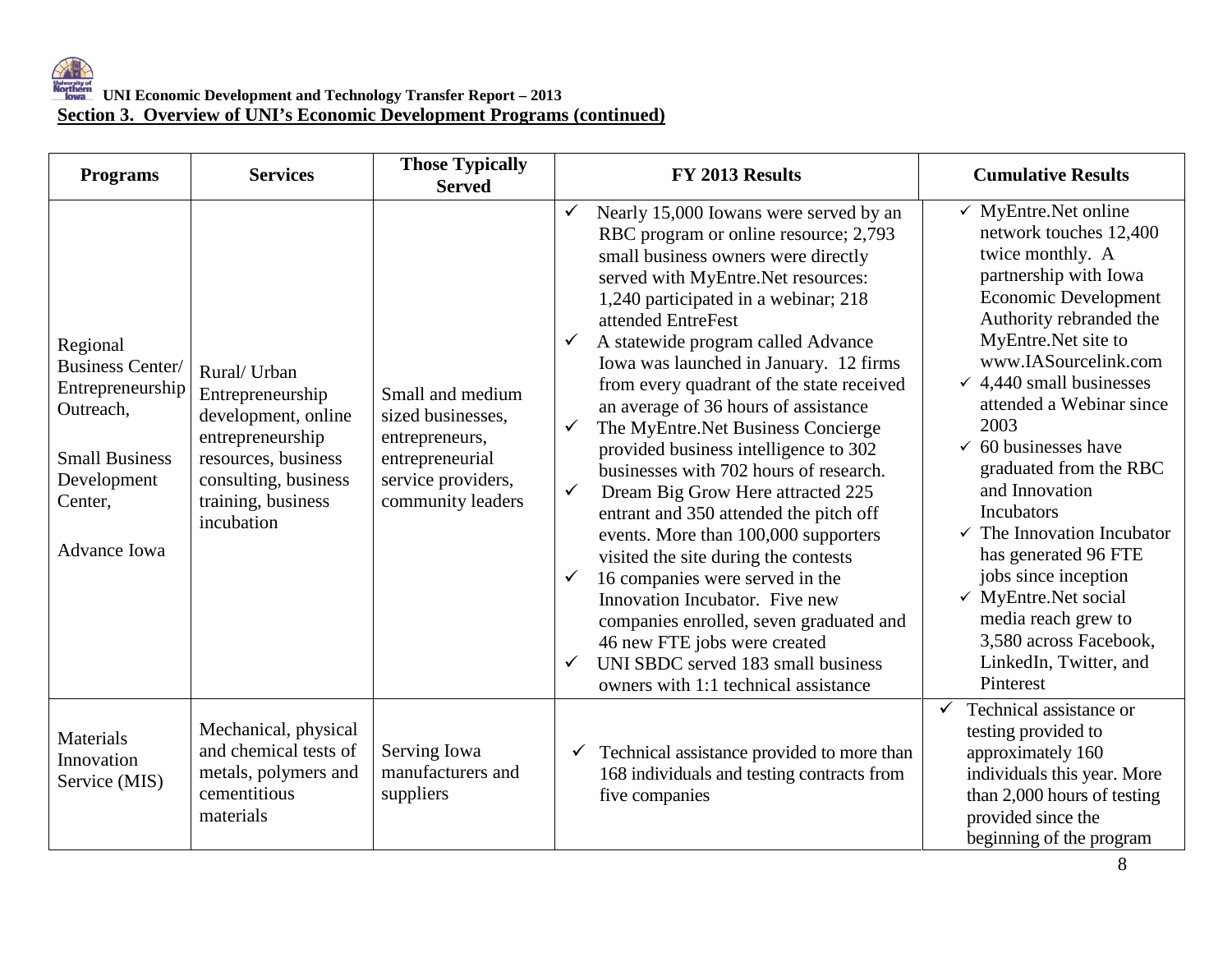UNI Economic Development and Technology Transfer Report – 2013

## Section 3. Overview of UNI's Economic Development Programs (continued)

| Programs | Services | Those Typically Served | FY 2013 Results | Cumulative Results |
|---|---|---|---|---|
| Regional Business Center/ Entrepreneurship Outreach,<br><br>Small Business Development Center,<br><br>Advance Iowa | Rural/ Urban Entrepreneurship development, online entrepreneurship resources, business consulting, business training, business incubation | Small and medium sized businesses, entrepreneurs, entrepreneurial service providers, community leaders | ✓ Nearly 15,000 Iowans were served by an RBC program or online resource; 2,793 small business owners were directly served with MyEntre.Net resources: 1,240 participated in a webinar; 218 attended EntreFest<br>✓ A statewide program called Advance Iowa was launched in January. 12 firms from every quadrant of the state received an average of 36 hours of assistance<br>✓ The MyEntre.Net Business Concierge provided business intelligence to 302 businesses with 702 hours of research.<br>✓ Dream Big Grow Here attracted 225 entrant and 350 attended the pitch off events. More than 100,000 supporters visited the site during the contests<br>✓ 16 companies were served in the Innovation Incubator. Five new companies enrolled, seven graduated and 46 new FTE jobs were created<br>✓ UNI SBDC served 183 small business owners with 1:1 technical assistance | ✓ MyEntre.Net online network touches 12,400 twice monthly. A partnership with Iowa Economic Development Authority rebranded the MyEntre.Net site to www.IASourcelink.com<br>✓ 4,440 small businesses attended a Webinar since 2003<br>✓ 60 businesses have graduated from the RBC and Innovation Incubators<br>✓ The Innovation Incubator has generated 96 FTE jobs since inception<br>✓ MyEntre.Net social media reach grew to 3,580 across Facebook, LinkedIn, Twitter, and Pinterest |
| Materials Innovation Service (MIS) | Mechanical, physical and chemical tests of metals, polymers and cementitious materials | Serving Iowa manufacturers and suppliers | ✓ Technical assistance provided to more than 168 individuals and testing contracts from five companies | ✓ Technical assistance or testing provided to approximately 160 individuals this year. More than 2,000 hours of testing provided since the beginning of the program |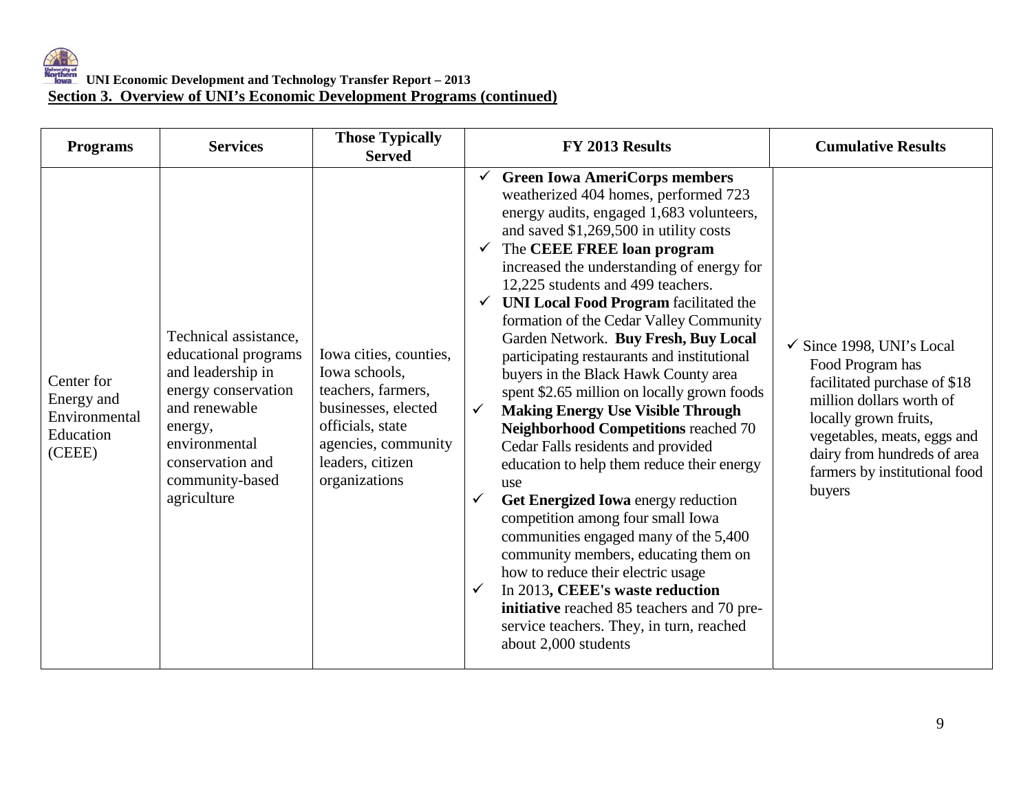## Section 3. Overview of UNI's Economic Development Programs (continued)

| Programs | Services | Those Typically Served | FY 2013 Results | Cumulative Results |
|---|---|---|---|---|
| Center for Energy and Environmental Education (CEEE) | Technical assistance, educational programs and leadership in energy conservation and renewable energy, environmental conservation and community-based agriculture | Iowa cities, counties, Iowa schools, teachers, farmers, businesses, elected officials, state agencies, community leaders, citizen organizations | ✓ **Green Iowa AmeriCorps members** weatherized 404 homes, performed 723 energy audits, engaged 1,683 volunteers, and saved $1,269,500 in utility costs<br>✓ The **CEEE FREE loan program** increased the understanding of energy for 12,225 students and 499 teachers.<br>✓ **UNI Local Food Program** facilitated the formation of the Cedar Valley Community Garden Network. **Buy Fresh, Buy Local** participating restaurants and institutional buyers in the Black Hawk County area spent $2.65 million on locally grown foods<br>✓ **Making Energy Use Visible Through Neighborhood Competitions** reached 70 Cedar Falls residents and provided education to help them reduce their energy use<br>✓ **Get Energized Iowa** energy reduction competition among four small Iowa communities engaged many of the 5,400 community members, educating them on how to reduce their electric usage<br>✓ In 2013**, CEEE's waste reduction initiative** reached 85 teachers and 70 pre-service teachers. They, in turn, reached about 2,000 students | ✓ Since 1998, UNI's Local Food Program has facilitated purchase of $18 million dollars worth of locally grown fruits, vegetables, meats, eggs and dairy from hundreds of area farmers by institutional food buyers |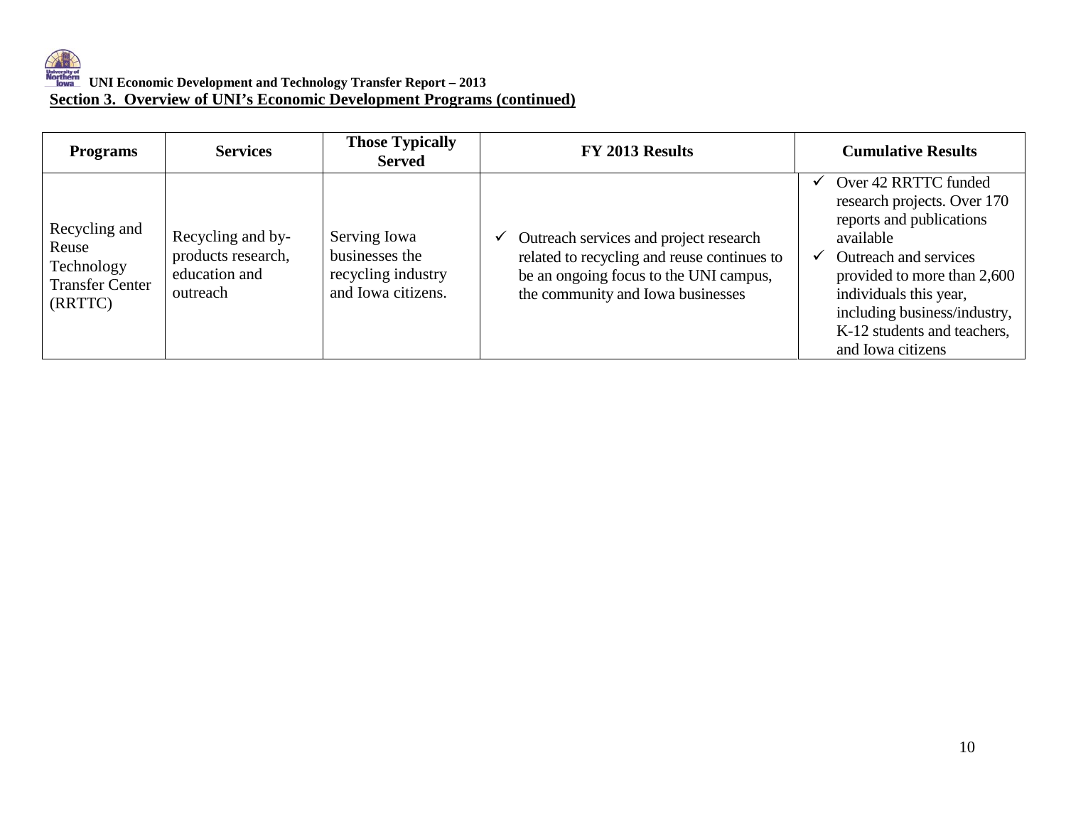**UNI Economic Development and Technology Transfer Report – 2013**

## Section 3. Overview of UNI's Economic Development Programs (continued)

| Programs | Services | Those Typically Served | FY 2013 Results | Cumulative Results |
|---|---|---|---|---|
| Recycling and Reuse Technology Transfer Center (RRTTC) | Recycling and by-products research, education and outreach | Serving Iowa businesses the recycling industry and Iowa citizens. | ✓ Outreach services and project research related to recycling and reuse continues to be an ongoing focus to the UNI campus, the community and Iowa businesses | ✓ Over 42 RRTTC funded research projects. Over 170 reports and publications available<br>✓ Outreach and services provided to more than 2,600 individuals this year, including business/industry, K-12 students and teachers, and Iowa citizens |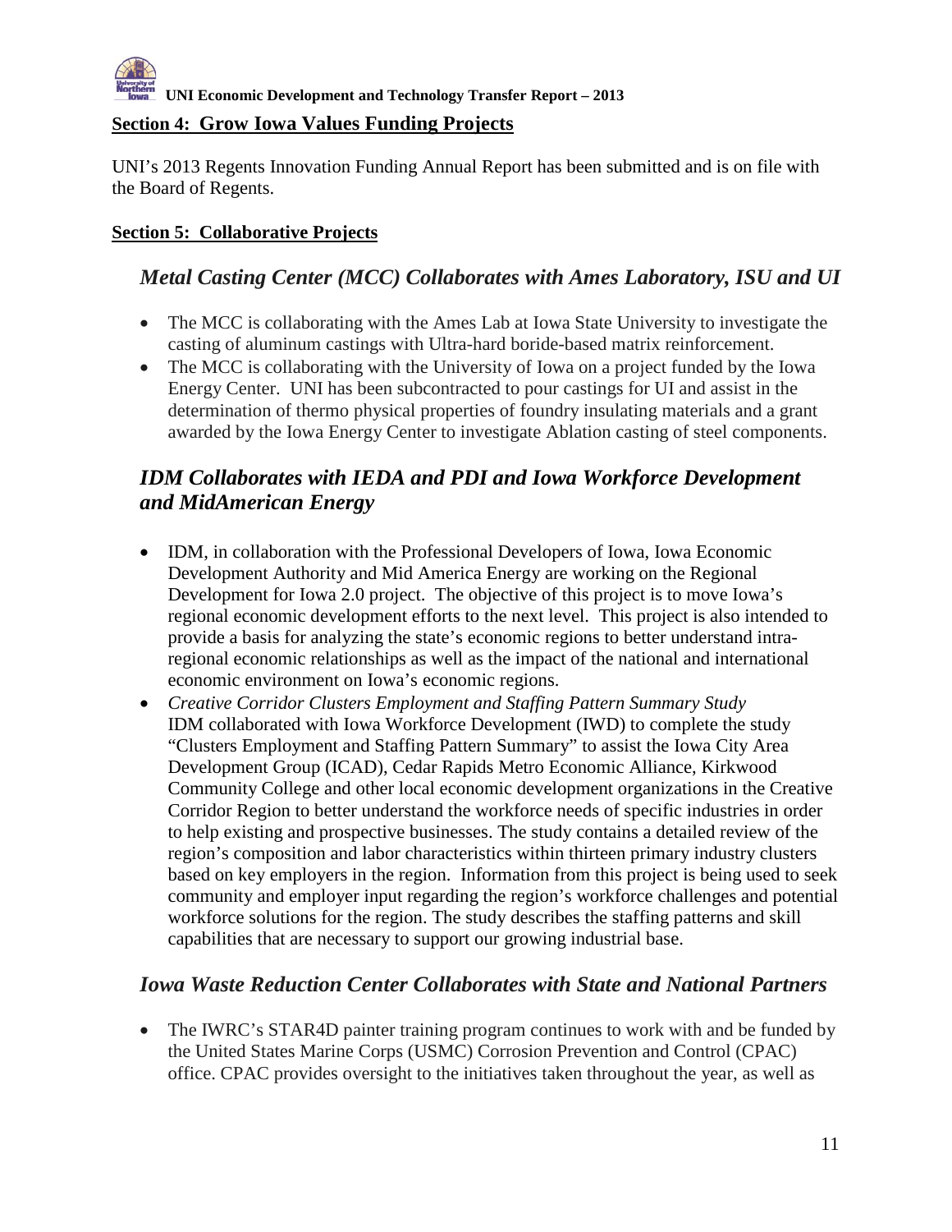## Section 4: Grow Iowa Values Funding Projects

UNI's 2013 Regents Innovation Funding Annual Report has been submitted and is on file with the Board of Regents.

## Section 5: Collaborative Projects

### *Metal Casting Center (MCC) Collaborates with Ames Laboratory, ISU and UI*

- The MCC is collaborating with the Ames Lab at Iowa State University to investigate the casting of aluminum castings with Ultra-hard boride-based matrix reinforcement.
- The MCC is collaborating with the University of Iowa on a project funded by the Iowa Energy Center. UNI has been subcontracted to pour castings for UI and assist in the determination of thermo physical properties of foundry insulating materials and a grant awarded by the Iowa Energy Center to investigate Ablation casting of steel components.

### *IDM Collaborates with IEDA and PDI and Iowa Workforce Development and MidAmerican Energy*

- IDM, in collaboration with the Professional Developers of Iowa, Iowa Economic Development Authority and Mid America Energy are working on the Regional Development for Iowa 2.0 project. The objective of this project is to move Iowa's regional economic development efforts to the next level. This project is also intended to provide a basis for analyzing the state's economic regions to better understand intra-regional economic relationships as well as the impact of the national and international economic environment on Iowa's economic regions.
- *Creative Corridor Clusters Employment and Staffing Pattern Summary Study*
  IDM collaborated with Iowa Workforce Development (IWD) to complete the study "Clusters Employment and Staffing Pattern Summary" to assist the Iowa City Area Development Group (ICAD), Cedar Rapids Metro Economic Alliance, Kirkwood Community College and other local economic development organizations in the Creative Corridor Region to better understand the workforce needs of specific industries in order to help existing and prospective businesses. The study contains a detailed review of the region's composition and labor characteristics within thirteen primary industry clusters based on key employers in the region. Information from this project is being used to seek community and employer input regarding the region's workforce challenges and potential workforce solutions for the region. The study describes the staffing patterns and skill capabilities that are necessary to support our growing industrial base.

### *Iowa Waste Reduction Center Collaborates with State and National Partners*

- The IWRC's STAR4D painter training program continues to work with and be funded by the United States Marine Corps (USMC) Corrosion Prevention and Control (CPAC) office. CPAC provides oversight to the initiatives taken throughout the year, as well as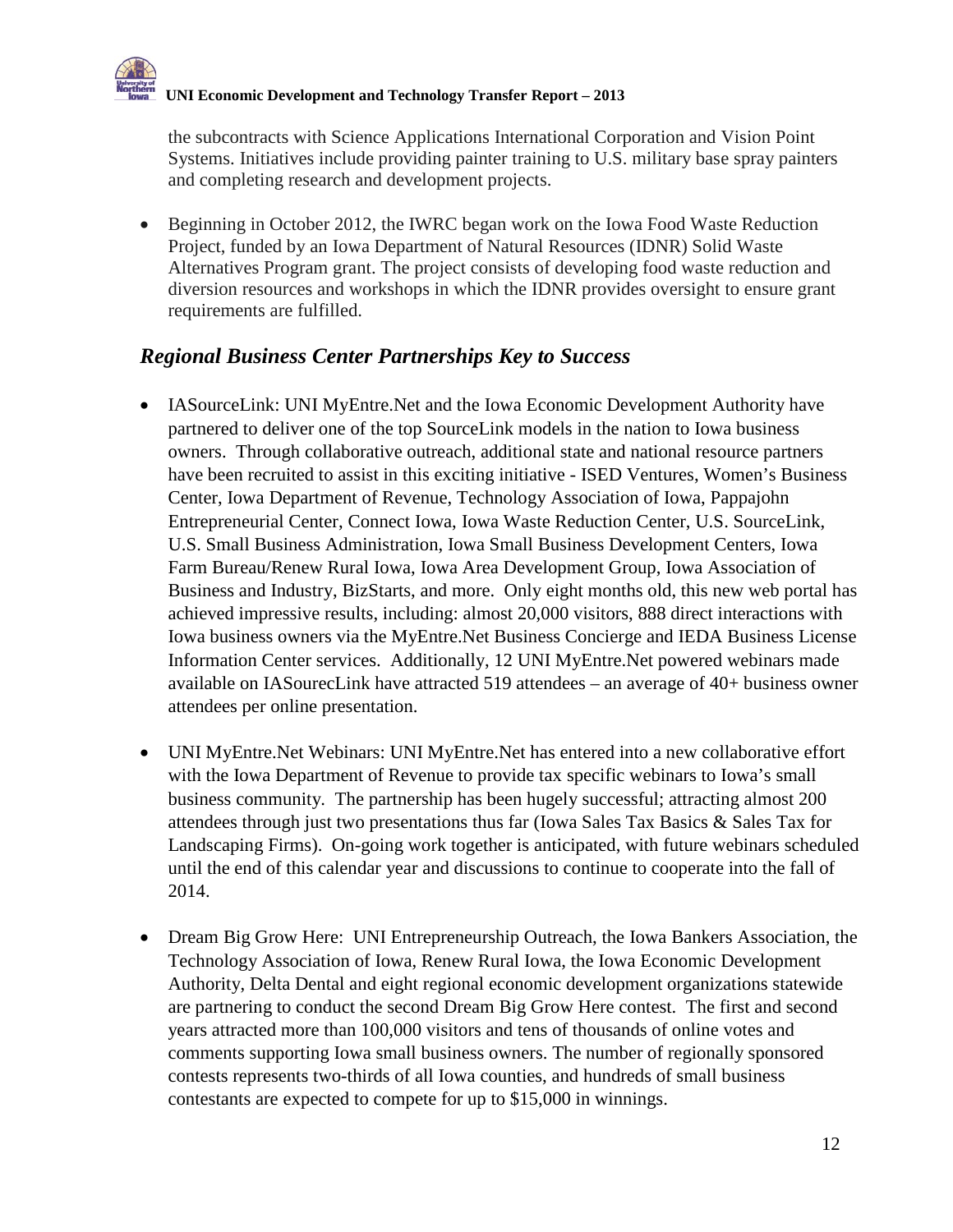the subcontracts with Science Applications International Corporation and Vision Point Systems. Initiatives include providing painter training to U.S. military base spray painters and completing research and development projects.

- Beginning in October 2012, the IWRC began work on the Iowa Food Waste Reduction Project, funded by an Iowa Department of Natural Resources (IDNR) Solid Waste Alternatives Program grant. The project consists of developing food waste reduction and diversion resources and workshops in which the IDNR provides oversight to ensure grant requirements are fulfilled.

## *Regional Business Center Partnerships Key to Success*

- IASourceLink: UNI MyEntre.Net and the Iowa Economic Development Authority have partnered to deliver one of the top SourceLink models in the nation to Iowa business owners. Through collaborative outreach, additional state and national resource partners have been recruited to assist in this exciting initiative - ISED Ventures, Women's Business Center, Iowa Department of Revenue, Technology Association of Iowa, Pappajohn Entrepreneurial Center, Connect Iowa, Iowa Waste Reduction Center, U.S. SourceLink, U.S. Small Business Administration, Iowa Small Business Development Centers, Iowa Farm Bureau/Renew Rural Iowa, Iowa Area Development Group, Iowa Association of Business and Industry, BizStarts, and more. Only eight months old, this new web portal has achieved impressive results, including: almost 20,000 visitors, 888 direct interactions with Iowa business owners via the MyEntre.Net Business Concierge and IEDA Business License Information Center services. Additionally, 12 UNI MyEntre.Net powered webinars made available on IASourecLink have attracted 519 attendees – an average of 40+ business owner attendees per online presentation.

- UNI MyEntre.Net Webinars: UNI MyEntre.Net has entered into a new collaborative effort with the Iowa Department of Revenue to provide tax specific webinars to Iowa's small business community. The partnership has been hugely successful; attracting almost 200 attendees through just two presentations thus far (Iowa Sales Tax Basics & Sales Tax for Landscaping Firms). On-going work together is anticipated, with future webinars scheduled until the end of this calendar year and discussions to continue to cooperate into the fall of 2014.

- Dream Big Grow Here: UNI Entrepreneurship Outreach, the Iowa Bankers Association, the Technology Association of Iowa, Renew Rural Iowa, the Iowa Economic Development Authority, Delta Dental and eight regional economic development organizations statewide are partnering to conduct the second Dream Big Grow Here contest. The first and second years attracted more than 100,000 visitors and tens of thousands of online votes and comments supporting Iowa small business owners. The number of regionally sponsored contests represents two-thirds of all Iowa counties, and hundreds of small business contestants are expected to compete for up to $15,000 in winnings.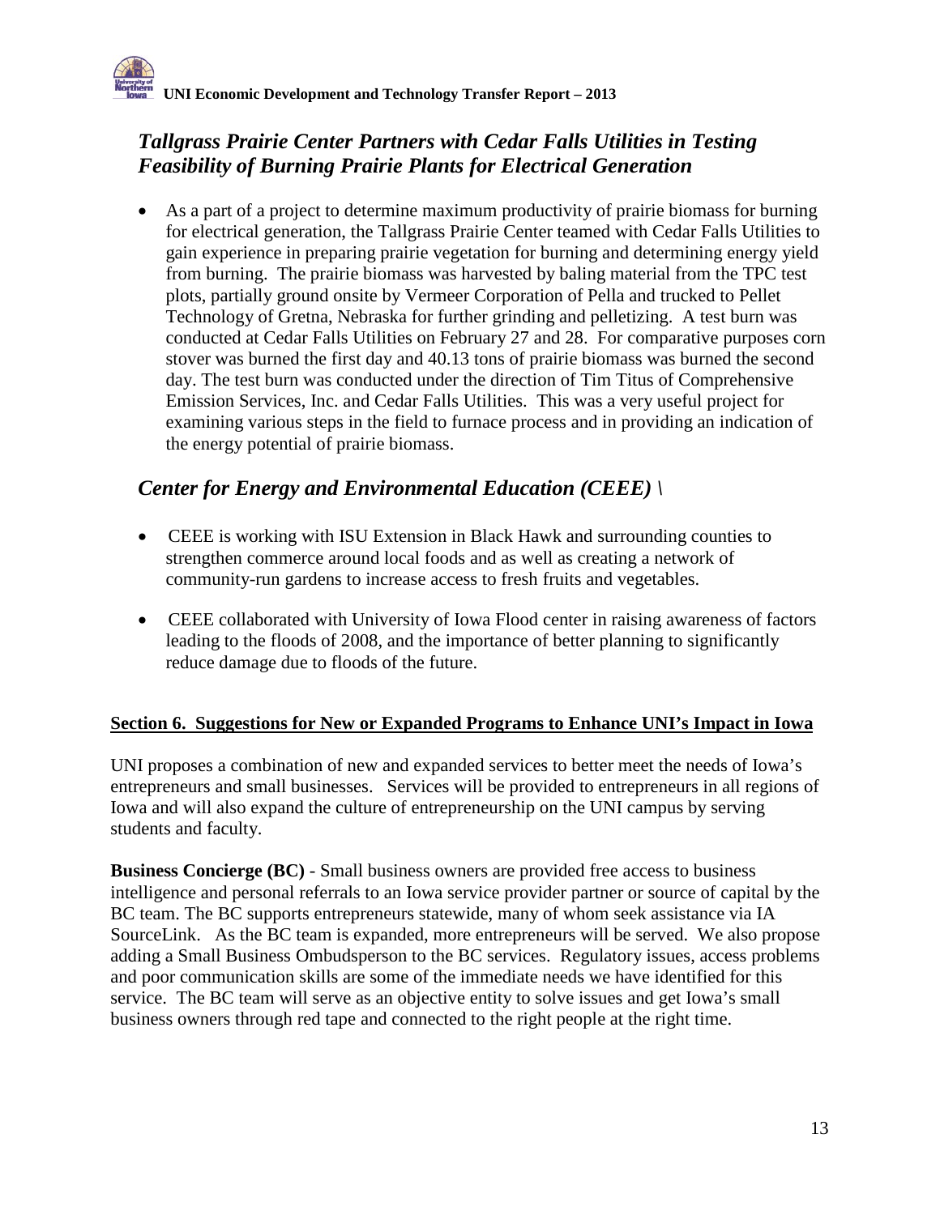## *Tallgrass Prairie Center Partners with Cedar Falls Utilities in Testing Feasibility of Burning Prairie Plants for Electrical Generation*

- As a part of a project to determine maximum productivity of prairie biomass for burning for electrical generation, the Tallgrass Prairie Center teamed with Cedar Falls Utilities to gain experience in preparing prairie vegetation for burning and determining energy yield from burning. The prairie biomass was harvested by baling material from the TPC test plots, partially ground onsite by Vermeer Corporation of Pella and trucked to Pellet Technology of Gretna, Nebraska for further grinding and pelletizing. A test burn was conducted at Cedar Falls Utilities on February 27 and 28. For comparative purposes corn stover was burned the first day and 40.13 tons of prairie biomass was burned the second day. The test burn was conducted under the direction of Tim Titus of Comprehensive Emission Services, Inc. and Cedar Falls Utilities. This was a very useful project for examining various steps in the field to furnace process and in providing an indication of the energy potential of prairie biomass.

## *Center for Energy and Environmental Education (CEEE) \*

- CEEE is working with ISU Extension in Black Hawk and surrounding counties to strengthen commerce around local foods and as well as creating a network of community-run gardens to increase access to fresh fruits and vegetables.
- CEEE collaborated with University of Iowa Flood center in raising awareness of factors leading to the floods of 2008, and the importance of better planning to significantly reduce damage due to floods of the future.

## Section 6. Suggestions for New or Expanded Programs to Enhance UNI's Impact in Iowa

UNI proposes a combination of new and expanded services to better meet the needs of Iowa's entrepreneurs and small businesses. Services will be provided to entrepreneurs in all regions of Iowa and will also expand the culture of entrepreneurship on the UNI campus by serving students and faculty.

**Business Concierge (BC)** - Small business owners are provided free access to business intelligence and personal referrals to an Iowa service provider partner or source of capital by the BC team. The BC supports entrepreneurs statewide, many of whom seek assistance via IA SourceLink. As the BC team is expanded, more entrepreneurs will be served. We also propose adding a Small Business Ombudsperson to the BC services. Regulatory issues, access problems and poor communication skills are some of the immediate needs we have identified for this service. The BC team will serve as an objective entity to solve issues and get Iowa's small business owners through red tape and connected to the right people at the right time.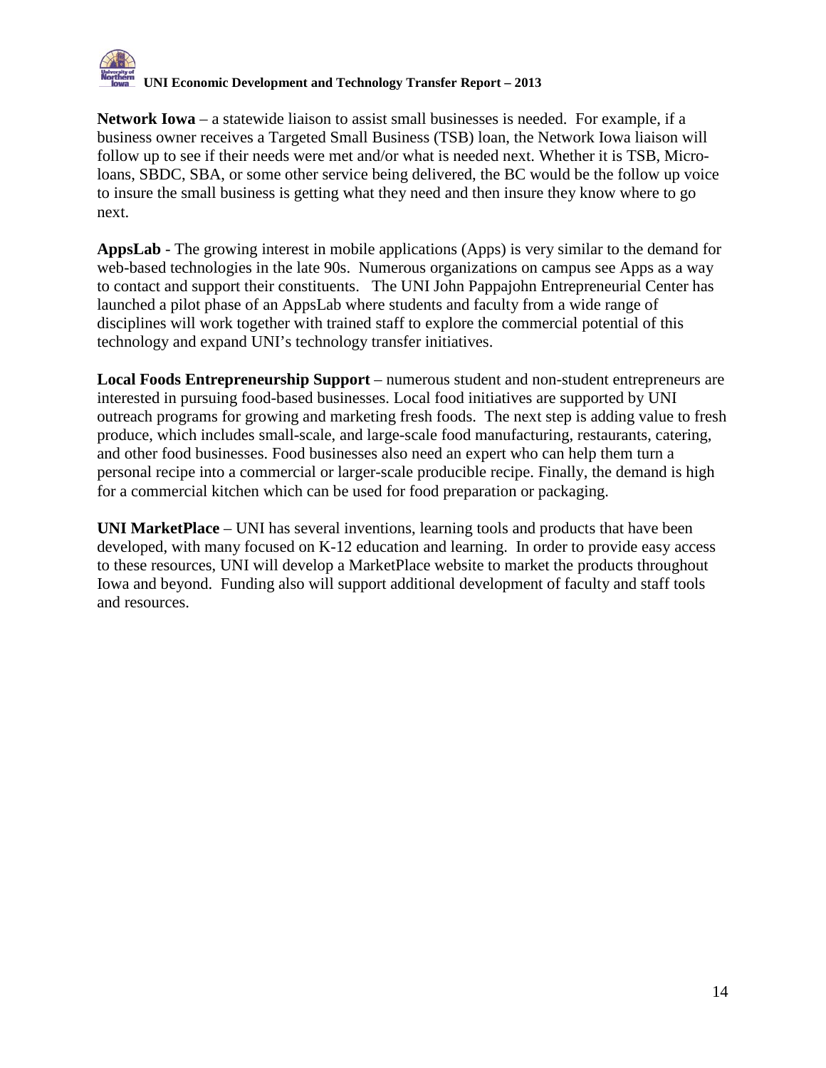**Network Iowa** – a statewide liaison to assist small businesses is needed. For example, if a business owner receives a Targeted Small Business (TSB) loan, the Network Iowa liaison will follow up to see if their needs were met and/or what is needed next. Whether it is TSB, Micro-loans, SBDC, SBA, or some other service being delivered, the BC would be the follow up voice to insure the small business is getting what they need and then insure they know where to go next.

**AppsLab** - The growing interest in mobile applications (Apps) is very similar to the demand for web-based technologies in the late 90s. Numerous organizations on campus see Apps as a way to contact and support their constituents. The UNI John Pappajohn Entrepreneurial Center has launched a pilot phase of an AppsLab where students and faculty from a wide range of disciplines will work together with trained staff to explore the commercial potential of this technology and expand UNI's technology transfer initiatives.

**Local Foods Entrepreneurship Support** – numerous student and non-student entrepreneurs are interested in pursuing food-based businesses. Local food initiatives are supported by UNI outreach programs for growing and marketing fresh foods. The next step is adding value to fresh produce, which includes small-scale, and large-scale food manufacturing, restaurants, catering, and other food businesses. Food businesses also need an expert who can help them turn a personal recipe into a commercial or larger-scale producible recipe. Finally, the demand is high for a commercial kitchen which can be used for food preparation or packaging.

**UNI MarketPlace** – UNI has several inventions, learning tools and products that have been developed, with many focused on K-12 education and learning. In order to provide easy access to these resources, UNI will develop a MarketPlace website to market the products throughout Iowa and beyond. Funding also will support additional development of faculty and staff tools and resources.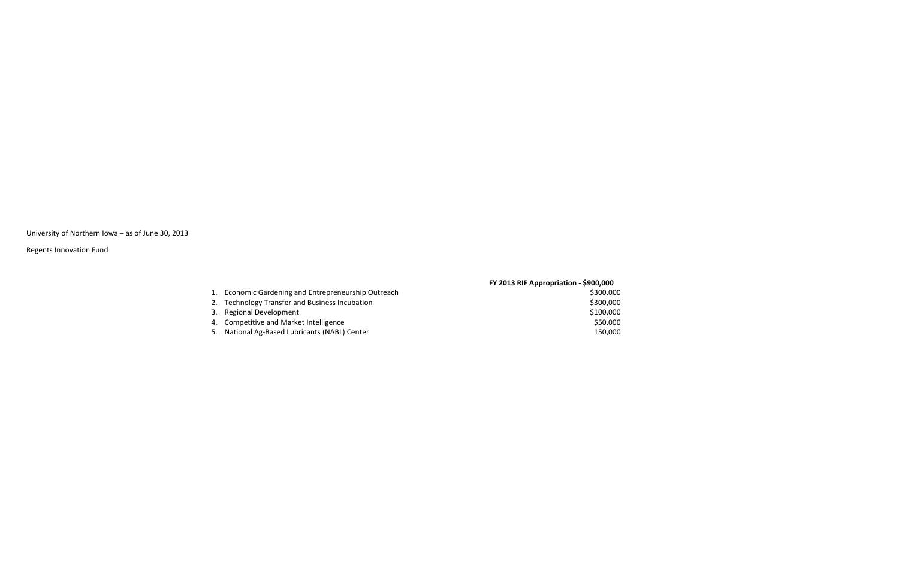University of Northern Iowa – as of June 30, 2013

Regents Innovation Fund

| | **FY 2013 RIF Appropriation - $900,000** |
|---|---|
| 1. Economic Gardening and Entrepreneurship Outreach | $300,000 |
| 2. Technology Transfer and Business Incubation | $300,000 |
| 3. Regional Development | $100,000 |
| 4. Competitive and Market Intelligence | $50,000 |
| 5. National Ag-Based Lubricants (NABL) Center | 150,000 |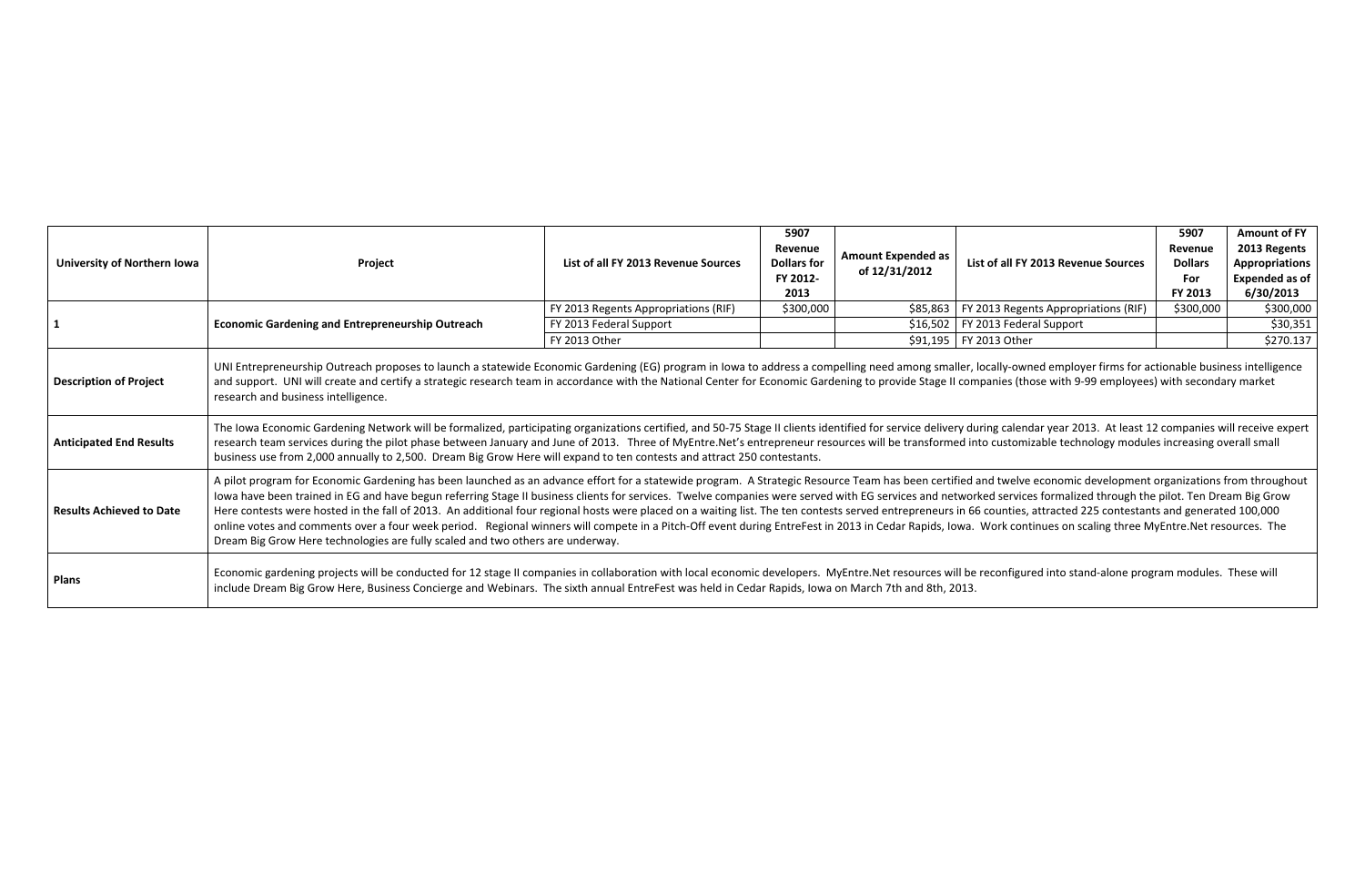| University of Northern Iowa | Project | List of all FY 2013 Revenue Sources | 5907 Revenue Dollars for FY 2012-2013 | Amount Expended as of 12/31/2012 | List of all FY 2013 Revenue Sources | 5907 Revenue Dollars For FY 2013 | Amount of FY 2013 Regents Appropriations Expended as of 6/30/2013 |
|---|---|---|---|---|---|---|---|
| 1 | Economic Gardening and Entrepreneurship Outreach | FY 2013 Regents Appropriations (RIF) | $300,000 | $85,863 | FY 2013 Regents Appropriations (RIF) | $300,000 | $300,000 |
| | | FY 2013 Federal Support | | $16,502 | FY 2013 Federal Support | | $30,351 |
| | | FY 2013 Other | | $91,195 | FY 2013 Other | | $270.137 |
| Description of Project | UNI Entrepreneurship Outreach proposes to launch a statewide Economic Gardening (EG) program in Iowa to address a compelling need among smaller, locally-owned employer firms for actionable business intelligence and support. UNI will create and certify a strategic research team in accordance with the National Center for Economic Gardening to provide Stage II companies (those with 9-99 employees) with secondary market research and business intelligence. | | | | | | |
| Anticipated End Results | The Iowa Economic Gardening Network will be formalized, participating organizations certified, and 50-75 Stage II clients identified for service delivery during calendar year 2013. At least 12 companies will receive expert research team services during the pilot phase between January and June of 2013. Three of MyEntre.Net's entrepreneur resources will be transformed into customizable technology modules increasing overall small business use from 2,000 annually to 2,500. Dream Big Grow Here will expand to ten contests and attract 250 contestants. | | | | | | |
| Results Achieved to Date | A pilot program for Economic Gardening has been launched as an advance effort for a statewide program. A Strategic Resource Team has been certified and twelve economic development organizations from throughout Iowa have been trained in EG and have begun referring Stage II business clients for services. Twelve companies were served with EG services and networked services formalized through the pilot. Ten Dream Big Grow Here contests were hosted in the fall of 2013. An additional four regional hosts were placed on a waiting list. The ten contests served entrepreneurs in 66 counties, attracted 225 contestants and generated 100,000 online votes and comments over a four week period. Regional winners will compete in a Pitch-Off event during EntreFest in 2013 in Cedar Rapids, Iowa. Work continues on scaling three MyEntre.Net resources. The Dream Big Grow Here technologies are fully scaled and two others are underway. | | | | | | |
| Plans | Economic gardening projects will be conducted for 12 stage II companies in collaboration with local economic developers. MyEntre.Net resources will be reconfigured into stand-alone program modules. These will include Dream Big Grow Here, Business Concierge and Webinars. The sixth annual EntreFest was held in Cedar Rapids, Iowa on March 7th and 8th, 2013. | | | | | | |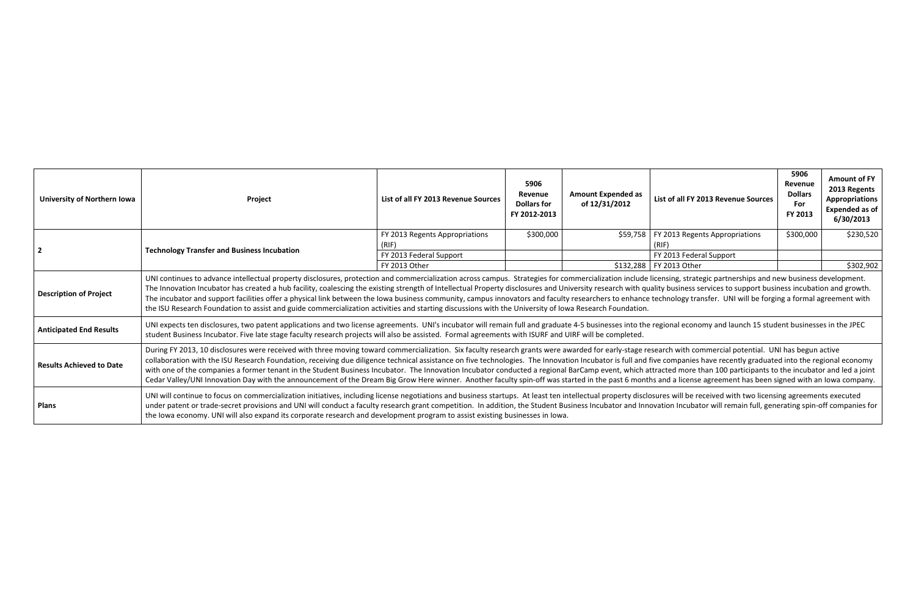| University of Northern Iowa | Project | List of all FY 2013 Revenue Sources | 5906 Revenue Dollars for FY 2012-2013 | Amount Expended as of 12/31/2012 | List of all FY 2013 Revenue Sources | 5906 Revenue Dollars For FY 2013 | Amount of FY 2013 Regents Appropriations Expended as of 6/30/2013 |
|---|---|---|---|---|---|---|---|
| 2 | Technology Transfer and Business Incubation | FY 2013 Regents Appropriations (RIF) | $300,000 | $59,758 | FY 2013 Regents Appropriations (RIF) | $300,000 | $230,520 |
| | | FY 2013 Federal Support | | | FY 2013 Federal Support | | |
| | | FY 2013 Other | | $132,288 | FY 2013 Other | | $302,902 |
| Description of Project | UNI continues to advance intellectual property disclosures, protection and commercialization across campus. Strategies for commercialization include licensing, strategic partnerships and new business development. The Innovation Incubator has created a hub facility, coalescing the existing strength of Intellectual Property disclosures and University research with quality business services to support business incubation and growth. The incubator and support facilities offer a physical link between the Iowa business community, campus innovators and faculty researchers to enhance technology transfer. UNI will be forging a formal agreement with the ISU Research Foundation to assist and guide commercialization activities and starting discussions with the University of Iowa Research Foundation. | | | | | | |
| Anticipated End Results | UNI expects ten disclosures, two patent applications and two license agreements. UNI's incubator will remain full and graduate 4-5 businesses into the regional economy and launch 15 student businesses in the JPEC student Business Incubator. Five late stage faculty research projects will also be assisted. Formal agreements with ISURF and UIRF will be completed. | | | | | | |
| Results Achieved to Date | During FY 2013, 10 disclosures were received with three moving toward commercialization. Six faculty research grants were awarded for early-stage research with commercial potential. UNI has begun active collaboration with the ISU Research Foundation, receiving due diligence technical assistance on five technologies. The Innovation Incubator is full and five companies have recently graduated into the regional economy with one of the companies a former tenant in the Student Business Incubator. The Innovation Incubator conducted a regional BarCamp event, which attracted more than 100 participants to the incubator and led a joint Cedar Valley/UNI Innovation Day with the announcement of the Dream Big Grow Here winner. Another faculty spin-off was started in the past 6 months and a license agreement has been signed with an Iowa company. | | | | | | |
| Plans | UNI will continue to focus on commercialization initiatives, including license negotiations and business startups. At least ten intellectual property disclosures will be received with two licensing agreements executed under patent or trade-secret provisions and UNI will conduct a faculty research grant competition. In addition, the Student Business Incubator and Innovation Incubator will remain full, generating spin-off companies for the Iowa economy. UNI will also expand its corporate research and development program to assist existing businesses in Iowa. | | | | | | |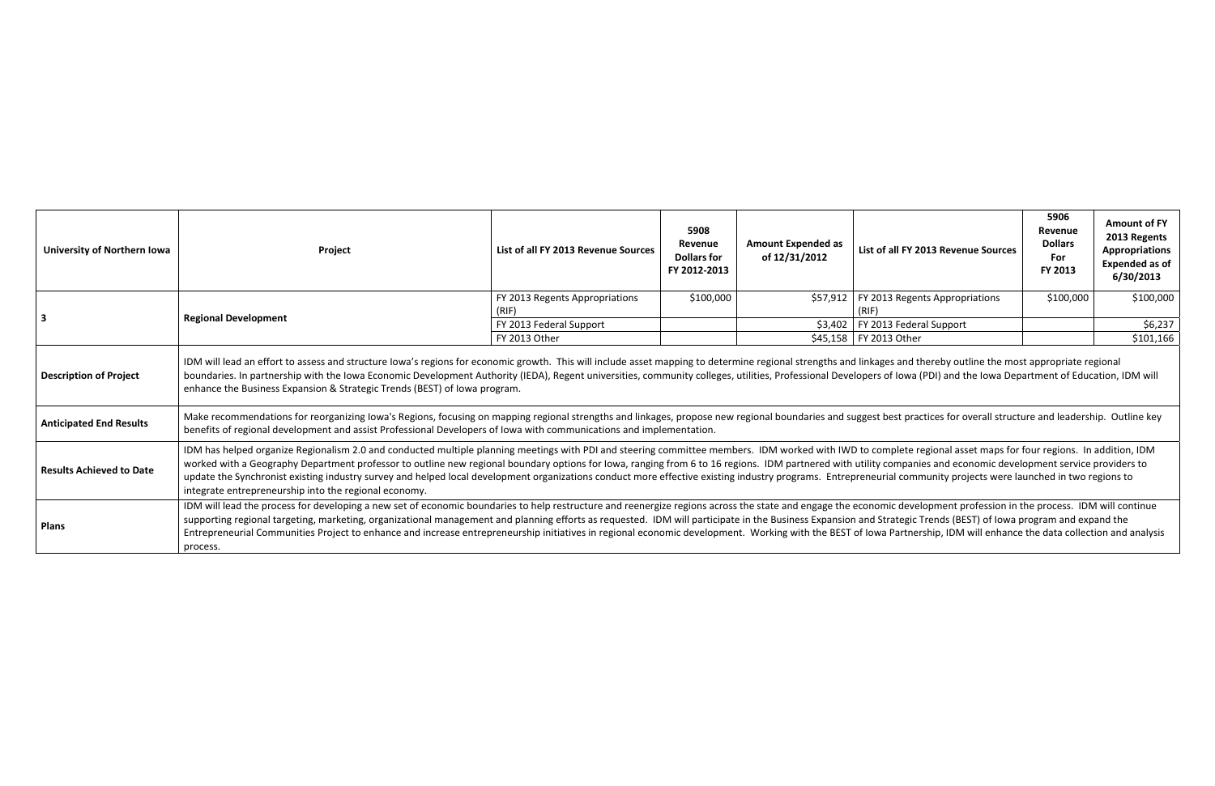| University of Northern Iowa | Project | List of all FY 2013 Revenue Sources | 5908 Revenue Dollars for FY 2012-2013 | Amount Expended as of 12/31/2012 | List of all FY 2013 Revenue Sources | 5906 Revenue Dollars For FY 2013 | Amount of FY 2013 Regents Appropriations Expended as of 6/30/2013 |
|---|---|---|---|---|---|---|---|
| 3 | Regional Development | FY 2013 Regents Appropriations (RIF) | $100,000 | $57,912 | FY 2013 Regents Appropriations (RIF) | $100,000 | $100,000 |
| | | FY 2013 Federal Support | | $3,402 | FY 2013 Federal Support | | $6,237 |
| | | FY 2013 Other | | $45,158 | FY 2013 Other | | $101,166 |
| Description of Project | IDM will lead an effort to assess and structure Iowa's regions for economic growth. This will include asset mapping to determine regional strengths and linkages and thereby outline the most appropriate regional boundaries. In partnership with the Iowa Economic Development Authority (IEDA), Regent universities, community colleges, utilities, Professional Developers of Iowa (PDI) and the Iowa Department of Education, IDM will enhance the Business Expansion & Strategic Trends (BEST) of Iowa program. | | | | | | |
| Anticipated End Results | Make recommendations for reorganizing Iowa's Regions, focusing on mapping regional strengths and linkages, propose new regional boundaries and suggest best practices for overall structure and leadership. Outline key benefits of regional development and assist Professional Developers of Iowa with communications and implementation. | | | | | | |
| Results Achieved to Date | IDM has helped organize Regionalism 2.0 and conducted multiple planning meetings with PDI and steering committee members. IDM worked with IWD to complete regional asset maps for four regions. In addition, IDM worked with a Geography Department professor to outline new regional boundary options for Iowa, ranging from 6 to 16 regions. IDM partnered with utility companies and economic development service providers to update the Synchronist existing industry survey and helped local development organizations conduct more effective existing industry programs. Entrepreneurial community projects were launched in two regions to integrate entrepreneurship into the regional economy. | | | | | | |
| Plans | IDM will lead the process for developing a new set of economic boundaries to help restructure and reenergize regions across the state and engage the economic development profession in the process. IDM will continue supporting regional targeting, marketing, organizational management and planning efforts as requested. IDM will participate in the Business Expansion and Strategic Trends (BEST) of Iowa program and expand the Entrepreneurial Communities Project to enhance and increase entrepreneurship initiatives in regional economic development. Working with the BEST of Iowa Partnership, IDM will enhance the data collection and analysis process. | | | | | | |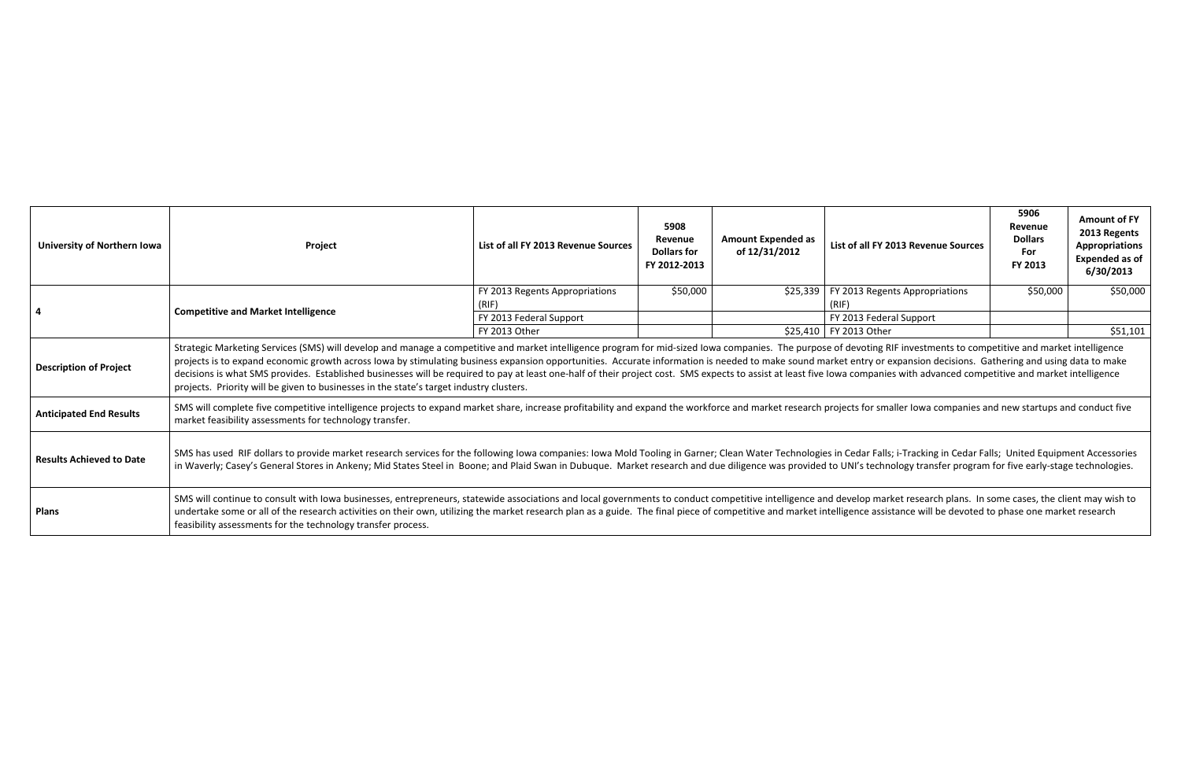| University of Northern Iowa | Project | List of all FY 2013 Revenue Sources | 5908 Revenue Dollars for FY 2012-2013 | Amount Expended as of 12/31/2012 | List of all FY 2013 Revenue Sources | 5906 Revenue Dollars For FY 2013 | Amount of FY 2013 Regents Appropriations Expended as of 6/30/2013 |
|---|---|---|---|---|---|---|---|
| 4 | Competitive and Market Intelligence | FY 2013 Regents Appropriations (RIF) | $50,000 | $25,339 | FY 2013 Regents Appropriations (RIF) | $50,000 | $50,000 |
| | | FY 2013 Federal Support | | | FY 2013 Federal Support | | |
| | | FY 2013 Other | | $25,410 | FY 2013 Other | | $51,101 |
| **Description of Project** | Strategic Marketing Services (SMS) will develop and manage a competitive and market intelligence program for mid-sized Iowa companies. The purpose of devoting RIF investments to competitive and market intelligence projects is to expand economic growth across Iowa by stimulating business expansion opportunities. Accurate information is needed to make sound market entry or expansion decisions. Gathering and using data to make decisions is what SMS provides. Established businesses will be required to pay at least one-half of their project cost. SMS expects to assist at least five Iowa companies with advanced competitive and market intelligence projects. Priority will be given to businesses in the state's target industry clusters. | | | | | | |
| **Anticipated End Results** | SMS will complete five competitive intelligence projects to expand market share, increase profitability and expand the workforce and market research projects for smaller Iowa companies and new startups and conduct five market feasibility assessments for technology transfer. | | | | | | |
| **Results Achieved to Date** | SMS has used RIF dollars to provide market research services for the following Iowa companies: Iowa Mold Tooling in Garner; Clean Water Technologies in Cedar Falls; i-Tracking in Cedar Falls; United Equipment Accessories in Waverly; Casey's General Stores in Ankeny; Mid States Steel in Boone; and Plaid Swan in Dubuque. Market research and due diligence was provided to UNI's technology transfer program for five early-stage technologies. | | | | | | |
| **Plans** | SMS will continue to consult with Iowa businesses, entrepreneurs, statewide associations and local governments to conduct competitive intelligence and develop market research plans. In some cases, the client may wish to undertake some or all of the research activities on their own, utilizing the market research plan as a guide. The final piece of competitive and market intelligence assistance will be devoted to phase one market research feasibility assessments for the technology transfer process. | | | | | | |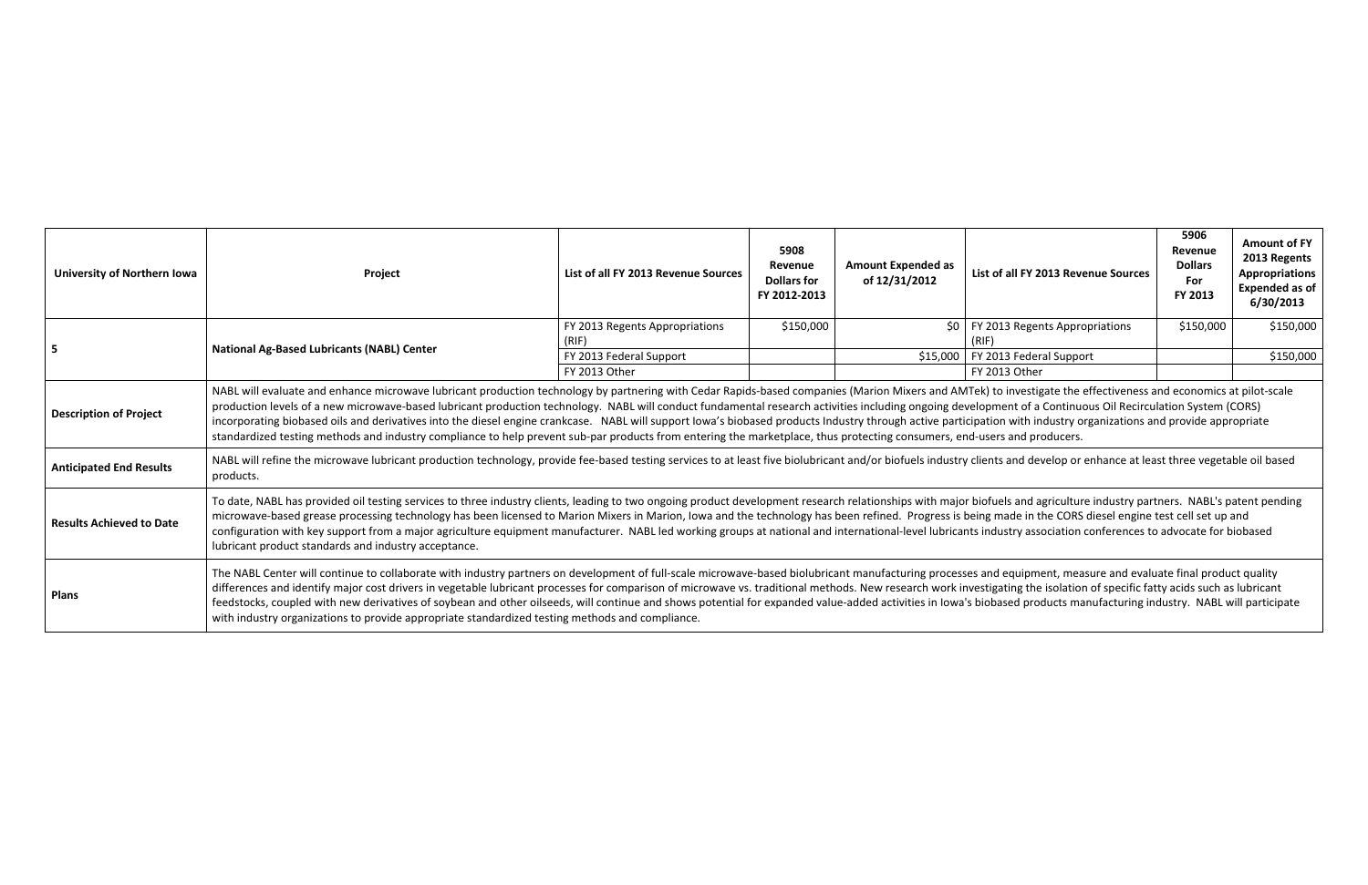| University of Northern Iowa | Project | List of all FY 2013 Revenue Sources | 5908 Revenue Dollars for FY 2012-2013 | Amount Expended as of 12/31/2012 | List of all FY 2013 Revenue Sources | 5906 Revenue Dollars For FY 2013 | Amount of FY 2013 Regents Appropriations Expended as of 6/30/2013 |
|---|---|---|---|---|---|---|---|
| 5 | National Ag-Based Lubricants (NABL) Center | FY 2013 Regents Appropriations (RIF) | $150,000 | $0 | FY 2013 Regents Appropriations (RIF) | $150,000 | $150,000 |
| | | FY 2013 Federal Support | | $15,000 | FY 2013 Federal Support | | $150,000 |
| | | FY 2013 Other | | | FY 2013 Other | | |
| Description of Project | NABL will evaluate and enhance microwave lubricant production technology by partnering with Cedar Rapids-based companies (Marion Mixers and AMTek) to investigate the effectiveness and economics at pilot-scale production levels of a new microwave-based lubricant production technology. NABL will conduct fundamental research activities including ongoing development of a Continuous Oil Recirculation System (CORS) incorporating biobased oils and derivatives into the diesel engine crankcase. NABL will support Iowa's biobased products Industry through active participation with industry organizations and provide appropriate standardized testing methods and industry compliance to help prevent sub-par products from entering the marketplace, thus protecting consumers, end-users and producers. | | | | | | |
| Anticipated End Results | NABL will refine the microwave lubricant production technology, provide fee-based testing services to at least five biolubricant and/or biofuels industry clients and develop or enhance at least three vegetable oil based products. | | | | | | |
| Results Achieved to Date | To date, NABL has provided oil testing services to three industry clients, leading to two ongoing product development research relationships with major biofuels and agriculture industry partners. NABL's patent pending microwave-based grease processing technology has been licensed to Marion Mixers in Marion, Iowa and the technology has been refined. Progress is being made in the CORS diesel engine test cell set up and configuration with key support from a major agriculture equipment manufacturer. NABL led working groups at national and international-level lubricants industry association conferences to advocate for biobased lubricant product standards and industry acceptance. | | | | | | |
| Plans | The NABL Center will continue to collaborate with industry partners on development of full-scale microwave-based biolubricant manufacturing processes and equipment, measure and evaluate final product quality differences and identify major cost drivers in vegetable lubricant processes for comparison of microwave vs. traditional methods. New research work investigating the isolation of specific fatty acids such as lubricant feedstocks, coupled with new derivatives of soybean and other oilseeds, will continue and shows potential for expanded value-added activities in Iowa's biobased products manufacturing industry. NABL will participate with industry organizations to provide appropriate standardized testing methods and compliance. | | | | | | |